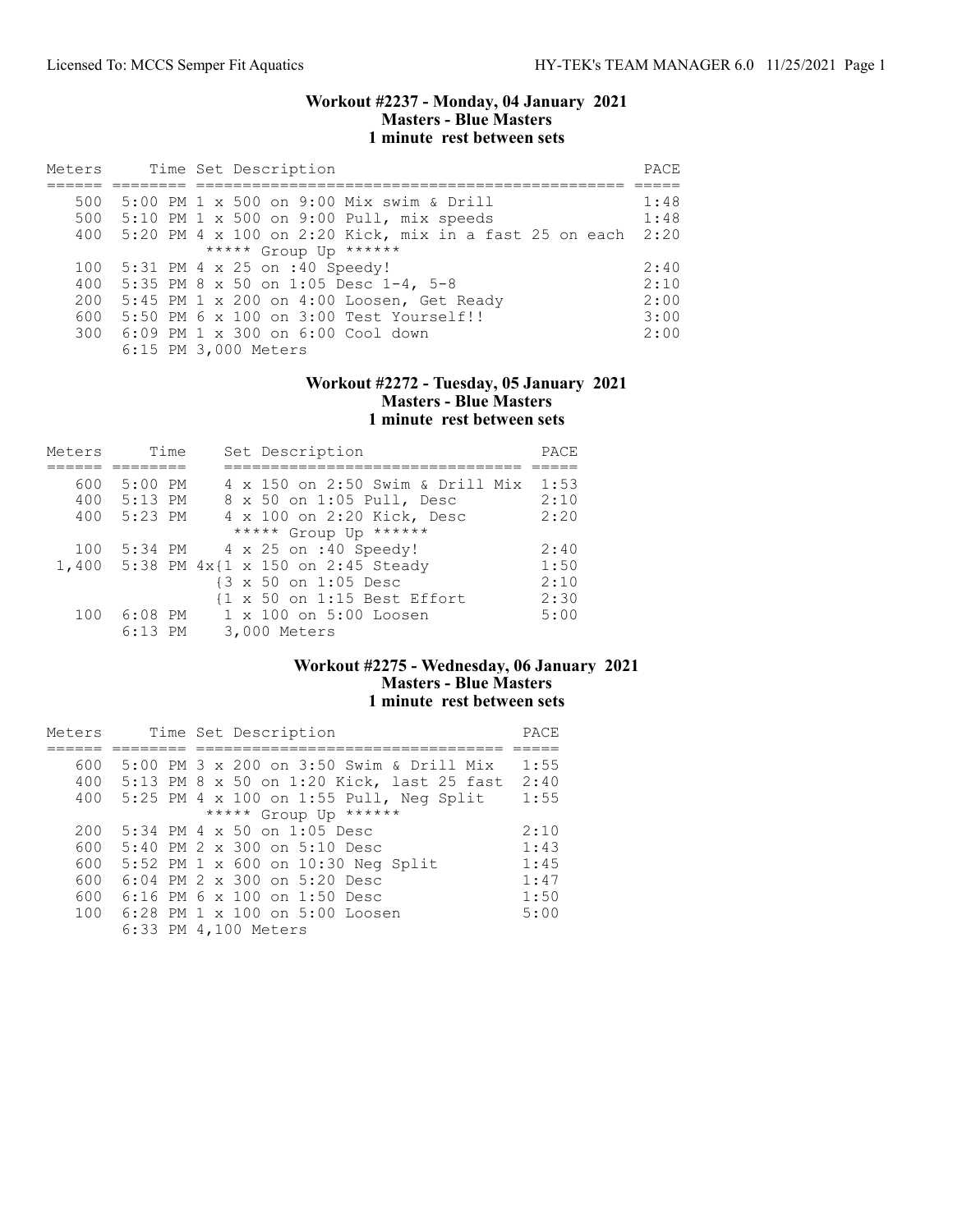### Workout #2237 - Monday, 04 January 2021
### Masters - Blue Masters
### 1 minute rest between sets

| Meters | Time | Set Description | PACE |
|---|---|---|---|
| 500 | 5:00 PM | 1 x 500 on 9:00 Mix swim & Drill | 1:48 |
| 500 | 5:10 PM | 1 x 500 on 9:00 Pull, mix speeds | 1:48 |
| 400 | 5:20 PM | 4 x 100 on 2:20 Kick, mix in a fast 25 on each | 2:20 |
| | | ***** Group Up ****** | |
| 100 | 5:31 PM | 4 x 25 on :40 Speedy! | 2:40 |
| 400 | 5:35 PM | 8 x 50 on 1:05 Desc 1-4, 5-8 | 2:10 |
| 200 | 5:45 PM | 1 x 200 on 4:00 Loosen, Get Ready | 2:00 |
| 600 | 5:50 PM | 6 x 100 on 3:00 Test Yourself!! | 3:00 |
| 300 | 6:09 PM | 1 x 300 on 6:00 Cool down | 2:00 |
| | 6:15 PM | 3,000 Meters | |

### Workout #2272 - Tuesday, 05 January 2021
### Masters - Blue Masters
### 1 minute rest between sets

| Meters | Time | Set Description | PACE |
|---|---|---|---|
| 600 | 5:00 PM | 4 x 150 on 2:50 Swim & Drill Mix | 1:53 |
| 400 | 5:13 PM | 8 x 50 on 1:05 Pull, Desc | 2:10 |
| 400 | 5:23 PM | 4 x 100 on 2:20 Kick, Desc | 2:20 |
| | | ***** Group Up ****** | |
| 100 | 5:34 PM | 4 x 25 on :40 Speedy! | 2:40 |
| 1,400 | 5:38 PM | 4x{1 x 150 on 2:45 Steady | 1:50 |
| | | {3 x 50 on 1:05 Desc | 2:10 |
| | | {1 x 50 on 1:15 Best Effort | 2:30 |
| 100 | 6:08 PM | 1 x 100 on 5:00 Loosen | 5:00 |
| | 6:13 PM | 3,000 Meters | |

### Workout #2275 - Wednesday, 06 January 2021
### Masters - Blue Masters
### 1 minute rest between sets

| Meters | Time | Set Description | PACE |
|---|---|---|---|
| 600 | 5:00 PM | 3 x 200 on 3:50 Swim & Drill Mix | 1:55 |
| 400 | 5:13 PM | 8 x 50 on 1:20 Kick, last 25 fast | 2:40 |
| 400 | 5:25 PM | 4 x 100 on 1:55 Pull, Neg Split | 1:55 |
| | | ***** Group Up ****** | |
| 200 | 5:34 PM | 4 x 50 on 1:05 Desc | 2:10 |
| 600 | 5:40 PM | 2 x 300 on 5:10 Desc | 1:43 |
| 600 | 5:52 PM | 1 x 600 on 10:30 Neg Split | 1:45 |
| 600 | 6:04 PM | 2 x 300 on 5:20 Desc | 1:47 |
| 600 | 6:16 PM | 6 x 100 on 1:50 Desc | 1:50 |
| 100 | 6:28 PM | 1 x 100 on 5:00 Loosen | 5:00 |
| | 6:33 PM | 4,100 Meters | |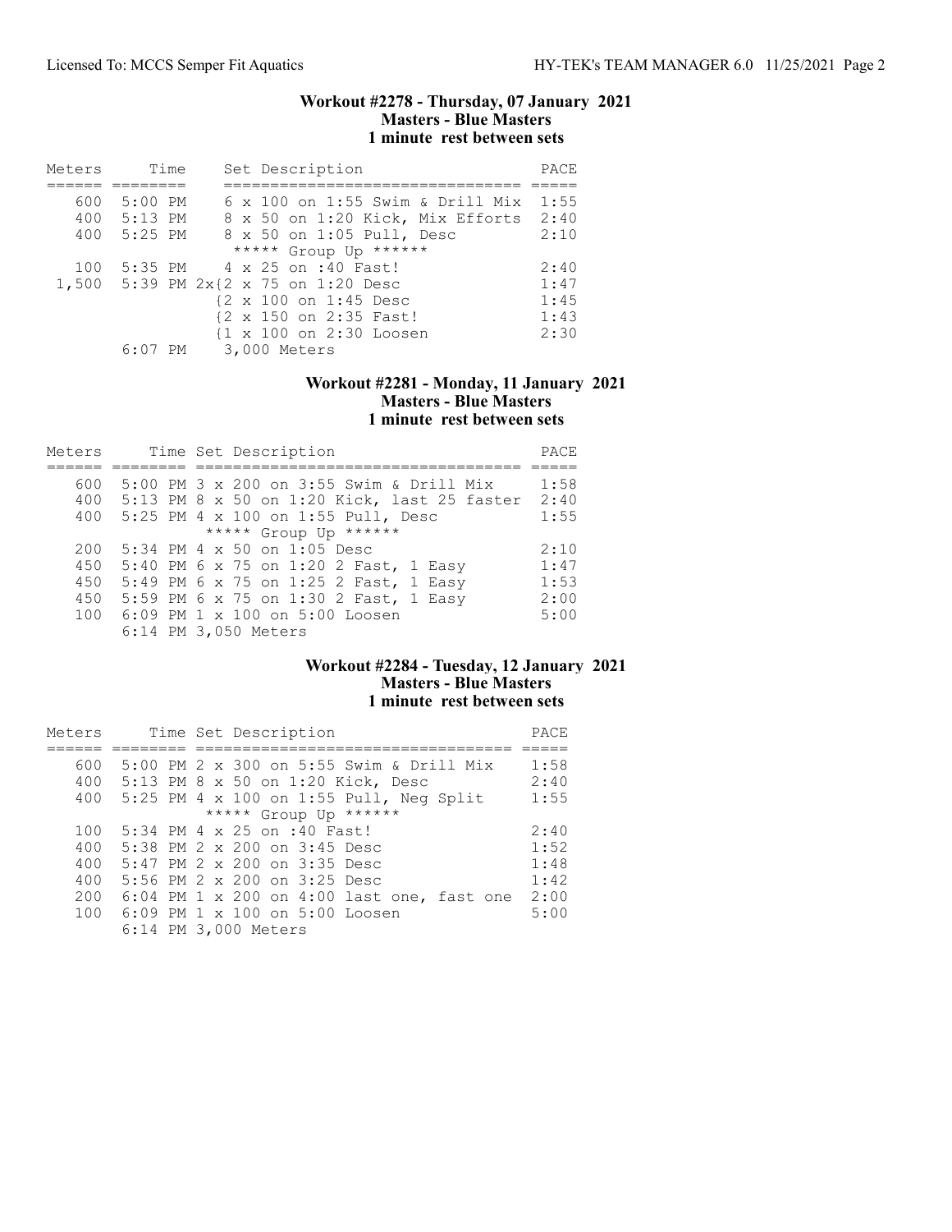## Workout #2278 - Thursday, 07 January 2021
### Masters - Blue Masters
### 1 minute rest between sets

| Meters | Time | Set Description | PACE |
|---|---|---|---|
| 600 | 5:00 PM | 6 x 100 on 1:55 Swim & Drill Mix | 1:55 |
| 400 | 5:13 PM | 8 x 50 on 1:20 Kick, Mix Efforts | 2:40 |
| 400 | 5:25 PM | 8 x 50 on 1:05 Pull, Desc | 2:10 |
| | | ***** Group Up ****** | |
| 100 | 5:35 PM | 4 x 25 on :40 Fast! | 2:40 |
| 1,500 | 5:39 PM | 2x{2 x 75 on 1:20 Desc | 1:47 |
| | | {2 x 100 on 1:45 Desc | 1:45 |
| | | {2 x 150 on 2:35 Fast! | 1:43 |
| | | {1 x 100 on 2:30 Loosen | 2:30 |
| | 6:07 PM | 3,000 Meters | |

## Workout #2281 - Monday, 11 January 2021
### Masters - Blue Masters
### 1 minute rest between sets

| Meters | Time | Set Description | PACE |
|---|---|---|---|
| 600 | 5:00 PM | 3 x 200 on 3:55 Swim & Drill Mix | 1:58 |
| 400 | 5:13 PM | 8 x 50 on 1:20 Kick, last 25 faster | 2:40 |
| 400 | 5:25 PM | 4 x 100 on 1:55 Pull, Desc | 1:55 |
| | | ***** Group Up ****** | |
| 200 | 5:34 PM | 4 x 50 on 1:05 Desc | 2:10 |
| 450 | 5:40 PM | 6 x 75 on 1:20 2 Fast, 1 Easy | 1:47 |
| 450 | 5:49 PM | 6 x 75 on 1:25 2 Fast, 1 Easy | 1:53 |
| 450 | 5:59 PM | 6 x 75 on 1:30 2 Fast, 1 Easy | 2:00 |
| 100 | 6:09 PM | 1 x 100 on 5:00 Loosen | 5:00 |
| | 6:14 PM | 3,050 Meters | |

## Workout #2284 - Tuesday, 12 January 2021
### Masters - Blue Masters
### 1 minute rest between sets

| Meters | Time | Set Description | PACE |
|---|---|---|---|
| 600 | 5:00 PM | 2 x 300 on 5:55 Swim & Drill Mix | 1:58 |
| 400 | 5:13 PM | 8 x 50 on 1:20 Kick, Desc | 2:40 |
| 400 | 5:25 PM | 4 x 100 on 1:55 Pull, Neg Split | 1:55 |
| | | ***** Group Up ****** | |
| 100 | 5:34 PM | 4 x 25 on :40 Fast! | 2:40 |
| 400 | 5:38 PM | 2 x 200 on 3:45 Desc | 1:52 |
| 400 | 5:47 PM | 2 x 200 on 3:35 Desc | 1:48 |
| 400 | 5:56 PM | 2 x 200 on 3:25 Desc | 1:42 |
| 200 | 6:04 PM | 1 x 200 on 4:00 last one, fast one | 2:00 |
| 100 | 6:09 PM | 1 x 100 on 5:00 Loosen | 5:00 |
| | 6:14 PM | 3,000 Meters | |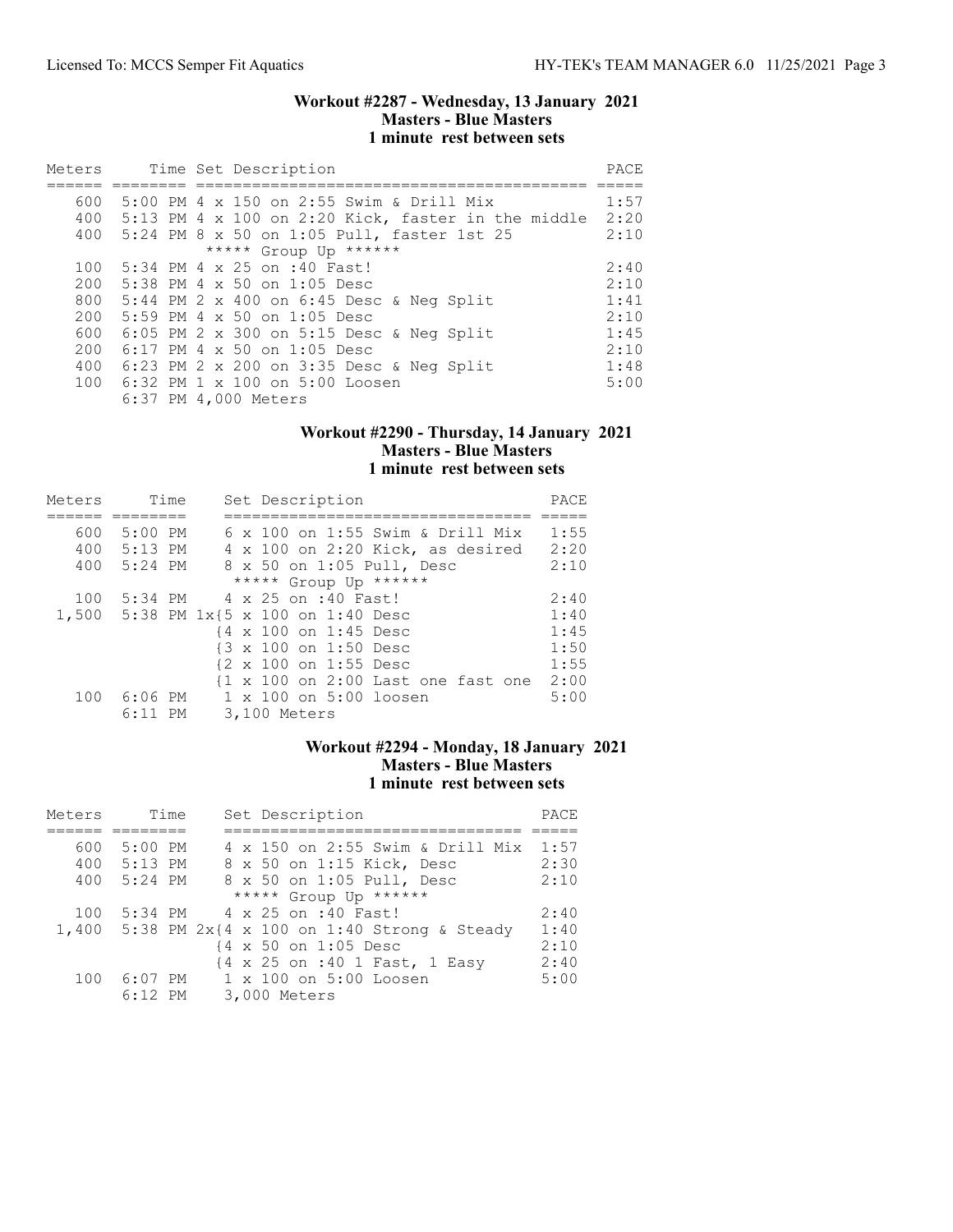### Workout #2287 - Wednesday, 13 January 2021
**Masters - Blue Masters**
**1 minute rest between sets**

| Meters | Time | Set Description | PACE |
|---|---|---|---|
| 600 | 5:00 PM | 4 x 150 on 2:55 Swim & Drill Mix | 1:57 |
| 400 | 5:13 PM | 4 x 100 on 2:20 Kick, faster in the middle | 2:20 |
| 400 | 5:24 PM | 8 x 50 on 1:05 Pull, faster 1st 25 | 2:10 |
| | | ***** Group Up ****** | |
| 100 | 5:34 PM | 4 x 25 on :40 Fast! | 2:40 |
| 200 | 5:38 PM | 4 x 50 on 1:05 Desc | 2:10 |
| 800 | 5:44 PM | 2 x 400 on 6:45 Desc & Neg Split | 1:41 |
| 200 | 5:59 PM | 4 x 50 on 1:05 Desc | 2:10 |
| 600 | 6:05 PM | 2 x 300 on 5:15 Desc & Neg Split | 1:45 |
| 200 | 6:17 PM | 4 x 50 on 1:05 Desc | 2:10 |
| 400 | 6:23 PM | 2 x 200 on 3:35 Desc & Neg Split | 1:48 |
| 100 | 6:32 PM | 1 x 100 on 5:00 Loosen | 5:00 |
| | 6:37 PM | 4,000 Meters | |

### Workout #2290 - Thursday, 14 January 2021
**Masters - Blue Masters**
**1 minute rest between sets**

| Meters | Time | Set Description | PACE |
|---|---|---|---|
| 600 | 5:00 PM | 6 x 100 on 1:55 Swim & Drill Mix | 1:55 |
| 400 | 5:13 PM | 4 x 100 on 2:20 Kick, as desired | 2:20 |
| 400 | 5:24 PM | 8 x 50 on 1:05 Pull, Desc | 2:10 |
| | | ***** Group Up ****** | |
| 100 | 5:34 PM | 4 x 25 on :40 Fast! | 2:40 |
| 1,500 | 5:38 PM | 1x{5 x 100 on 1:40 Desc | 1:40 |
| | | {4 x 100 on 1:45 Desc | 1:45 |
| | | {3 x 100 on 1:50 Desc | 1:50 |
| | | {2 x 100 on 1:55 Desc | 1:55 |
| | | {1 x 100 on 2:00 Last one fast one | 2:00 |
| 100 | 6:06 PM | 1 x 100 on 5:00 loosen | 5:00 |
| | 6:11 PM | 3,100 Meters | |

### Workout #2294 - Monday, 18 January 2021
**Masters - Blue Masters**
**1 minute rest between sets**

| Meters | Time | Set Description | PACE |
|---|---|---|---|
| 600 | 5:00 PM | 4 x 150 on 2:55 Swim & Drill Mix | 1:57 |
| 400 | 5:13 PM | 8 x 50 on 1:15 Kick, Desc | 2:30 |
| 400 | 5:24 PM | 8 x 50 on 1:05 Pull, Desc | 2:10 |
| | | ***** Group Up ****** | |
| 100 | 5:34 PM | 4 x 25 on :40 Fast! | 2:40 |
| 1,400 | 5:38 PM | 2x{4 x 100 on 1:40 Strong & Steady | 1:40 |
| | | {4 x 50 on 1:05 Desc | 2:10 |
| | | {4 x 25 on :40 1 Fast, 1 Easy | 2:40 |
| 100 | 6:07 PM | 1 x 100 on 5:00 Loosen | 5:00 |
| | 6:12 PM | 3,000 Meters | |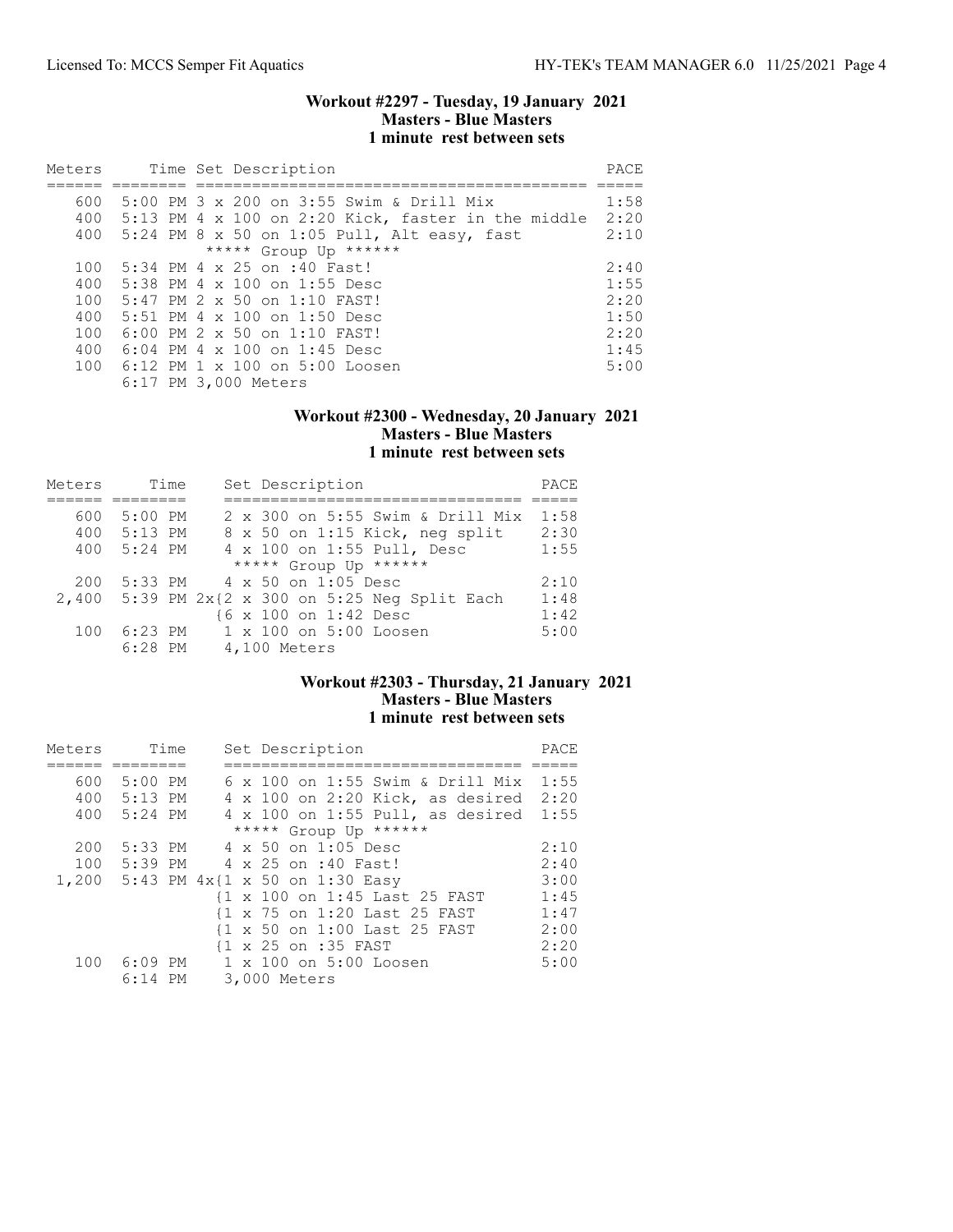### Workout #2297 - Tuesday, 19 January 2021
### Masters - Blue Masters
### 1 minute rest between sets

| Meters | Time | Set Description | PACE |
|---|---|---|---|
| 600 | 5:00 PM | 3 x 200 on 3:55 Swim & Drill Mix | 1:58 |
| 400 | 5:13 PM | 4 x 100 on 2:20 Kick, faster in the middle | 2:20 |
| 400 | 5:24 PM | 8 x 50 on 1:05 Pull, Alt easy, fast | 2:10 |
| | | ***** Group Up ****** | |
| 100 | 5:34 PM | 4 x 25 on :40 Fast! | 2:40 |
| 400 | 5:38 PM | 4 x 100 on 1:55 Desc | 1:55 |
| 100 | 5:47 PM | 2 x 50 on 1:10 FAST! | 2:20 |
| 400 | 5:51 PM | 4 x 100 on 1:50 Desc | 1:50 |
| 100 | 6:00 PM | 2 x 50 on 1:10 FAST! | 2:20 |
| 400 | 6:04 PM | 4 x 100 on 1:45 Desc | 1:45 |
| 100 | 6:12 PM | 1 x 100 on 5:00 Loosen | 5:00 |
| | 6:17 PM | 3,000 Meters | |

### Workout #2300 - Wednesday, 20 January 2021
### Masters - Blue Masters
### 1 minute rest between sets

| Meters | Time | Set Description | PACE |
|---|---|---|---|
| 600 | 5:00 PM | 2 x 300 on 5:55 Swim & Drill Mix | 1:58 |
| 400 | 5:13 PM | 8 x 50 on 1:15 Kick, neg split | 2:30 |
| 400 | 5:24 PM | 4 x 100 on 1:55 Pull, Desc | 1:55 |
| | | ***** Group Up ****** | |
| 200 | 5:33 PM | 4 x 50 on 1:05 Desc | 2:10 |
| 2,400 | 5:39 PM | 2x{2 x 300 on 5:25 Neg Split Each | 1:48 |
| | | {6 x 100 on 1:42 Desc | 1:42 |
| 100 | 6:23 PM | 1 x 100 on 5:00 Loosen | 5:00 |
| | 6:28 PM | 4,100 Meters | |

### Workout #2303 - Thursday, 21 January 2021
### Masters - Blue Masters
### 1 minute rest between sets

| Meters | Time | Set Description | PACE |
|---|---|---|---|
| 600 | 5:00 PM | 6 x 100 on 1:55 Swim & Drill Mix | 1:55 |
| 400 | 5:13 PM | 4 x 100 on 2:20 Kick, as desired | 2:20 |
| 400 | 5:24 PM | 4 x 100 on 1:55 Pull, as desired | 1:55 |
| | | ***** Group Up ****** | |
| 200 | 5:33 PM | 4 x 50 on 1:05 Desc | 2:10 |
| 100 | 5:39 PM | 4 x 25 on :40 Fast! | 2:40 |
| 1,200 | 5:43 PM | 4x{1 x 50 on 1:30 Easy | 3:00 |
| | | {1 x 100 on 1:45 Last 25 FAST | 1:45 |
| | | {1 x 75 on 1:20 Last 25 FAST | 1:47 |
| | | {1 x 50 on 1:00 Last 25 FAST | 2:00 |
| | | {1 x 25 on :35 FAST | 2:20 |
| 100 | 6:09 PM | 1 x 100 on 5:00 Loosen | 5:00 |
| | 6:14 PM | 3,000 Meters | |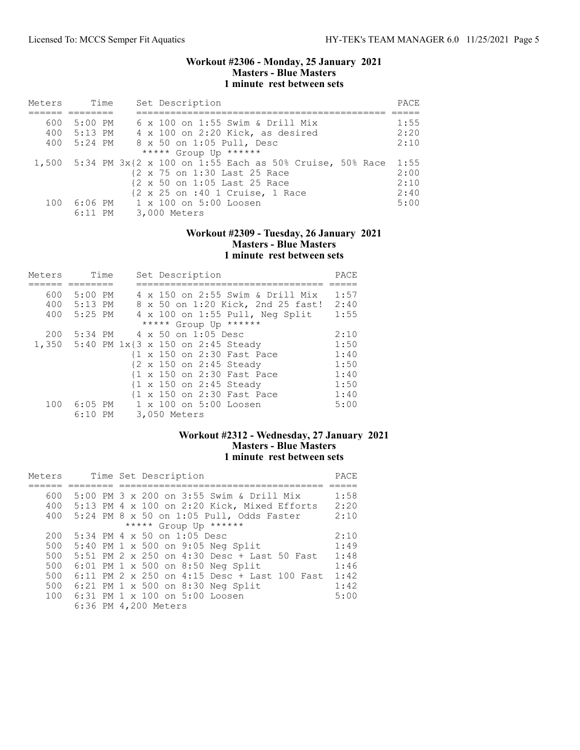### Workout #2306 - Monday, 25 January 2021
### Masters - Blue Masters
### 1 minute rest between sets

| Meters | Time | Set Description | PACE |
|---|---|---|---|
| 600 | 5:00 PM | 6 x 100 on 1:55 Swim & Drill Mix | 1:55 |
| 400 | 5:13 PM | 4 x 100 on 2:20 Kick, as desired | 2:20 |
| 400 | 5:24 PM | 8 x 50 on 1:05 Pull, Desc | 2:10 |
| | | ***** Group Up ****** | |
| 1,500 | 5:34 PM | 3x{2 x 100 on 1:55 Each as 50% Cruise, 50% Race | 1:55 |
| | | {2 x 75 on 1:30 Last 25 Race | 2:00 |
| | | {2 x 50 on 1:05 Last 25 Race | 2:10 |
| | | {2 x 25 on :40 1 Cruise, 1 Race | 2:40 |
| 100 | 6:06 PM | 1 x 100 on 5:00 Loosen | 5:00 |
| | 6:11 PM | 3,000 Meters | |

### Workout #2309 - Tuesday, 26 January 2021
### Masters - Blue Masters
### 1 minute rest between sets

| Meters | Time | Set Description | PACE |
|---|---|---|---|
| 600 | 5:00 PM | 4 x 150 on 2:55 Swim & Drill Mix | 1:57 |
| 400 | 5:13 PM | 8 x 50 on 1:20 Kick, 2nd 25 fast! | 2:40 |
| 400 | 5:25 PM | 4 x 100 on 1:55 Pull, Neg Split | 1:55 |
| | | ***** Group Up ****** | |
| 200 | 5:34 PM | 4 x 50 on 1:05 Desc | 2:10 |
| 1,350 | 5:40 PM | 1x{3 x 150 on 2:45 Steady | 1:50 |
| | | {1 x 150 on 2:30 Fast Pace | 1:40 |
| | | {2 x 150 on 2:45 Steady | 1:50 |
| | | {1 x 150 on 2:30 Fast Pace | 1:40 |
| | | {1 x 150 on 2:45 Steady | 1:50 |
| | | {1 x 150 on 2:30 Fast Pace | 1:40 |
| 100 | 6:05 PM | 1 x 100 on 5:00 Loosen | 5:00 |
| | 6:10 PM | 3,050 Meters | |

### Workout #2312 - Wednesday, 27 January 2021
### Masters - Blue Masters
### 1 minute rest between sets

| Meters | Time | Set Description | PACE |
|---|---|---|---|
| 600 | 5:00 PM | 3 x 200 on 3:55 Swim & Drill Mix | 1:58 |
| 400 | 5:13 PM | 4 x 100 on 2:20 Kick, Mixed Efforts | 2:20 |
| 400 | 5:24 PM | 8 x 50 on 1:05 Pull, Odds Faster | 2:10 |
| | | ***** Group Up ****** | |
| 200 | 5:34 PM | 4 x 50 on 1:05 Desc | 2:10 |
| 500 | 5:40 PM | 1 x 500 on 9:05 Neg Split | 1:49 |
| 500 | 5:51 PM | 2 x 250 on 4:30 Desc + Last 50 Fast | 1:48 |
| 500 | 6:01 PM | 1 x 500 on 8:50 Neg Split | 1:46 |
| 500 | 6:11 PM | 2 x 250 on 4:15 Desc + Last 100 Fast | 1:42 |
| 500 | 6:21 PM | 1 x 500 on 8:30 Neg Split | 1:42 |
| 100 | 6:31 PM | 1 x 100 on 5:00 Loosen | 5:00 |
| | 6:36 PM | 4,200 Meters | |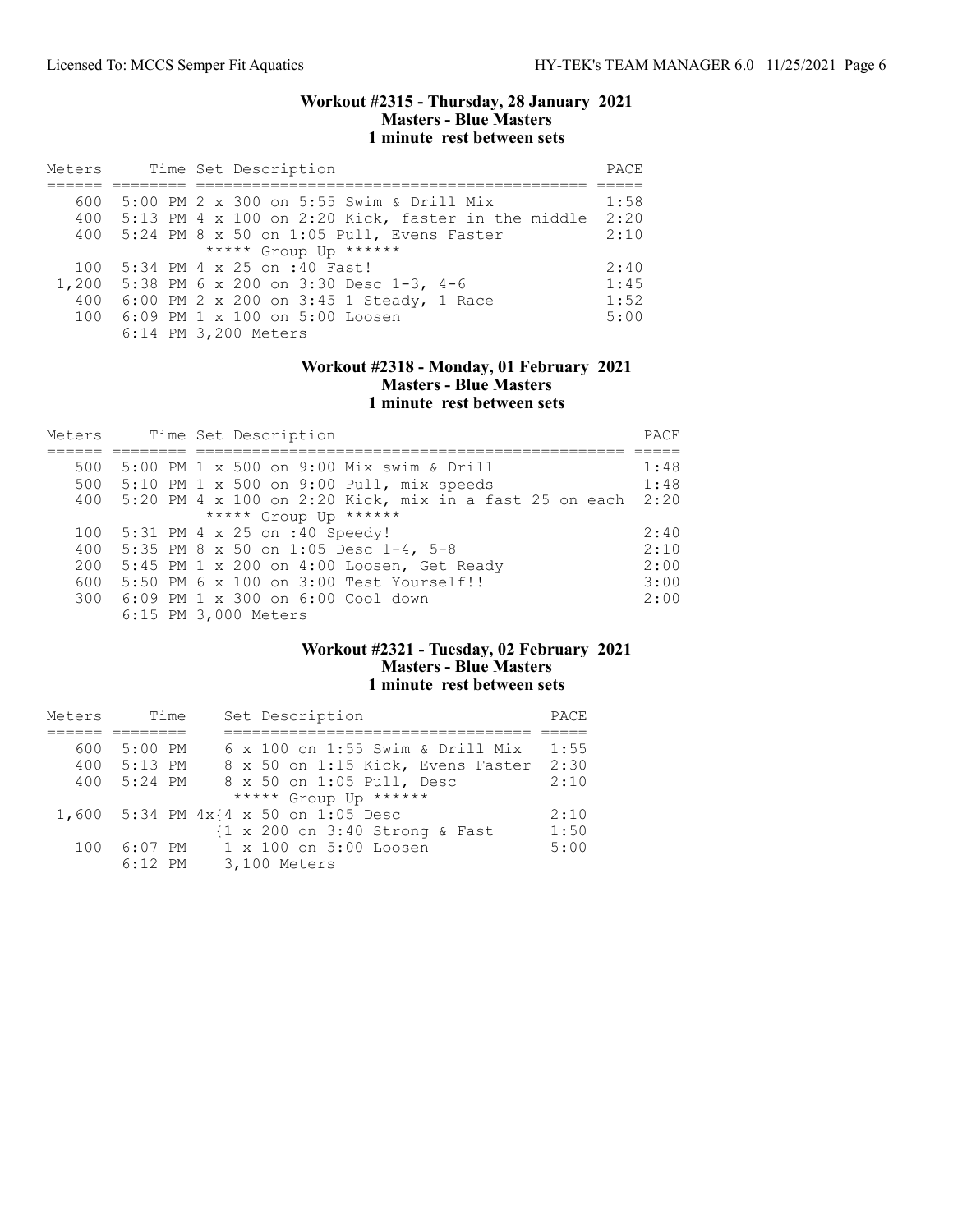### Workout #2315 - Thursday, 28 January 2021
### Masters - Blue Masters
### 1 minute rest between sets

| Meters | Time | Set Description | PACE |
|---|---|---|---|
| 600 | 5:00 PM | 2 x 300 on 5:55 Swim & Drill Mix | 1:58 |
| 400 | 5:13 PM | 4 x 100 on 2:20 Kick, faster in the middle | 2:20 |
| 400 | 5:24 PM | 8 x 50 on 1:05 Pull, Evens Faster | 2:10 |
| | | ***** Group Up ****** | |
| 100 | 5:34 PM | 4 x 25 on :40 Fast! | 2:40 |
| 1,200 | 5:38 PM | 6 x 200 on 3:30 Desc 1-3, 4-6 | 1:45 |
| 400 | 6:00 PM | 2 x 200 on 3:45 1 Steady, 1 Race | 1:52 |
| 100 | 6:09 PM | 1 x 100 on 5:00 Loosen | 5:00 |
| | 6:14 PM | 3,200 Meters | |

### Workout #2318 - Monday, 01 February 2021
### Masters - Blue Masters
### 1 minute rest between sets

| Meters | Time | Set Description | PACE |
|---|---|---|---|
| 500 | 5:00 PM | 1 x 500 on 9:00 Mix swim & Drill | 1:48 |
| 500 | 5:10 PM | 1 x 500 on 9:00 Pull, mix speeds | 1:48 |
| 400 | 5:20 PM | 4 x 100 on 2:20 Kick, mix in a fast 25 on each | 2:20 |
| | | ***** Group Up ****** | |
| 100 | 5:31 PM | 4 x 25 on :40 Speedy! | 2:40 |
| 400 | 5:35 PM | 8 x 50 on 1:05 Desc 1-4, 5-8 | 2:10 |
| 200 | 5:45 PM | 1 x 200 on 4:00 Loosen, Get Ready | 2:00 |
| 600 | 5:50 PM | 6 x 100 on 3:00 Test Yourself!! | 3:00 |
| 300 | 6:09 PM | 1 x 300 on 6:00 Cool down | 2:00 |
| | 6:15 PM | 3,000 Meters | |

### Workout #2321 - Tuesday, 02 February 2021
### Masters - Blue Masters
### 1 minute rest between sets

| Meters | Time | Set Description | PACE |
|---|---|---|---|
| 600 | 5:00 PM | 6 x 100 on 1:55 Swim & Drill Mix | 1:55 |
| 400 | 5:13 PM | 8 x 50 on 1:15 Kick, Evens Faster | 2:30 |
| 400 | 5:24 PM | 8 x 50 on 1:05 Pull, Desc | 2:10 |
| | | ***** Group Up ****** | |
| 1,600 | 5:34 PM | 4x{4 x 50 on 1:05 Desc | 2:10 |
| | | {1 x 200 on 3:40 Strong & Fast | 1:50 |
| 100 | 6:07 PM | 1 x 100 on 5:00 Loosen | 5:00 |
| | 6:12 PM | 3,100 Meters | |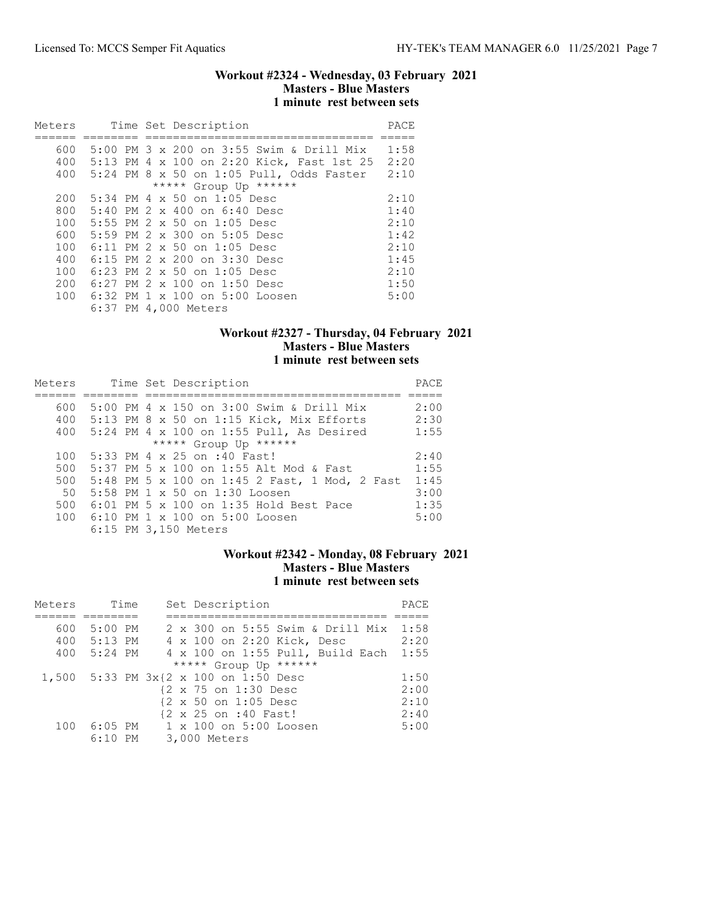### Workout #2324 - Wednesday, 03 February 2021
**Masters - Blue Masters**
**1 minute rest between sets**

| Meters | Time | Set Description | PACE |
|---|---|---|---|
| 600 | 5:00 PM | 3 x 200 on 3:55 Swim & Drill Mix | 1:58 |
| 400 | 5:13 PM | 4 x 100 on 2:20 Kick, Fast 1st 25 | 2:20 |
| 400 | 5:24 PM | 8 x 50 on 1:05 Pull, Odds Faster | 2:10 |
| | | ***** Group Up ****** | |
| 200 | 5:34 PM | 4 x 50 on 1:05 Desc | 2:10 |
| 800 | 5:40 PM | 2 x 400 on 6:40 Desc | 1:40 |
| 100 | 5:55 PM | 2 x 50 on 1:05 Desc | 2:10 |
| 600 | 5:59 PM | 2 x 300 on 5:05 Desc | 1:42 |
| 100 | 6:11 PM | 2 x 50 on 1:05 Desc | 2:10 |
| 400 | 6:15 PM | 2 x 200 on 3:30 Desc | 1:45 |
| 100 | 6:23 PM | 2 x 50 on 1:05 Desc | 2:10 |
| 200 | 6:27 PM | 2 x 100 on 1:50 Desc | 1:50 |
| 100 | 6:32 PM | 1 x 100 on 5:00 Loosen | 5:00 |
| | 6:37 PM | 4,000 Meters | |

### Workout #2327 - Thursday, 04 February 2021
**Masters - Blue Masters**
**1 minute rest between sets**

| Meters | Time | Set Description | PACE |
|---|---|---|---|
| 600 | 5:00 PM | 4 x 150 on 3:00 Swim & Drill Mix | 2:00 |
| 400 | 5:13 PM | 8 x 50 on 1:15 Kick, Mix Efforts | 2:30 |
| 400 | 5:24 PM | 4 x 100 on 1:55 Pull, As Desired | 1:55 |
| | | ***** Group Up ****** | |
| 100 | 5:33 PM | 4 x 25 on :40 Fast! | 2:40 |
| 500 | 5:37 PM | 5 x 100 on 1:55 Alt Mod & Fast | 1:55 |
| 500 | 5:48 PM | 5 x 100 on 1:45 2 Fast, 1 Mod, 2 Fast | 1:45 |
| 50 | 5:58 PM | 1 x 50 on 1:30 Loosen | 3:00 |
| 500 | 6:01 PM | 5 x 100 on 1:35 Hold Best Pace | 1:35 |
| 100 | 6:10 PM | 1 x 100 on 5:00 Loosen | 5:00 |
| | 6:15 PM | 3,150 Meters | |

### Workout #2342 - Monday, 08 February 2021
**Masters - Blue Masters**
**1 minute rest between sets**

| Meters | Time | Set Description | PACE |
|---|---|---|---|
| 600 | 5:00 PM | 2 x 300 on 5:55 Swim & Drill Mix | 1:58 |
| 400 | 5:13 PM | 4 x 100 on 2:20 Kick, Desc | 2:20 |
| 400 | 5:24 PM | 4 x 100 on 1:55 Pull, Build Each | 1:55 |
| | | ***** Group Up ****** | |
| 1,500 | 5:33 PM | 3x{2 x 100 on 1:50 Desc | 1:50 |
| | | {2 x 75 on 1:30 Desc | 2:00 |
| | | {2 x 50 on 1:05 Desc | 2:10 |
| | | {2 x 25 on :40 Fast! | 2:40 |
| 100 | 6:05 PM | 1 x 100 on 5:00 Loosen | 5:00 |
| | 6:10 PM | 3,000 Meters | |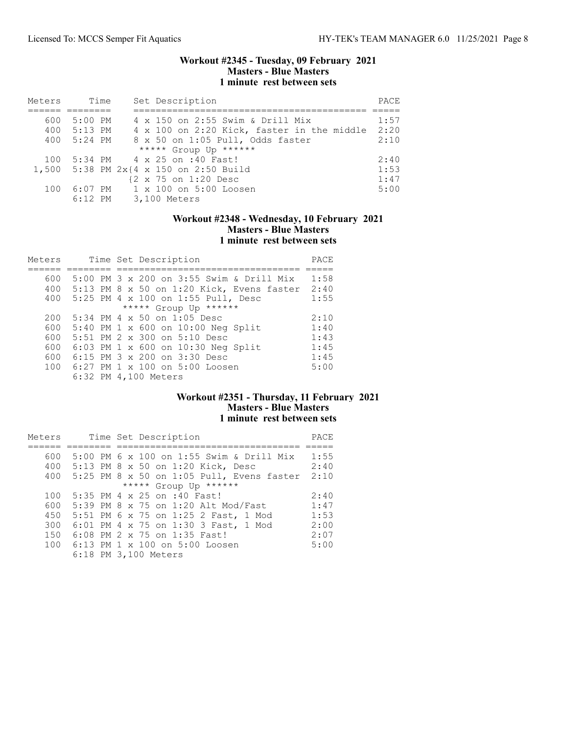## Workout #2345 - Tuesday, 09 February 2021
### Masters - Blue Masters
### 1 minute rest between sets

| Meters | Time | Set Description | PACE |
|---|---|---|---|
| 600 | 5:00 PM | 4 x 150 on 2:55 Swim & Drill Mix | 1:57 |
| 400 | 5:13 PM | 4 x 100 on 2:20 Kick, faster in the middle | 2:20 |
| 400 | 5:24 PM | 8 x 50 on 1:05 Pull, Odds faster | 2:10 |
| | | ***** Group Up ****** | |
| 100 | 5:34 PM | 4 x 25 on :40 Fast! | 2:40 |
| 1,500 | 5:38 PM | 2x{4 x 150 on 2:50 Build | 1:53 |
| | | {2 x 75 on 1:20 Desc | 1:47 |
| 100 | 6:07 PM | 1 x 100 on 5:00 Loosen | 5:00 |
| | 6:12 PM | 3,100 Meters | |

## Workout #2348 - Wednesday, 10 February 2021
### Masters - Blue Masters
### 1 minute rest between sets

| Meters | Time | Set Description | PACE |
|---|---|---|---|
| 600 | 5:00 PM | 3 x 200 on 3:55 Swim & Drill Mix | 1:58 |
| 400 | 5:13 PM | 8 x 50 on 1:20 Kick, Evens faster | 2:40 |
| 400 | 5:25 PM | 4 x 100 on 1:55 Pull, Desc | 1:55 |
| | | ***** Group Up ****** | |
| 200 | 5:34 PM | 4 x 50 on 1:05 Desc | 2:10 |
| 600 | 5:40 PM | 1 x 600 on 10:00 Neg Split | 1:40 |
| 600 | 5:51 PM | 2 x 300 on 5:10 Desc | 1:43 |
| 600 | 6:03 PM | 1 x 600 on 10:30 Neg Split | 1:45 |
| 600 | 6:15 PM | 3 x 200 on 3:30 Desc | 1:45 |
| 100 | 6:27 PM | 1 x 100 on 5:00 Loosen | 5:00 |
| | 6:32 PM | 4,100 Meters | |

## Workout #2351 - Thursday, 11 February 2021
### Masters - Blue Masters
### 1 minute rest between sets

| Meters | Time | Set Description | PACE |
|---|---|---|---|
| 600 | 5:00 PM | 6 x 100 on 1:55 Swim & Drill Mix | 1:55 |
| 400 | 5:13 PM | 8 x 50 on 1:20 Kick, Desc | 2:40 |
| 400 | 5:25 PM | 8 x 50 on 1:05 Pull, Evens faster | 2:10 |
| | | ***** Group Up ****** | |
| 100 | 5:35 PM | 4 x 25 on :40 Fast! | 2:40 |
| 600 | 5:39 PM | 8 x 75 on 1:20 Alt Mod/Fast | 1:47 |
| 450 | 5:51 PM | 6 x 75 on 1:25 2 Fast, 1 Mod | 1:53 |
| 300 | 6:01 PM | 4 x 75 on 1:30 3 Fast, 1 Mod | 2:00 |
| 150 | 6:08 PM | 2 x 75 on 1:35 Fast! | 2:07 |
| 100 | 6:13 PM | 1 x 100 on 5:00 Loosen | 5:00 |
| | 6:18 PM | 3,100 Meters | |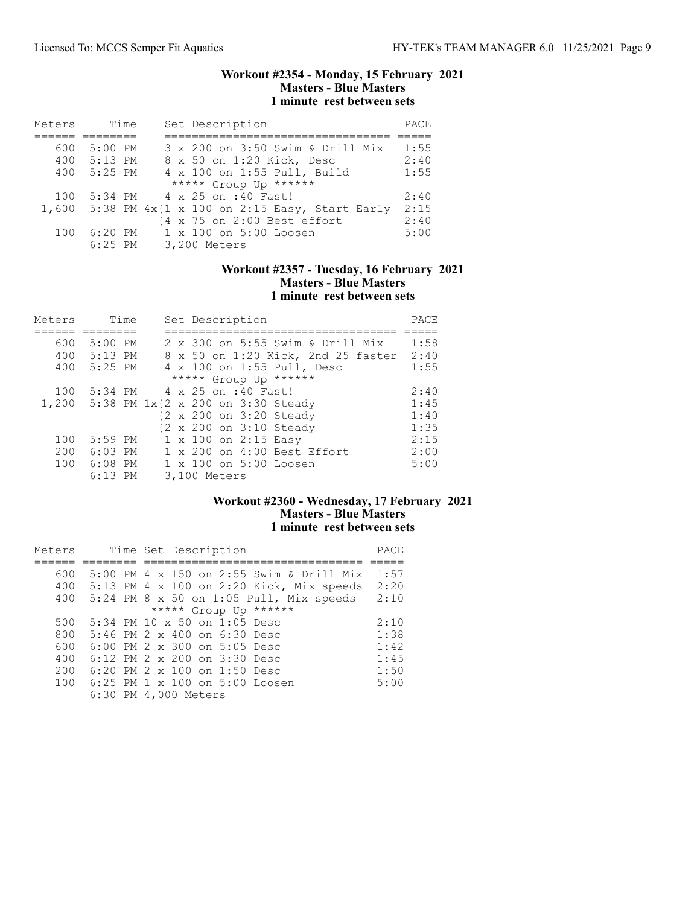### Workout #2354 - Monday, 15 February 2021
**Masters - Blue Masters**
**1 minute rest between sets**

| Meters | Time | Set Description | PACE |
|---|---|---|---|
| 600 | 5:00 PM | 3 x 200 on 3:50 Swim & Drill Mix | 1:55 |
| 400 | 5:13 PM | 8 x 50 on 1:20 Kick, Desc | 2:40 |
| 400 | 5:25 PM | 4 x 100 on 1:55 Pull, Build | 1:55 |
| | | ***** Group Up ****** | |
| 100 | 5:34 PM | 4 x 25 on :40 Fast! | 2:40 |
| 1,600 | 5:38 PM | 4x{1 x 100 on 2:15 Easy, Start Early | 2:15 |
| | | {4 x 75 on 2:00 Best effort | 2:40 |
| 100 | 6:20 PM | 1 x 100 on 5:00 Loosen | 5:00 |
| | 6:25 PM | 3,200 Meters | |

### Workout #2357 - Tuesday, 16 February 2021
**Masters - Blue Masters**
**1 minute rest between sets**

| Meters | Time | Set Description | PACE |
|---|---|---|---|
| 600 | 5:00 PM | 2 x 300 on 5:55 Swim & Drill Mix | 1:58 |
| 400 | 5:13 PM | 8 x 50 on 1:20 Kick, 2nd 25 faster | 2:40 |
| 400 | 5:25 PM | 4 x 100 on 1:55 Pull, Desc | 1:55 |
| | | ***** Group Up ****** | |
| 100 | 5:34 PM | 4 x 25 on :40 Fast! | 2:40 |
| 1,200 | 5:38 PM | 1x{2 x 200 on 3:30 Steady | 1:45 |
| | | {2 x 200 on 3:20 Steady | 1:40 |
| | | {2 x 200 on 3:10 Steady | 1:35 |
| 100 | 5:59 PM | 1 x 100 on 2:15 Easy | 2:15 |
| 200 | 6:03 PM | 1 x 200 on 4:00 Best Effort | 2:00 |
| 100 | 6:08 PM | 1 x 100 on 5:00 Loosen | 5:00 |
| | 6:13 PM | 3,100 Meters | |

### Workout #2360 - Wednesday, 17 February 2021
**Masters - Blue Masters**
**1 minute rest between sets**

| Meters | Time | Set Description | PACE |
|---|---|---|---|
| 600 | 5:00 PM | 4 x 150 on 2:55 Swim & Drill Mix | 1:57 |
| 400 | 5:13 PM | 4 x 100 on 2:20 Kick, Mix speeds | 2:20 |
| 400 | 5:24 PM | 8 x 50 on 1:05 Pull, Mix speeds | 2:10 |
| | | ***** Group Up ****** | |
| 500 | 5:34 PM | 10 x 50 on 1:05 Desc | 2:10 |
| 800 | 5:46 PM | 2 x 400 on 6:30 Desc | 1:38 |
| 600 | 6:00 PM | 2 x 300 on 5:05 Desc | 1:42 |
| 400 | 6:12 PM | 2 x 200 on 3:30 Desc | 1:45 |
| 200 | 6:20 PM | 2 x 100 on 1:50 Desc | 1:50 |
| 100 | 6:25 PM | 1 x 100 on 5:00 Loosen | 5:00 |
| | 6:30 PM | 4,000 Meters | |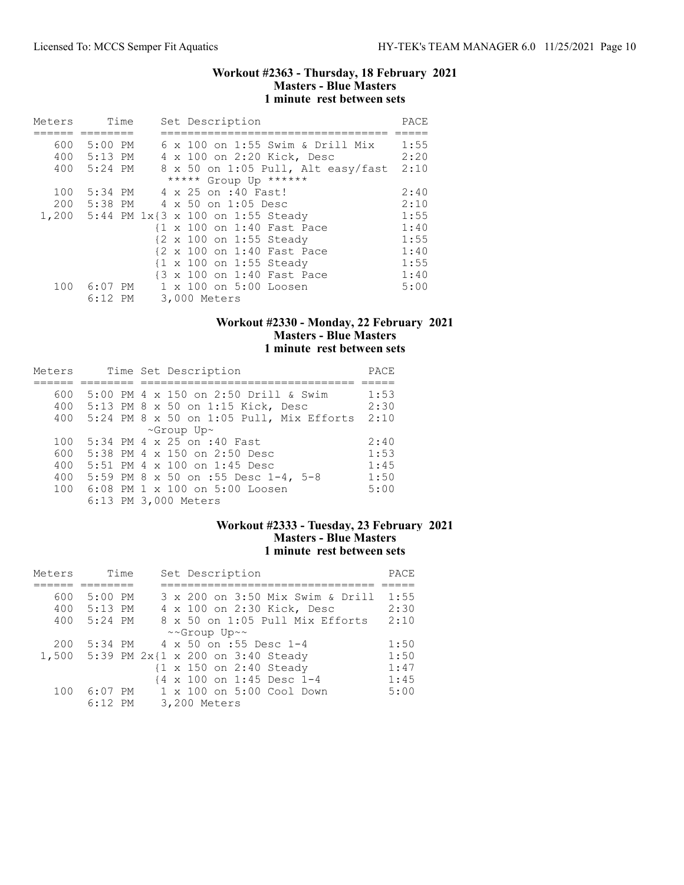### Workout #2363 - Thursday, 18 February 2021
**Masters - Blue Masters**
**1 minute rest between sets**

| Meters | Time | Set Description | PACE |
|---|---|---|---|
| 600 | 5:00 PM | 6 x 100 on 1:55 Swim & Drill Mix | 1:55 |
| 400 | 5:13 PM | 4 x 100 on 2:20 Kick, Desc | 2:20 |
| 400 | 5:24 PM | 8 x 50 on 1:05 Pull, Alt easy/fast | 2:10 |
| | | ***** Group Up ****** | |
| 100 | 5:34 PM | 4 x 25 on :40 Fast! | 2:40 |
| 200 | 5:38 PM | 4 x 50 on 1:05 Desc | 2:10 |
| 1,200 | 5:44 PM | 1x{3 x 100 on 1:55 Steady | 1:55 |
| | | {1 x 100 on 1:40 Fast Pace | 1:40 |
| | | {2 x 100 on 1:55 Steady | 1:55 |
| | | {2 x 100 on 1:40 Fast Pace | 1:40 |
| | | {1 x 100 on 1:55 Steady | 1:55 |
| | | {3 x 100 on 1:40 Fast Pace | 1:40 |
| 100 | 6:07 PM | 1 x 100 on 5:00 Loosen | 5:00 |
| | 6:12 PM | 3,000 Meters | |

### Workout #2330 - Monday, 22 February 2021
**Masters - Blue Masters**
**1 minute rest between sets**

| Meters | Time | Set Description | PACE |
|---|---|---|---|
| 600 | 5:00 PM | 4 x 150 on 2:50 Drill & Swim | 1:53 |
| 400 | 5:13 PM | 8 x 50 on 1:15 Kick, Desc | 2:30 |
| 400 | 5:24 PM | 8 x 50 on 1:05 Pull, Mix Efforts | 2:10 |
| | | ~Group Up~ | |
| 100 | 5:34 PM | 4 x 25 on :40 Fast | 2:40 |
| 600 | 5:38 PM | 4 x 150 on 2:50 Desc | 1:53 |
| 400 | 5:51 PM | 4 x 100 on 1:45 Desc | 1:45 |
| 400 | 5:59 PM | 8 x 50 on :55 Desc 1-4, 5-8 | 1:50 |
| 100 | 6:08 PM | 1 x 100 on 5:00 Loosen | 5:00 |
| | 6:13 PM | 3,000 Meters | |

### Workout #2333 - Tuesday, 23 February 2021
**Masters - Blue Masters**
**1 minute rest between sets**

| Meters | Time | Set Description | PACE |
|---|---|---|---|
| 600 | 5:00 PM | 3 x 200 on 3:50 Mix Swim & Drill | 1:55 |
| 400 | 5:13 PM | 4 x 100 on 2:30 Kick, Desc | 2:30 |
| 400 | 5:24 PM | 8 x 50 on 1:05 Pull Mix Efforts | 2:10 |
| | | ~~Group Up~~ | |
| 200 | 5:34 PM | 4 x 50 on :55 Desc 1-4 | 1:50 |
| 1,500 | 5:39 PM | 2x{1 x 200 on 3:40 Steady | 1:50 |
| | | {1 x 150 on 2:40 Steady | 1:47 |
| | | {4 x 100 on 1:45 Desc 1-4 | 1:45 |
| 100 | 6:07 PM | 1 x 100 on 5:00 Cool Down | 5:00 |
| | 6:12 PM | 3,200 Meters | |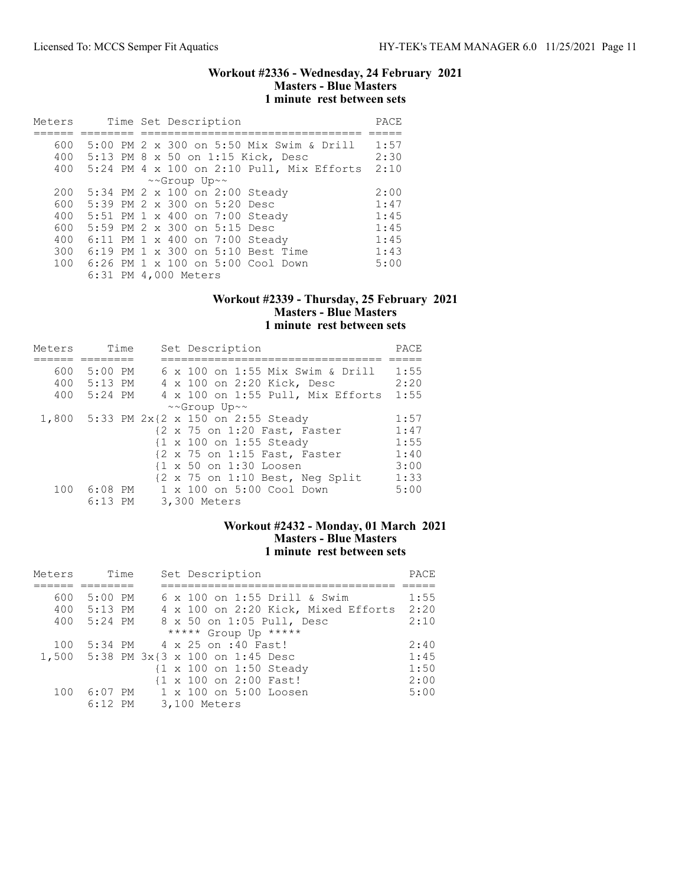### Workout #2336 - Wednesday, 24 February 2021
**Masters - Blue Masters**
**1 minute rest between sets**

| Meters | Time | Set Description | PACE |
|---|---|---|---|
| 600 | 5:00 PM | 2 x 300 on 5:50 Mix Swim & Drill | 1:57 |
| 400 | 5:13 PM | 8 x 50 on 1:15 Kick, Desc | 2:30 |
| 400 | 5:24 PM | 4 x 100 on 2:10 Pull, Mix Efforts | 2:10 |
| | | ~~Group Up~~ | |
| 200 | 5:34 PM | 2 x 100 on 2:00 Steady | 2:00 |
| 600 | 5:39 PM | 2 x 300 on 5:20 Desc | 1:47 |
| 400 | 5:51 PM | 1 x 400 on 7:00 Steady | 1:45 |
| 600 | 5:59 PM | 2 x 300 on 5:15 Desc | 1:45 |
| 400 | 6:11 PM | 1 x 400 on 7:00 Steady | 1:45 |
| 300 | 6:19 PM | 1 x 300 on 5:10 Best Time | 1:43 |
| 100 | 6:26 PM | 1 x 100 on 5:00 Cool Down | 5:00 |
| | 6:31 PM | 4,000 Meters | |

### Workout #2339 - Thursday, 25 February 2021
**Masters - Blue Masters**
**1 minute rest between sets**

| Meters | Time | Set Description | PACE |
|---|---|---|---|
| 600 | 5:00 PM | 6 x 100 on 1:55 Mix Swim & Drill | 1:55 |
| 400 | 5:13 PM | 4 x 100 on 2:20 Kick, Desc | 2:20 |
| 400 | 5:24 PM | 4 x 100 on 1:55 Pull, Mix Efforts | 1:55 |
| | | ~~Group Up~~ | |
| 1,800 | 5:33 PM | 2x{2 x 150 on 2:55 Steady | 1:57 |
| | | {2 x 75 on 1:20 Fast, Faster | 1:47 |
| | | {1 x 100 on 1:55 Steady | 1:55 |
| | | {2 x 75 on 1:15 Fast, Faster | 1:40 |
| | | {1 x 50 on 1:30 Loosen | 3:00 |
| | | {2 x 75 on 1:10 Best, Neg Split | 1:33 |
| 100 | 6:08 PM | 1 x 100 on 5:00 Cool Down | 5:00 |
| | 6:13 PM | 3,300 Meters | |

### Workout #2432 - Monday, 01 March 2021
**Masters - Blue Masters**
**1 minute rest between sets**

| Meters | Time | Set Description | PACE |
|---|---|---|---|
| 600 | 5:00 PM | 6 x 100 on 1:55 Drill & Swim | 1:55 |
| 400 | 5:13 PM | 4 x 100 on 2:20 Kick, Mixed Efforts | 2:20 |
| 400 | 5:24 PM | 8 x 50 on 1:05 Pull, Desc | 2:10 |
| | | ***** Group Up ***** | |
| 100 | 5:34 PM | 4 x 25 on :40 Fast! | 2:40 |
| 1,500 | 5:38 PM | 3x{3 x 100 on 1:45 Desc | 1:45 |
| | | {1 x 100 on 1:50 Steady | 1:50 |
| | | {1 x 100 on 2:00 Fast! | 2:00 |
| 100 | 6:07 PM | 1 x 100 on 5:00 Loosen | 5:00 |
| | 6:12 PM | 3,100 Meters | |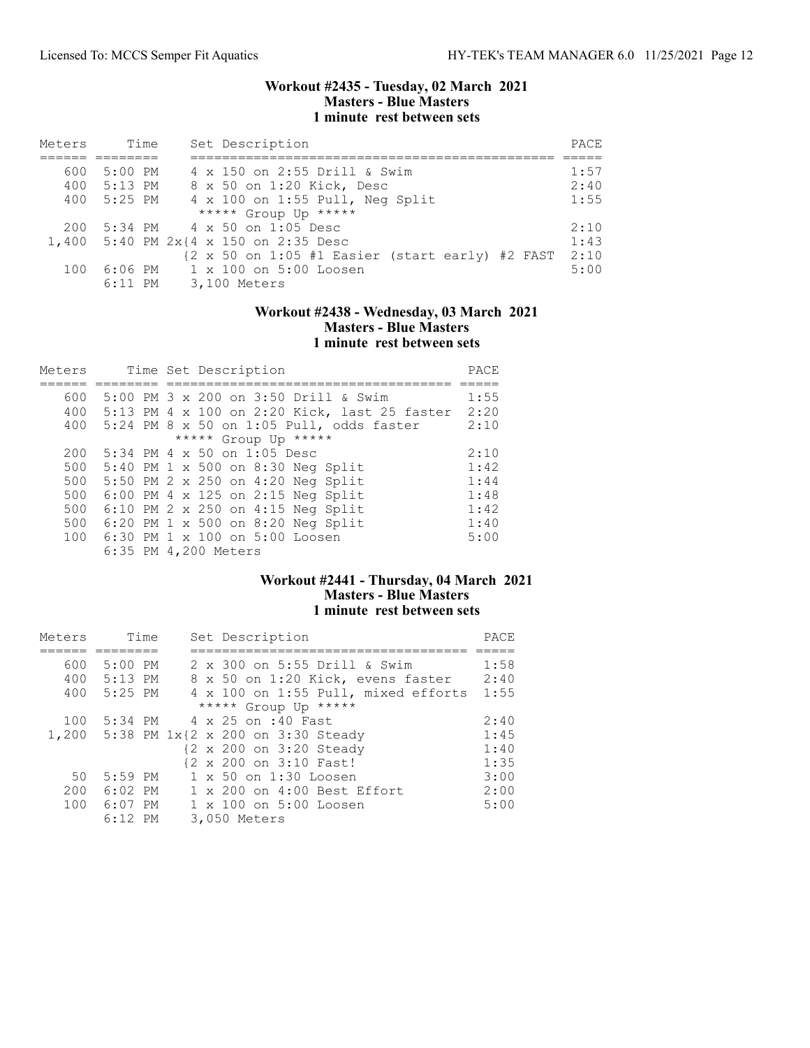## Workout #2435 - Tuesday, 02 March 2021
### Masters - Blue Masters
### 1 minute rest between sets

| Meters | Time | Set Description | PACE |
|---|---|---|---|
| 600 | 5:00 PM | 4 x 150 on 2:55 Drill & Swim | 1:57 |
| 400 | 5:13 PM | 8 x 50 on 1:20 Kick, Desc | 2:40 |
| 400 | 5:25 PM | 4 x 100 on 1:55 Pull, Neg Split | 1:55 |
| | | ***** Group Up ***** | |
| 200 | 5:34 PM | 4 x 50 on 1:05 Desc | 2:10 |
| 1,400 | 5:40 PM | 2x{4 x 150 on 2:35 Desc | 1:43 |
| | | {2 x 50 on 1:05 #1 Easier (start early) #2 FAST | 2:10 |
| 100 | 6:06 PM | 1 x 100 on 5:00 Loosen | 5:00 |
| | 6:11 PM | 3,100 Meters | |

## Workout #2438 - Wednesday, 03 March 2021
### Masters - Blue Masters
### 1 minute rest between sets

| Meters | Time | Set Description | PACE |
|---|---|---|---|
| 600 | 5:00 PM | 3 x 200 on 3:50 Drill & Swim | 1:55 |
| 400 | 5:13 PM | 4 x 100 on 2:20 Kick, last 25 faster | 2:20 |
| 400 | 5:24 PM | 8 x 50 on 1:05 Pull, odds faster | 2:10 |
| | | ***** Group Up ***** | |
| 200 | 5:34 PM | 4 x 50 on 1:05 Desc | 2:10 |
| 500 | 5:40 PM | 1 x 500 on 8:30 Neg Split | 1:42 |
| 500 | 5:50 PM | 2 x 250 on 4:20 Neg Split | 1:44 |
| 500 | 6:00 PM | 4 x 125 on 2:15 Neg Split | 1:48 |
| 500 | 6:10 PM | 2 x 250 on 4:15 Neg Split | 1:42 |
| 500 | 6:20 PM | 1 x 500 on 8:20 Neg Split | 1:40 |
| 100 | 6:30 PM | 1 x 100 on 5:00 Loosen | 5:00 |
| | 6:35 PM | 4,200 Meters | |

## Workout #2441 - Thursday, 04 March 2021
### Masters - Blue Masters
### 1 minute rest between sets

| Meters | Time | Set Description | PACE |
|---|---|---|---|
| 600 | 5:00 PM | 2 x 300 on 5:55 Drill & Swim | 1:58 |
| 400 | 5:13 PM | 8 x 50 on 1:20 Kick, evens faster | 2:40 |
| 400 | 5:25 PM | 4 x 100 on 1:55 Pull, mixed efforts | 1:55 |
| | | ***** Group Up ***** | |
| 100 | 5:34 PM | 4 x 25 on :40 Fast | 2:40 |
| 1,200 | 5:38 PM | 1x{2 x 200 on 3:30 Steady | 1:45 |
| | | {2 x 200 on 3:20 Steady | 1:40 |
| | | {2 x 200 on 3:10 Fast! | 1:35 |
| 50 | 5:59 PM | 1 x 50 on 1:30 Loosen | 3:00 |
| 200 | 6:02 PM | 1 x 200 on 4:00 Best Effort | 2:00 |
| 100 | 6:07 PM | 1 x 100 on 5:00 Loosen | 5:00 |
| | 6:12 PM | 3,050 Meters | |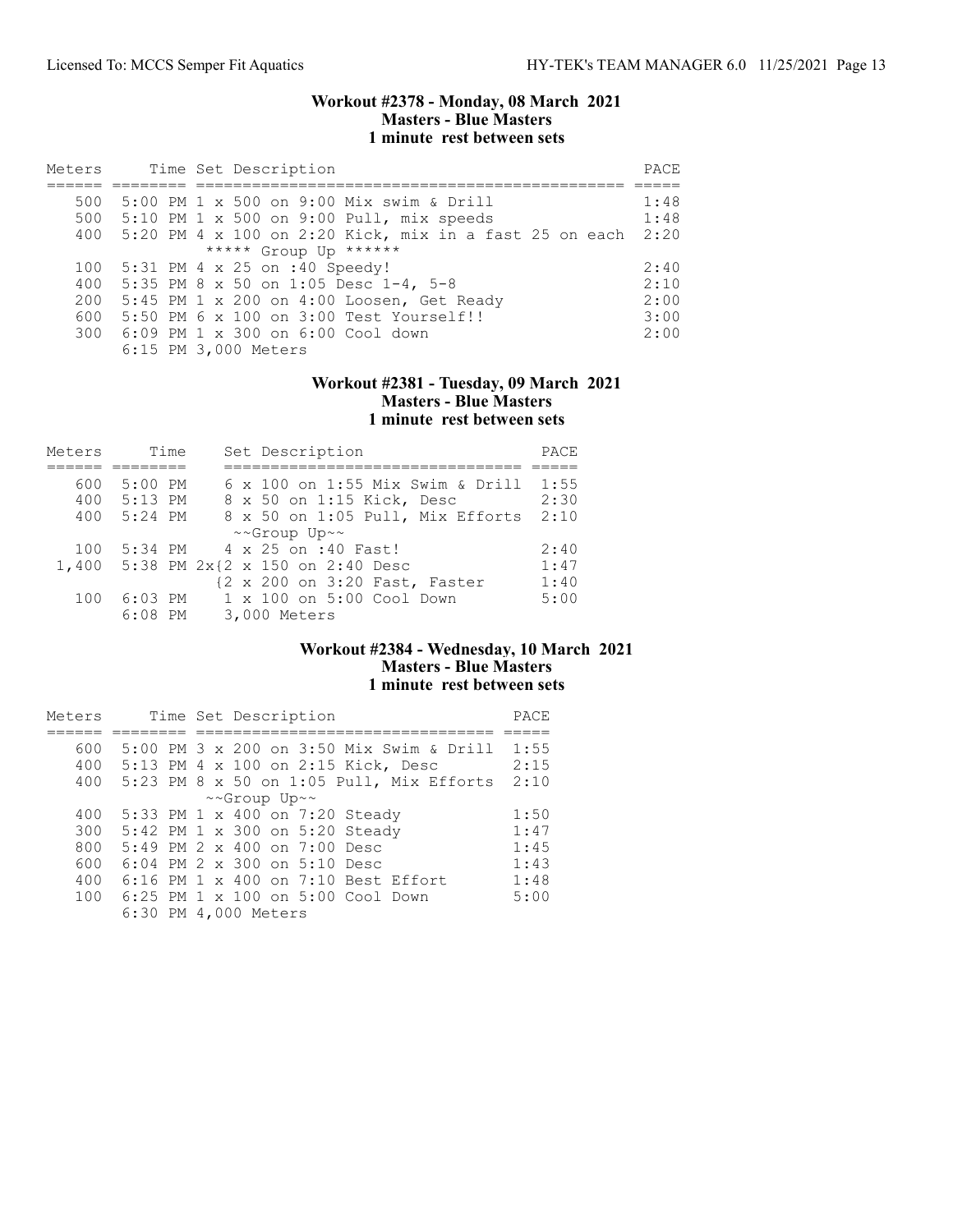### Workout #2378 - Monday, 08 March 2021
### Masters - Blue Masters
### 1 minute rest between sets

| Meters | Time | Set Description | PACE |
|---|---|---|---|
| 500 | 5:00 PM | 1 x 500 on 9:00 Mix swim & Drill | 1:48 |
| 500 | 5:10 PM | 1 x 500 on 9:00 Pull, mix speeds | 1:48 |
| 400 | 5:20 PM | 4 x 100 on 2:20 Kick, mix in a fast 25 on each | 2:20 |
| | | ***** Group Up ****** | |
| 100 | 5:31 PM | 4 x 25 on :40 Speedy! | 2:40 |
| 400 | 5:35 PM | 8 x 50 on 1:05 Desc 1-4, 5-8 | 2:10 |
| 200 | 5:45 PM | 1 x 200 on 4:00 Loosen, Get Ready | 2:00 |
| 600 | 5:50 PM | 6 x 100 on 3:00 Test Yourself!! | 3:00 |
| 300 | 6:09 PM | 1 x 300 on 6:00 Cool down | 2:00 |
| | 6:15 PM | 3,000 Meters | |

### Workout #2381 - Tuesday, 09 March 2021
### Masters - Blue Masters
### 1 minute rest between sets

| Meters | Time | Set Description | PACE |
|---|---|---|---|
| 600 | 5:00 PM | 6 x 100 on 1:55 Mix Swim & Drill | 1:55 |
| 400 | 5:13 PM | 8 x 50 on 1:15 Kick, Desc | 2:30 |
| 400 | 5:24 PM | 8 x 50 on 1:05 Pull, Mix Efforts | 2:10 |
| | | ~~Group Up~~ | |
| 100 | 5:34 PM | 4 x 25 on :40 Fast! | 2:40 |
| 1,400 | 5:38 PM | 2x{2 x 150 on 2:40 Desc | 1:47 |
| | | {2 x 200 on 3:20 Fast, Faster | 1:40 |
| 100 | 6:03 PM | 1 x 100 on 5:00 Cool Down | 5:00 |
| | 6:08 PM | 3,000 Meters | |

### Workout #2384 - Wednesday, 10 March 2021
### Masters - Blue Masters
### 1 minute rest between sets

| Meters | Time | Set Description | PACE |
|---|---|---|---|
| 600 | 5:00 PM | 3 x 200 on 3:50 Mix Swim & Drill | 1:55 |
| 400 | 5:13 PM | 4 x 100 on 2:15 Kick, Desc | 2:15 |
| 400 | 5:23 PM | 8 x 50 on 1:05 Pull, Mix Efforts | 2:10 |
| | | ~~Group Up~~ | |
| 400 | 5:33 PM | 1 x 400 on 7:20 Steady | 1:50 |
| 300 | 5:42 PM | 1 x 300 on 5:20 Steady | 1:47 |
| 800 | 5:49 PM | 2 x 400 on 7:00 Desc | 1:45 |
| 600 | 6:04 PM | 2 x 300 on 5:10 Desc | 1:43 |
| 400 | 6:16 PM | 1 x 400 on 7:10 Best Effort | 1:48 |
| 100 | 6:25 PM | 1 x 100 on 5:00 Cool Down | 5:00 |
| | 6:30 PM | 4,000 Meters | |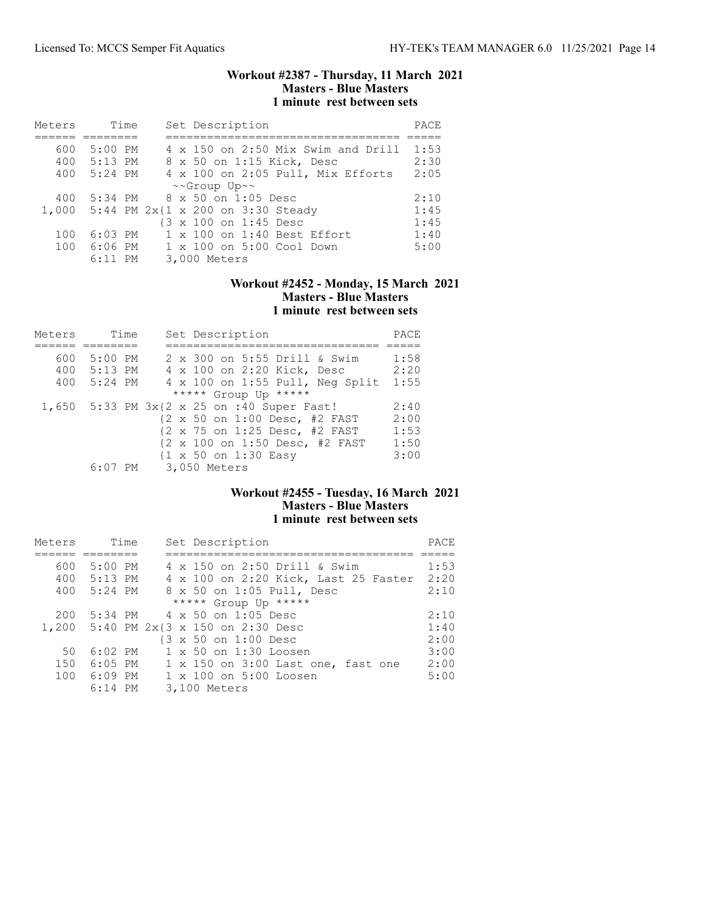### Workout #2387 - Thursday, 11 March 2021
### Masters - Blue Masters
### 1 minute rest between sets

| Meters | Time | Set Description | PACE |
|---|---|---|---|
| 600 | 5:00 PM | 4 x 150 on 2:50 Mix Swim and Drill | 1:53 |
| 400 | 5:13 PM | 8 x 50 on 1:15 Kick, Desc | 2:30 |
| 400 | 5:24 PM | 4 x 100 on 2:05 Pull, Mix Efforts | 2:05 |
| | | ~~Group Up~~ | |
| 400 | 5:34 PM | 8 x 50 on 1:05 Desc | 2:10 |
| 1,000 | 5:44 PM | 2x{1 x 200 on 3:30 Steady | 1:45 |
| | | {3 x 100 on 1:45 Desc | 1:45 |
| 100 | 6:03 PM | 1 x 100 on 1:40 Best Effort | 1:40 |
| 100 | 6:06 PM | 1 x 100 on 5:00 Cool Down | 5:00 |
| | 6:11 PM | 3,000 Meters | |

### Workout #2452 - Monday, 15 March 2021
### Masters - Blue Masters
### 1 minute rest between sets

| Meters | Time | Set Description | PACE |
|---|---|---|---|
| 600 | 5:00 PM | 2 x 300 on 5:55 Drill & Swim | 1:58 |
| 400 | 5:13 PM | 4 x 100 on 2:20 Kick, Desc | 2:20 |
| 400 | 5:24 PM | 4 x 100 on 1:55 Pull, Neg Split | 1:55 |
| | | ***** Group Up ***** | |
| 1,650 | 5:33 PM | 3x{2 x 25 on :40 Super Fast! | 2:40 |
| | | {2 x 50 on 1:00 Desc, #2 FAST | 2:00 |
| | | {2 x 75 on 1:25 Desc, #2 FAST | 1:53 |
| | | {2 x 100 on 1:50 Desc, #2 FAST | 1:50 |
| | | {1 x 50 on 1:30 Easy | 3:00 |
| | 6:07 PM | 3,050 Meters | |

### Workout #2455 - Tuesday, 16 March 2021
### Masters - Blue Masters
### 1 minute rest between sets

| Meters | Time | Set Description | PACE |
|---|---|---|---|
| 600 | 5:00 PM | 4 x 150 on 2:50 Drill & Swim | 1:53 |
| 400 | 5:13 PM | 4 x 100 on 2:20 Kick, Last 25 Faster | 2:20 |
| 400 | 5:24 PM | 8 x 50 on 1:05 Pull, Desc | 2:10 |
| | | ***** Group Up ***** | |
| 200 | 5:34 PM | 4 x 50 on 1:05 Desc | 2:10 |
| 1,200 | 5:40 PM | 2x{3 x 150 on 2:30 Desc | 1:40 |
| | | {3 x 50 on 1:00 Desc | 2:00 |
| 50 | 6:02 PM | 1 x 50 on 1:30 Loosen | 3:00 |
| 150 | 6:05 PM | 1 x 150 on 3:00 Last one, fast one | 2:00 |
| 100 | 6:09 PM | 1 x 100 on 5:00 Loosen | 5:00 |
| | 6:14 PM | 3,100 Meters | |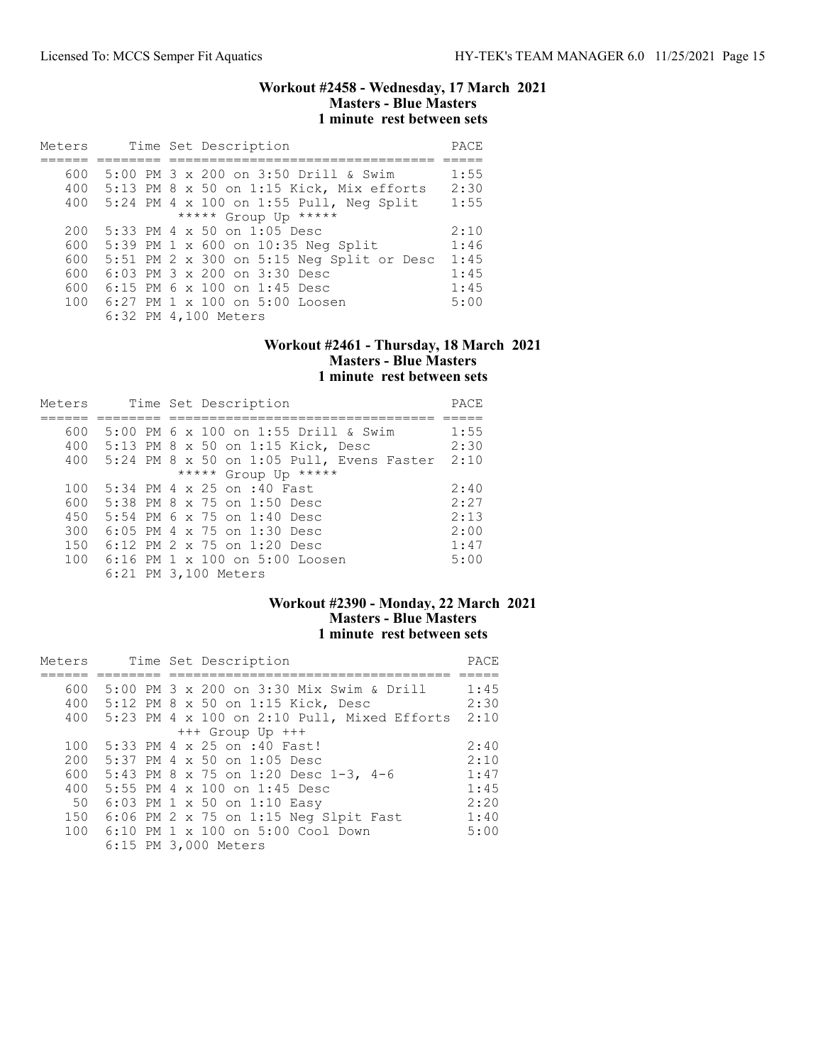### Workout #2458 - Wednesday, 17 March 2021
### Masters - Blue Masters
### 1 minute rest between sets

| Meters | Time | Set Description | PACE |
|---|---|---|---|
| 600 | 5:00 PM | 3 x 200 on 3:50 Drill & Swim | 1:55 |
| 400 | 5:13 PM | 8 x 50 on 1:15 Kick, Mix efforts | 2:30 |
| 400 | 5:24 PM | 4 x 100 on 1:55 Pull, Neg Split | 1:55 |
| | | ***** Group Up ***** | |
| 200 | 5:33 PM | 4 x 50 on 1:05 Desc | 2:10 |
| 600 | 5:39 PM | 1 x 600 on 10:35 Neg Split | 1:46 |
| 600 | 5:51 PM | 2 x 300 on 5:15 Neg Split or Desc | 1:45 |
| 600 | 6:03 PM | 3 x 200 on 3:30 Desc | 1:45 |
| 600 | 6:15 PM | 6 x 100 on 1:45 Desc | 1:45 |
| 100 | 6:27 PM | 1 x 100 on 5:00 Loosen | 5:00 |
| | 6:32 PM | 4,100 Meters | |

### Workout #2461 - Thursday, 18 March 2021
### Masters - Blue Masters
### 1 minute rest between sets

| Meters | Time | Set Description | PACE |
|---|---|---|---|
| 600 | 5:00 PM | 6 x 100 on 1:55 Drill & Swim | 1:55 |
| 400 | 5:13 PM | 8 x 50 on 1:15 Kick, Desc | 2:30 |
| 400 | 5:24 PM | 8 x 50 on 1:05 Pull, Evens Faster | 2:10 |
| | | ***** Group Up ***** | |
| 100 | 5:34 PM | 4 x 25 on :40 Fast | 2:40 |
| 600 | 5:38 PM | 8 x 75 on 1:50 Desc | 2:27 |
| 450 | 5:54 PM | 6 x 75 on 1:40 Desc | 2:13 |
| 300 | 6:05 PM | 4 x 75 on 1:30 Desc | 2:00 |
| 150 | 6:12 PM | 2 x 75 on 1:20 Desc | 1:47 |
| 100 | 6:16 PM | 1 x 100 on 5:00 Loosen | 5:00 |
| | 6:21 PM | 3,100 Meters | |

### Workout #2390 - Monday, 22 March 2021
### Masters - Blue Masters
### 1 minute rest between sets

| Meters | Time | Set Description | PACE |
|---|---|---|---|
| 600 | 5:00 PM | 3 x 200 on 3:30 Mix Swim & Drill | 1:45 |
| 400 | 5:12 PM | 8 x 50 on 1:15 Kick, Desc | 2:30 |
| 400 | 5:23 PM | 4 x 100 on 2:10 Pull, Mixed Efforts | 2:10 |
| | | +++ Group Up +++ | |
| 100 | 5:33 PM | 4 x 25 on :40 Fast! | 2:40 |
| 200 | 5:37 PM | 4 x 50 on 1:05 Desc | 2:10 |
| 600 | 5:43 PM | 8 x 75 on 1:20 Desc 1-3, 4-6 | 1:47 |
| 400 | 5:55 PM | 4 x 100 on 1:45 Desc | 1:45 |
| 50 | 6:03 PM | 1 x 50 on 1:10 Easy | 2:20 |
| 150 | 6:06 PM | 2 x 75 on 1:15 Neg Slpit Fast | 1:40 |
| 100 | 6:10 PM | 1 x 100 on 5:00 Cool Down | 5:00 |
| | 6:15 PM | 3,000 Meters | |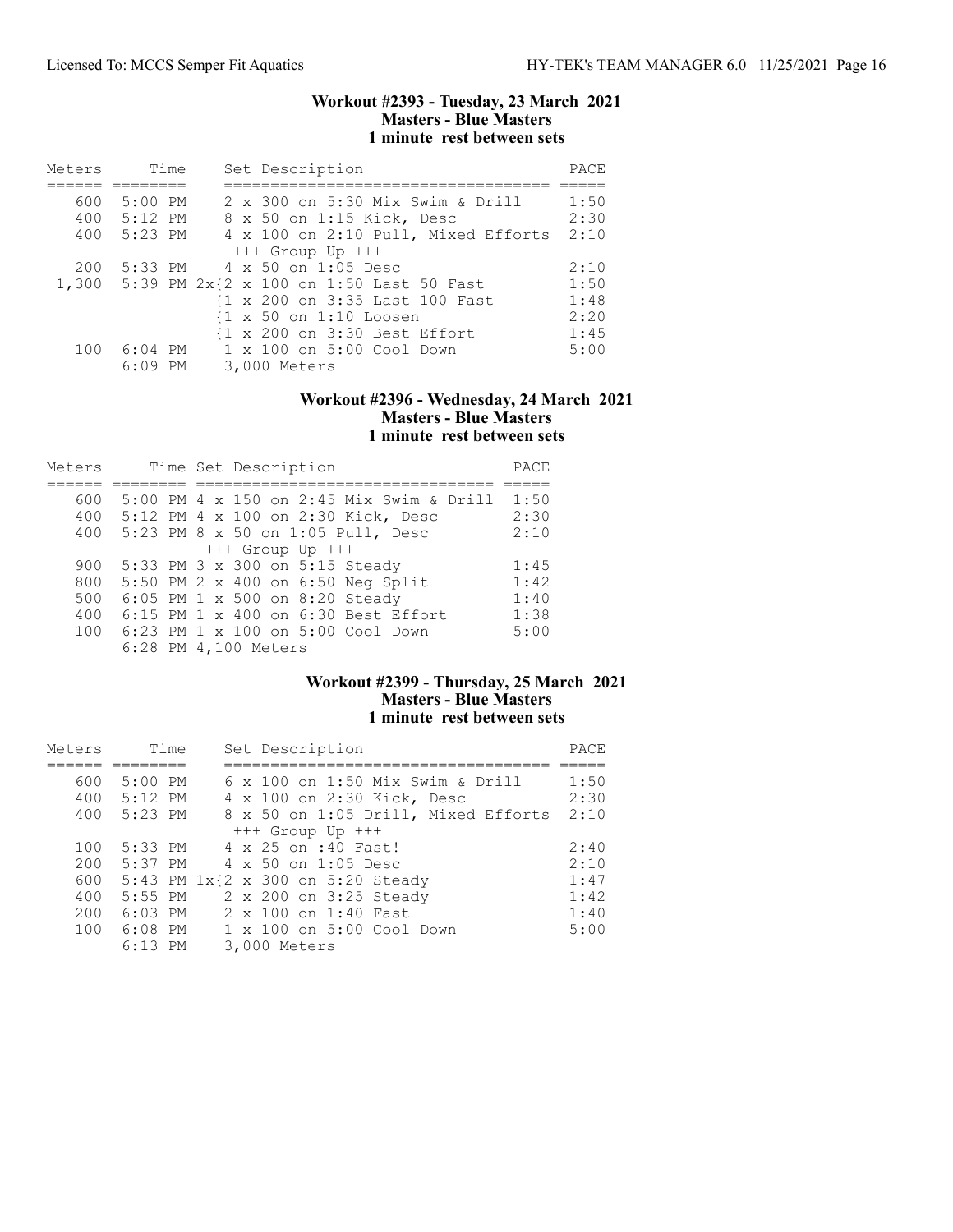## Workout #2393 - Tuesday, 23 March 2021
### Masters - Blue Masters
### 1 minute rest between sets

| Meters | Time | Set Description | PACE |
|---|---|---|---|
| 600 | 5:00 PM | 2 x 300 on 5:30 Mix Swim & Drill | 1:50 |
| 400 | 5:12 PM | 8 x 50 on 1:15 Kick, Desc | 2:30 |
| 400 | 5:23 PM | 4 x 100 on 2:10 Pull, Mixed Efforts | 2:10 |
| | | +++ Group Up +++ | |
| 200 | 5:33 PM | 4 x 50 on 1:05 Desc | 2:10 |
| 1,300 | 5:39 PM | 2x{2 x 100 on 1:50 Last 50 Fast | 1:50 |
| | | {1 x 200 on 3:35 Last 100 Fast | 1:48 |
| | | {1 x 50 on 1:10 Loosen | 2:20 |
| | | {1 x 200 on 3:30 Best Effort | 1:45 |
| 100 | 6:04 PM | 1 x 100 on 5:00 Cool Down | 5:00 |
| | 6:09 PM | 3,000 Meters | |

## Workout #2396 - Wednesday, 24 March 2021
### Masters - Blue Masters
### 1 minute rest between sets

| Meters | Time | Set Description | PACE |
|---|---|---|---|
| 600 | 5:00 PM | 4 x 150 on 2:45 Mix Swim & Drill | 1:50 |
| 400 | 5:12 PM | 4 x 100 on 2:30 Kick, Desc | 2:30 |
| 400 | 5:23 PM | 8 x 50 on 1:05 Pull, Desc | 2:10 |
| | | +++ Group Up +++ | |
| 900 | 5:33 PM | 3 x 300 on 5:15 Steady | 1:45 |
| 800 | 5:50 PM | 2 x 400 on 6:50 Neg Split | 1:42 |
| 500 | 6:05 PM | 1 x 500 on 8:20 Steady | 1:40 |
| 400 | 6:15 PM | 1 x 400 on 6:30 Best Effort | 1:38 |
| 100 | 6:23 PM | 1 x 100 on 5:00 Cool Down | 5:00 |
| | 6:28 PM | 4,100 Meters | |

## Workout #2399 - Thursday, 25 March 2021
### Masters - Blue Masters
### 1 minute rest between sets

| Meters | Time | Set Description | PACE |
|---|---|---|---|
| 600 | 5:00 PM | 6 x 100 on 1:50 Mix Swim & Drill | 1:50 |
| 400 | 5:12 PM | 4 x 100 on 2:30 Kick, Desc | 2:30 |
| 400 | 5:23 PM | 8 x 50 on 1:05 Drill, Mixed Efforts | 2:10 |
| | | +++ Group Up +++ | |
| 100 | 5:33 PM | 4 x 25 on :40 Fast! | 2:40 |
| 200 | 5:37 PM | 4 x 50 on 1:05 Desc | 2:10 |
| 600 | 5:43 PM | 1x{2 x 300 on 5:20 Steady | 1:47 |
| 400 | 5:55 PM | 2 x 200 on 3:25 Steady | 1:42 |
| 200 | 6:03 PM | 2 x 100 on 1:40 Fast | 1:40 |
| 100 | 6:08 PM | 1 x 100 on 5:00 Cool Down | 5:00 |
| | 6:13 PM | 3,000 Meters | |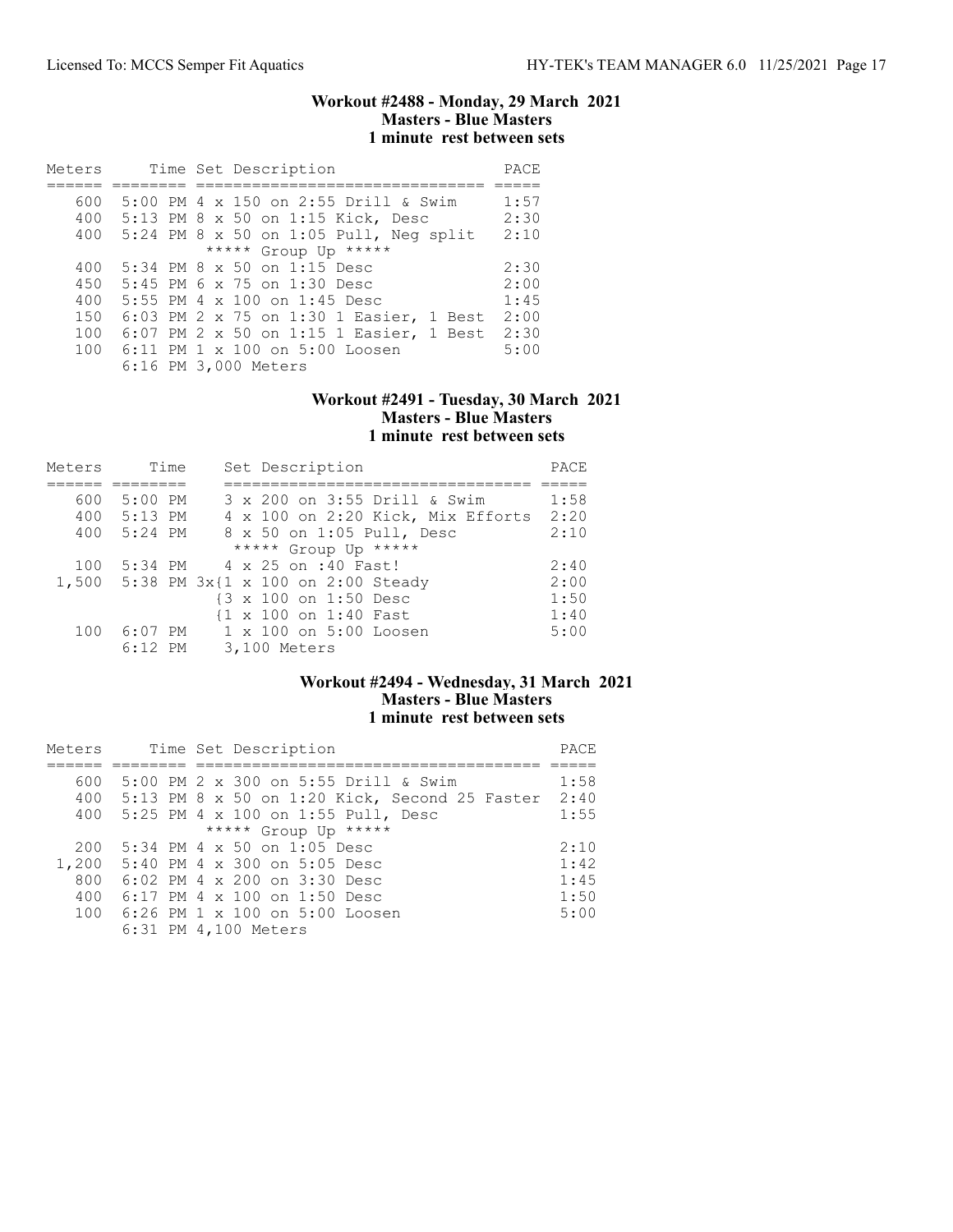## Workout #2488 - Monday, 29 March 2021
### Masters - Blue Masters
### 1 minute rest between sets

| Meters | Time | Set Description | PACE |
| --- | --- | --- | --- |
| 600 | 5:00 PM | 4 x 150 on 2:55 Drill & Swim | 1:57 |
| 400 | 5:13 PM | 8 x 50 on 1:15 Kick, Desc | 2:30 |
| 400 | 5:24 PM | 8 x 50 on 1:05 Pull, Neg split | 2:10 |
| | | ***** Group Up ***** | |
| 400 | 5:34 PM | 8 x 50 on 1:15 Desc | 2:30 |
| 450 | 5:45 PM | 6 x 75 on 1:30 Desc | 2:00 |
| 400 | 5:55 PM | 4 x 100 on 1:45 Desc | 1:45 |
| 150 | 6:03 PM | 2 x 75 on 1:30 1 Easier, 1 Best | 2:00 |
| 100 | 6:07 PM | 2 x 50 on 1:15 1 Easier, 1 Best | 2:30 |
| 100 | 6:11 PM | 1 x 100 on 5:00 Loosen | 5:00 |
| | 6:16 PM | 3,000 Meters | |

## Workout #2491 - Tuesday, 30 March 2021
### Masters - Blue Masters
### 1 minute rest between sets

| Meters | Time | Set Description | PACE |
| --- | --- | --- | --- |
| 600 | 5:00 PM | 3 x 200 on 3:55 Drill & Swim | 1:58 |
| 400 | 5:13 PM | 4 x 100 on 2:20 Kick, Mix Efforts | 2:20 |
| 400 | 5:24 PM | 8 x 50 on 1:05 Pull, Desc | 2:10 |
| | | ***** Group Up ***** | |
| 100 | 5:34 PM | 4 x 25 on :40 Fast! | 2:40 |
| 1,500 | 5:38 PM | 3x{1 x 100 on 2:00 Steady | 2:00 |
| | | {3 x 100 on 1:50 Desc | 1:50 |
| | | {1 x 100 on 1:40 Fast | 1:40 |
| 100 | 6:07 PM | 1 x 100 on 5:00 Loosen | 5:00 |
| | 6:12 PM | 3,100 Meters | |

## Workout #2494 - Wednesday, 31 March 2021
### Masters - Blue Masters
### 1 minute rest between sets

| Meters | Time | Set Description | PACE |
| --- | --- | --- | --- |
| 600 | 5:00 PM | 2 x 300 on 5:55 Drill & Swim | 1:58 |
| 400 | 5:13 PM | 8 x 50 on 1:20 Kick, Second 25 Faster | 2:40 |
| 400 | 5:25 PM | 4 x 100 on 1:55 Pull, Desc | 1:55 |
| | | ***** Group Up ***** | |
| 200 | 5:34 PM | 4 x 50 on 1:05 Desc | 2:10 |
| 1,200 | 5:40 PM | 4 x 300 on 5:05 Desc | 1:42 |
| 800 | 6:02 PM | 4 x 200 on 3:30 Desc | 1:45 |
| 400 | 6:17 PM | 4 x 100 on 1:50 Desc | 1:50 |
| 100 | 6:26 PM | 1 x 100 on 5:00 Loosen | 5:00 |
| | 6:31 PM | 4,100 Meters | |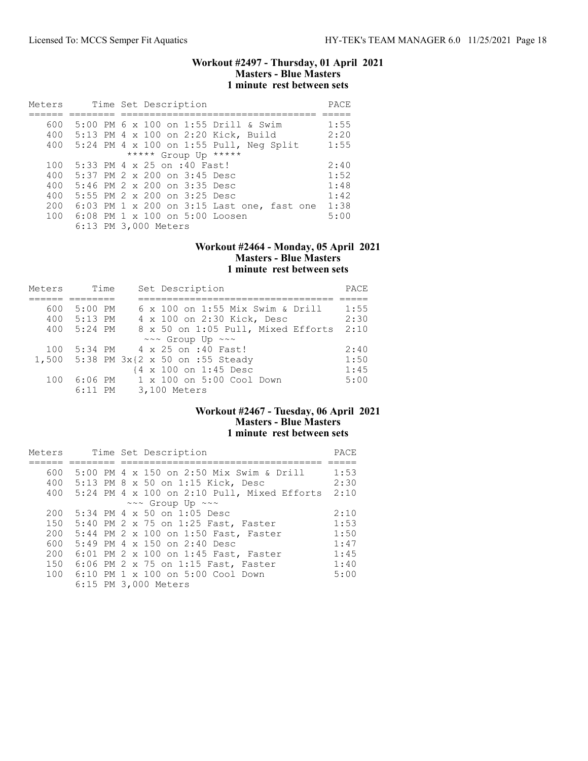### Workout #2497 - Thursday, 01 April 2021
### Masters - Blue Masters
### 1 minute rest between sets

| Meters | Time | Set Description | PACE |
|---|---|---|---|
| 600 | 5:00 PM | 6 x 100 on 1:55 Drill & Swim | 1:55 |
| 400 | 5:13 PM | 4 x 100 on 2:20 Kick, Build | 2:20 |
| 400 | 5:24 PM | 4 x 100 on 1:55 Pull, Neg Split | 1:55 |
| | | ***** Group Up ***** | |
| 100 | 5:33 PM | 4 x 25 on :40 Fast! | 2:40 |
| 400 | 5:37 PM | 2 x 200 on 3:45 Desc | 1:52 |
| 400 | 5:46 PM | 2 x 200 on 3:35 Desc | 1:48 |
| 400 | 5:55 PM | 2 x 200 on 3:25 Desc | 1:42 |
| 200 | 6:03 PM | 1 x 200 on 3:15 Last one, fast one | 1:38 |
| 100 | 6:08 PM | 1 x 100 on 5:00 Loosen | 5:00 |
| | 6:13 PM | 3,000 Meters | |

### Workout #2464 - Monday, 05 April 2021
### Masters - Blue Masters
### 1 minute rest between sets

| Meters | Time | Set Description | PACE |
|---|---|---|---|
| 600 | 5:00 PM | 6 x 100 on 1:55 Mix Swim & Drill | 1:55 |
| 400 | 5:13 PM | 4 x 100 on 2:30 Kick, Desc | 2:30 |
| 400 | 5:24 PM | 8 x 50 on 1:05 Pull, Mixed Efforts | 2:10 |
| | | ~~~ Group Up ~~~ | |
| 100 | 5:34 PM | 4 x 25 on :40 Fast! | 2:40 |
| 1,500 | 5:38 PM | 3x{2 x 50 on :55 Steady | 1:50 |
| | | {4 x 100 on 1:45 Desc | 1:45 |
| 100 | 6:06 PM | 1 x 100 on 5:00 Cool Down | 5:00 |
| | 6:11 PM | 3,100 Meters | |

### Workout #2467 - Tuesday, 06 April 2021
### Masters - Blue Masters
### 1 minute rest between sets

| Meters | Time | Set Description | PACE |
|---|---|---|---|
| 600 | 5:00 PM | 4 x 150 on 2:50 Mix Swim & Drill | 1:53 |
| 400 | 5:13 PM | 8 x 50 on 1:15 Kick, Desc | 2:30 |
| 400 | 5:24 PM | 4 x 100 on 2:10 Pull, Mixed Efforts | 2:10 |
| | | ~~~ Group Up ~~~ | |
| 200 | 5:34 PM | 4 x 50 on 1:05 Desc | 2:10 |
| 150 | 5:40 PM | 2 x 75 on 1:25 Fast, Faster | 1:53 |
| 200 | 5:44 PM | 2 x 100 on 1:50 Fast, Faster | 1:50 |
| 600 | 5:49 PM | 4 x 150 on 2:40 Desc | 1:47 |
| 200 | 6:01 PM | 2 x 100 on 1:45 Fast, Faster | 1:45 |
| 150 | 6:06 PM | 2 x 75 on 1:15 Fast, Faster | 1:40 |
| 100 | 6:10 PM | 1 x 100 on 5:00 Cool Down | 5:00 |
| | 6:15 PM | 3,000 Meters | |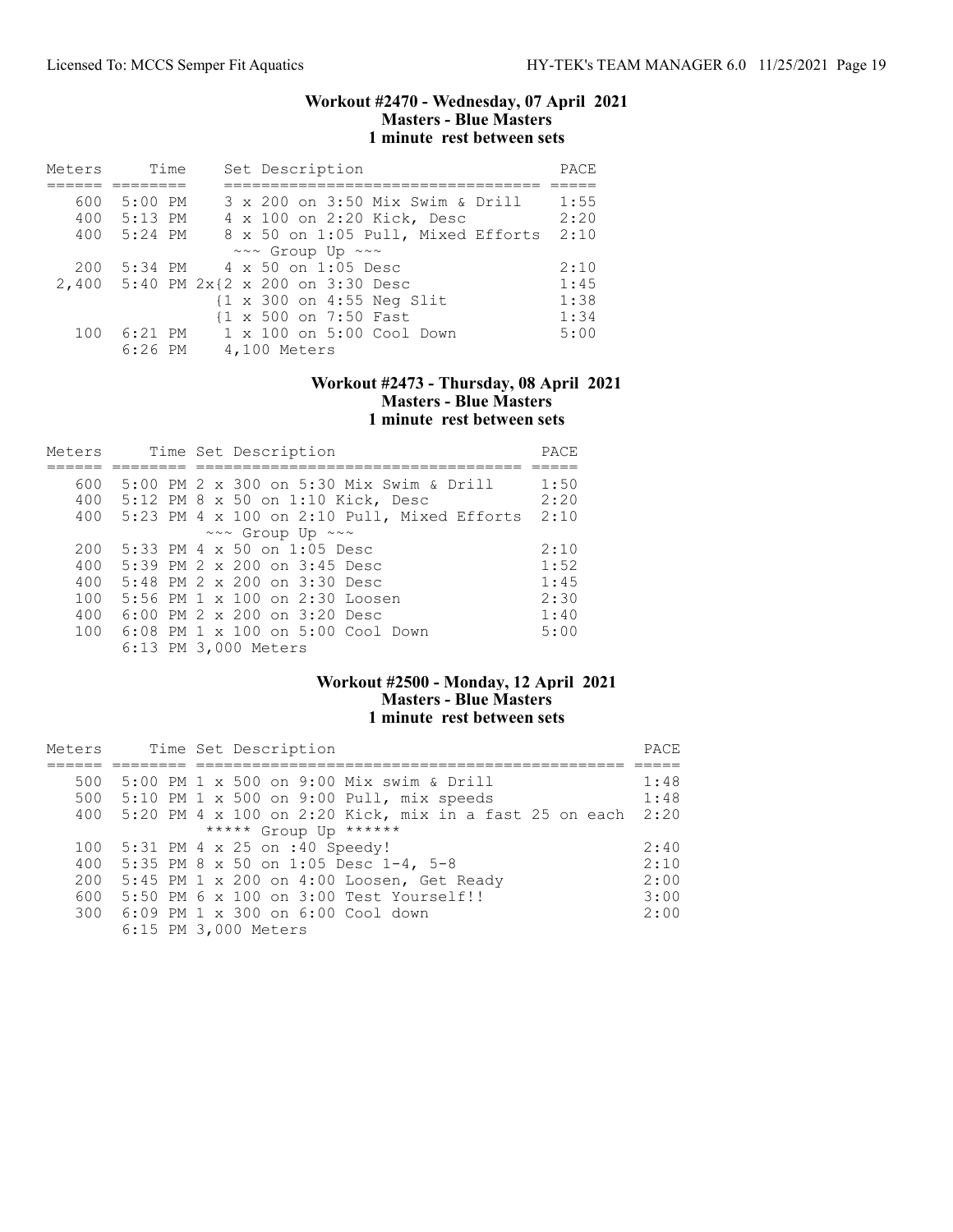## Workout #2470 - Wednesday, 07 April 2021
### Masters - Blue Masters
### 1 minute rest between sets

| Meters | Time | Set Description | PACE |
|---|---|---|---|
| 600 | 5:00 PM | 3 x 200 on 3:50 Mix Swim & Drill | 1:55 |
| 400 | 5:13 PM | 4 x 100 on 2:20 Kick, Desc | 2:20 |
| 400 | 5:24 PM | 8 x 50 on 1:05 Pull, Mixed Efforts | 2:10 |
| | | ~~~ Group Up ~~~ | |
| 200 | 5:34 PM | 4 x 50 on 1:05 Desc | 2:10 |
| 2,400 | 5:40 PM | 2x{2 x 200 on 3:30 Desc | 1:45 |
| | | {1 x 300 on 4:55 Neg Slit | 1:38 |
| | | {1 x 500 on 7:50 Fast | 1:34 |
| 100 | 6:21 PM | 1 x 100 on 5:00 Cool Down | 5:00 |
| | 6:26 PM | 4,100 Meters | |

## Workout #2473 - Thursday, 08 April 2021
### Masters - Blue Masters
### 1 minute rest between sets

| Meters | Time | Set Description | PACE |
|---|---|---|---|
| 600 | 5:00 PM | 2 x 300 on 5:30 Mix Swim & Drill | 1:50 |
| 400 | 5:12 PM | 8 x 50 on 1:10 Kick, Desc | 2:20 |
| 400 | 5:23 PM | 4 x 100 on 2:10 Pull, Mixed Efforts | 2:10 |
| | | ~~~ Group Up ~~~ | |
| 200 | 5:33 PM | 4 x 50 on 1:05 Desc | 2:10 |
| 400 | 5:39 PM | 2 x 200 on 3:45 Desc | 1:52 |
| 400 | 5:48 PM | 2 x 200 on 3:30 Desc | 1:45 |
| 100 | 5:56 PM | 1 x 100 on 2:30 Loosen | 2:30 |
| 400 | 6:00 PM | 2 x 200 on 3:20 Desc | 1:40 |
| 100 | 6:08 PM | 1 x 100 on 5:00 Cool Down | 5:00 |
| | 6:13 PM | 3,000 Meters | |

## Workout #2500 - Monday, 12 April 2021
### Masters - Blue Masters
### 1 minute rest between sets

| Meters | Time | Set Description | PACE |
|---|---|---|---|
| 500 | 5:00 PM | 1 x 500 on 9:00 Mix swim & Drill | 1:48 |
| 500 | 5:10 PM | 1 x 500 on 9:00 Pull, mix speeds | 1:48 |
| 400 | 5:20 PM | 4 x 100 on 2:20 Kick, mix in a fast 25 on each | 2:20 |
| | | ***** Group Up ****** | |
| 100 | 5:31 PM | 4 x 25 on :40 Speedy! | 2:40 |
| 400 | 5:35 PM | 8 x 50 on 1:05 Desc 1-4, 5-8 | 2:10 |
| 200 | 5:45 PM | 1 x 200 on 4:00 Loosen, Get Ready | 2:00 |
| 600 | 5:50 PM | 6 x 100 on 3:00 Test Yourself!! | 3:00 |
| 300 | 6:09 PM | 1 x 300 on 6:00 Cool down | 2:00 |
| | 6:15 PM | 3,000 Meters | |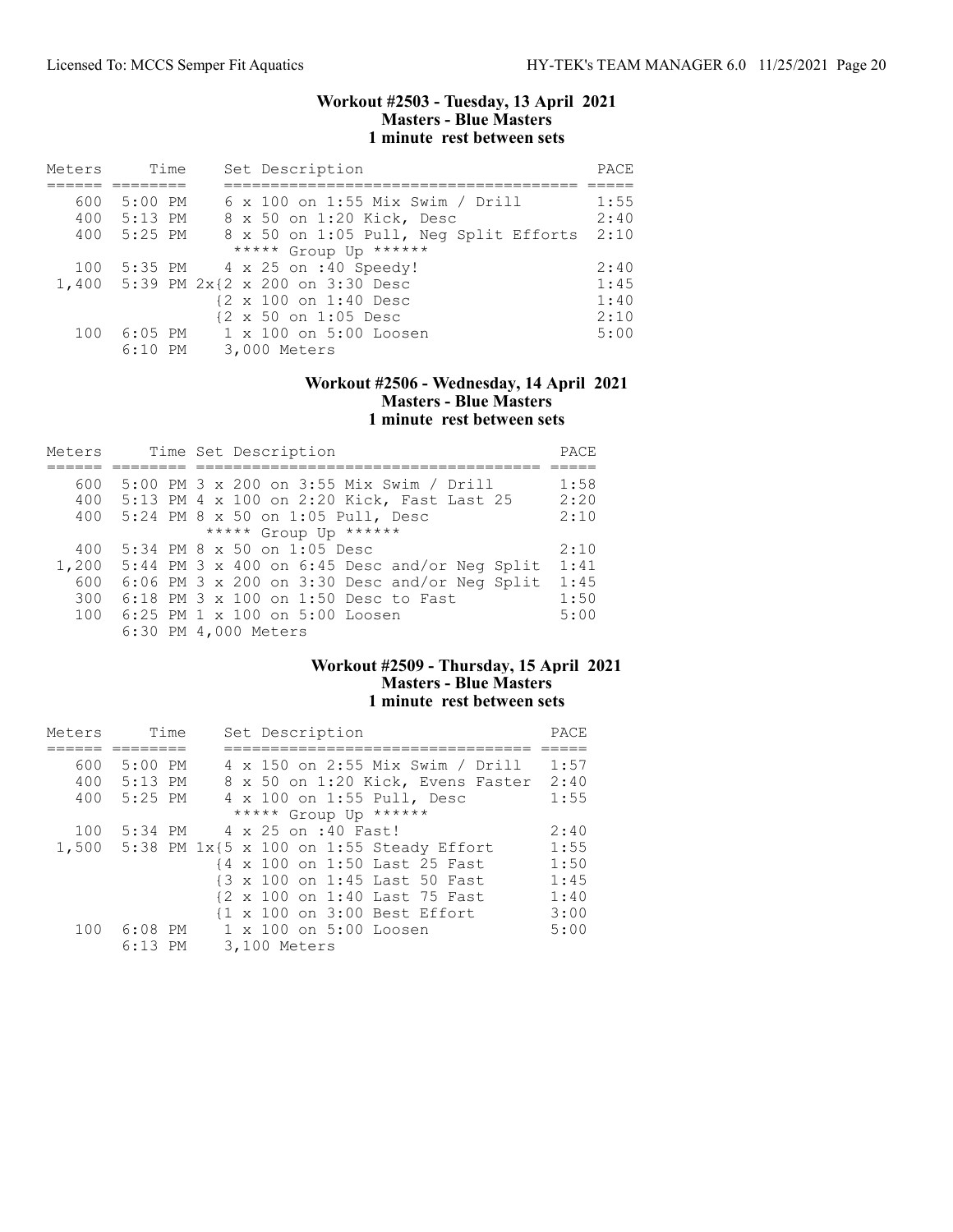### Workout #2503 - Tuesday, 13 April 2021
**Masters - Blue Masters**
**1 minute rest between sets**

| Meters | Time | Set Description | PACE |
|---|---|---|---|
| 600 | 5:00 PM | 6 x 100 on 1:55 Mix Swim / Drill | 1:55 |
| 400 | 5:13 PM | 8 x 50 on 1:20 Kick, Desc | 2:40 |
| 400 | 5:25 PM | 8 x 50 on 1:05 Pull, Neg Split Efforts | 2:10 |
| | | ***** Group Up ****** | |
| 100 | 5:35 PM | 4 x 25 on :40 Speedy! | 2:40 |
| 1,400 | 5:39 PM | 2x{2 x 200 on 3:30 Desc | 1:45 |
| | | {2 x 100 on 1:40 Desc | 1:40 |
| | | {2 x 50 on 1:05 Desc | 2:10 |
| 100 | 6:05 PM | 1 x 100 on 5:00 Loosen | 5:00 |
| | 6:10 PM | 3,000 Meters | |

### Workout #2506 - Wednesday, 14 April 2021
**Masters - Blue Masters**
**1 minute rest between sets**

| Meters | Time | Set Description | PACE |
|---|---|---|---|
| 600 | 5:00 PM | 3 x 200 on 3:55 Mix Swim / Drill | 1:58 |
| 400 | 5:13 PM | 4 x 100 on 2:20 Kick, Fast Last 25 | 2:20 |
| 400 | 5:24 PM | 8 x 50 on 1:05 Pull, Desc | 2:10 |
| | | ***** Group Up ****** | |
| 400 | 5:34 PM | 8 x 50 on 1:05 Desc | 2:10 |
| 1,200 | 5:44 PM | 3 x 400 on 6:45 Desc and/or Neg Split | 1:41 |
| 600 | 6:06 PM | 3 x 200 on 3:30 Desc and/or Neg Split | 1:45 |
| 300 | 6:18 PM | 3 x 100 on 1:50 Desc to Fast | 1:50 |
| 100 | 6:25 PM | 1 x 100 on 5:00 Loosen | 5:00 |
| | 6:30 PM | 4,000 Meters | |

### Workout #2509 - Thursday, 15 April 2021
**Masters - Blue Masters**
**1 minute rest between sets**

| Meters | Time | Set Description | PACE |
|---|---|---|---|
| 600 | 5:00 PM | 4 x 150 on 2:55 Mix Swim / Drill | 1:57 |
| 400 | 5:13 PM | 8 x 50 on 1:20 Kick, Evens Faster | 2:40 |
| 400 | 5:25 PM | 4 x 100 on 1:55 Pull, Desc | 1:55 |
| | | ***** Group Up ****** | |
| 100 | 5:34 PM | 4 x 25 on :40 Fast! | 2:40 |
| 1,500 | 5:38 PM | 1x{5 x 100 on 1:55 Steady Effort | 1:55 |
| | | {4 x 100 on 1:50 Last 25 Fast | 1:50 |
| | | {3 x 100 on 1:45 Last 50 Fast | 1:45 |
| | | {2 x 100 on 1:40 Last 75 Fast | 1:40 |
| | | {1 x 100 on 3:00 Best Effort | 3:00 |
| 100 | 6:08 PM | 1 x 100 on 5:00 Loosen | 5:00 |
| | 6:13 PM | 3,100 Meters | |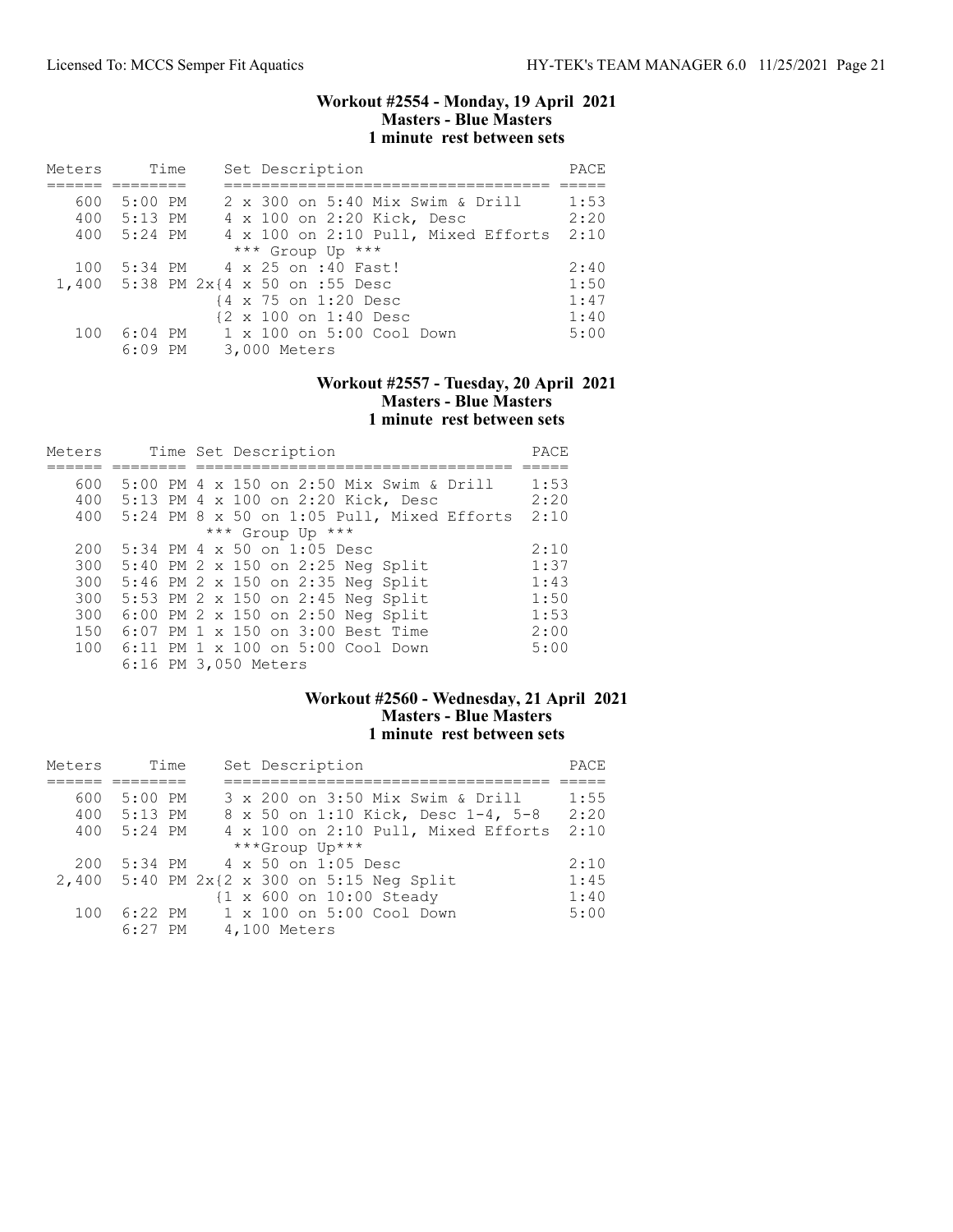### Workout #2554 - Monday, 19 April 2021
**Masters - Blue Masters**
**1 minute rest between sets**

| Meters | Time | Set Description | PACE |
|---|---|---|---|
| 600 | 5:00 PM | 2 x 300 on 5:40 Mix Swim & Drill | 1:53 |
| 400 | 5:13 PM | 4 x 100 on 2:20 Kick, Desc | 2:20 |
| 400 | 5:24 PM | 4 x 100 on 2:10 Pull, Mixed Efforts | 2:10 |
| | | *** Group Up *** | |
| 100 | 5:34 PM | 4 x 25 on :40 Fast! | 2:40 |
| 1,400 | 5:38 PM | 2x{4 x 50 on :55 Desc | 1:50 |
| | | {4 x 75 on 1:20 Desc | 1:47 |
| | | {2 x 100 on 1:40 Desc | 1:40 |
| 100 | 6:04 PM | 1 x 100 on 5:00 Cool Down | 5:00 |
| | 6:09 PM | 3,000 Meters | |

### Workout #2557 - Tuesday, 20 April 2021
**Masters - Blue Masters**
**1 minute rest between sets**

| Meters | Time | Set Description | PACE |
|---|---|---|---|
| 600 | 5:00 PM | 4 x 150 on 2:50 Mix Swim & Drill | 1:53 |
| 400 | 5:13 PM | 4 x 100 on 2:20 Kick, Desc | 2:20 |
| 400 | 5:24 PM | 8 x 50 on 1:05 Pull, Mixed Efforts | 2:10 |
| | | *** Group Up *** | |
| 200 | 5:34 PM | 4 x 50 on 1:05 Desc | 2:10 |
| 300 | 5:40 PM | 2 x 150 on 2:25 Neg Split | 1:37 |
| 300 | 5:46 PM | 2 x 150 on 2:35 Neg Split | 1:43 |
| 300 | 5:53 PM | 2 x 150 on 2:45 Neg Split | 1:50 |
| 300 | 6:00 PM | 2 x 150 on 2:50 Neg Split | 1:53 |
| 150 | 6:07 PM | 1 x 150 on 3:00 Best Time | 2:00 |
| 100 | 6:11 PM | 1 x 100 on 5:00 Cool Down | 5:00 |
| | 6:16 PM | 3,050 Meters | |

### Workout #2560 - Wednesday, 21 April 2021
**Masters - Blue Masters**
**1 minute rest between sets**

| Meters | Time | Set Description | PACE |
|---|---|---|---|
| 600 | 5:00 PM | 3 x 200 on 3:50 Mix Swim & Drill | 1:55 |
| 400 | 5:13 PM | 8 x 50 on 1:10 Kick, Desc 1-4, 5-8 | 2:20 |
| 400 | 5:24 PM | 4 x 100 on 2:10 Pull, Mixed Efforts | 2:10 |
| | | ***Group Up*** | |
| 200 | 5:34 PM | 4 x 50 on 1:05 Desc | 2:10 |
| 2,400 | 5:40 PM | 2x{2 x 300 on 5:15 Neg Split | 1:45 |
| | | {1 x 600 on 10:00 Steady | 1:40 |
| 100 | 6:22 PM | 1 x 100 on 5:00 Cool Down | 5:00 |
| | 6:27 PM | 4,100 Meters | |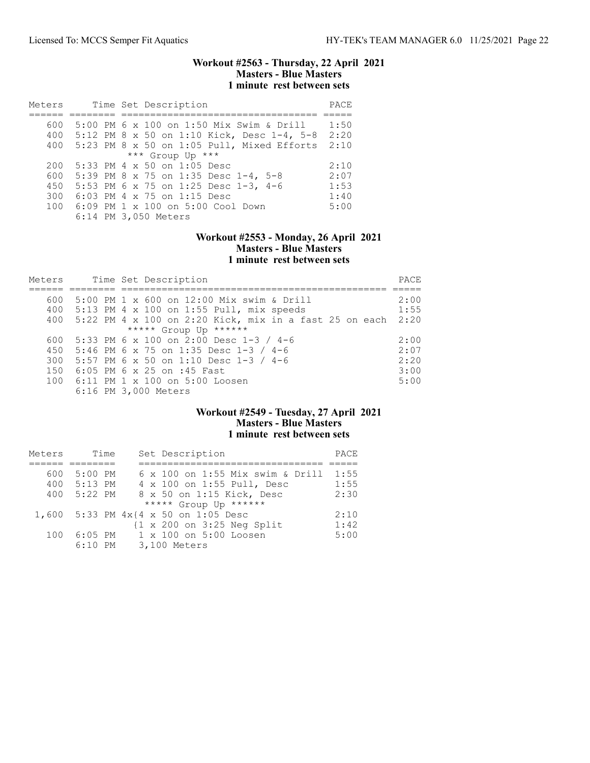## Workout #2563 - Thursday, 22 April 2021
### Masters - Blue Masters
### 1 minute rest between sets

| Meters | Time | Set Description | PACE |
|---|---|---|---|
| 600 | 5:00 PM | 6 x 100 on 1:50 Mix Swim & Drill | 1:50 |
| 400 | 5:12 PM | 8 x 50 on 1:10 Kick, Desc 1-4, 5-8 | 2:20 |
| 400 | 5:23 PM | 8 x 50 on 1:05 Pull, Mixed Efforts | 2:10 |
| | | *** Group Up *** | |
| 200 | 5:33 PM | 4 x 50 on 1:05 Desc | 2:10 |
| 600 | 5:39 PM | 8 x 75 on 1:35 Desc 1-4, 5-8 | 2:07 |
| 450 | 5:53 PM | 6 x 75 on 1:25 Desc 1-3, 4-6 | 1:53 |
| 300 | 6:03 PM | 4 x 75 on 1:15 Desc | 1:40 |
| 100 | 6:09 PM | 1 x 100 on 5:00 Cool Down | 5:00 |
| | 6:14 PM | 3,050 Meters | |

## Workout #2553 - Monday, 26 April 2021
### Masters - Blue Masters
### 1 minute rest between sets

| Meters | Time | Set Description | PACE |
|---|---|---|---|
| 600 | 5:00 PM | 1 x 600 on 12:00 Mix swim & Drill | 2:00 |
| 400 | 5:13 PM | 4 x 100 on 1:55 Pull, mix speeds | 1:55 |
| 400 | 5:22 PM | 4 x 100 on 2:20 Kick, mix in a fast 25 on each | 2:20 |
| | | ***** Group Up ****** | |
| 600 | 5:33 PM | 6 x 100 on 2:00 Desc 1-3 / 4-6 | 2:00 |
| 450 | 5:46 PM | 6 x 75 on 1:35 Desc 1-3 / 4-6 | 2:07 |
| 300 | 5:57 PM | 6 x 50 on 1:10 Desc 1-3 / 4-6 | 2:20 |
| 150 | 6:05 PM | 6 x 25 on :45 Fast | 3:00 |
| 100 | 6:11 PM | 1 x 100 on 5:00 Loosen | 5:00 |
| | 6:16 PM | 3,000 Meters | |

## Workout #2549 - Tuesday, 27 April 2021
### Masters - Blue Masters
### 1 minute rest between sets

| Meters | Time | Set Description | PACE |
|---|---|---|---|
| 600 | 5:00 PM | 6 x 100 on 1:55 Mix swim & Drill | 1:55 |
| 400 | 5:13 PM | 4 x 100 on 1:55 Pull, Desc | 1:55 |
| 400 | 5:22 PM | 8 x 50 on 1:15 Kick, Desc | 2:30 |
| | | ***** Group Up ****** | |
| 1,600 | 5:33 PM | 4x{4 x 50 on 1:05 Desc | 2:10 |
| | | {1 x 200 on 3:25 Neg Split | 1:42 |
| 100 | 6:05 PM | 1 x 100 on 5:00 Loosen | 5:00 |
| | 6:10 PM | 3,100 Meters | |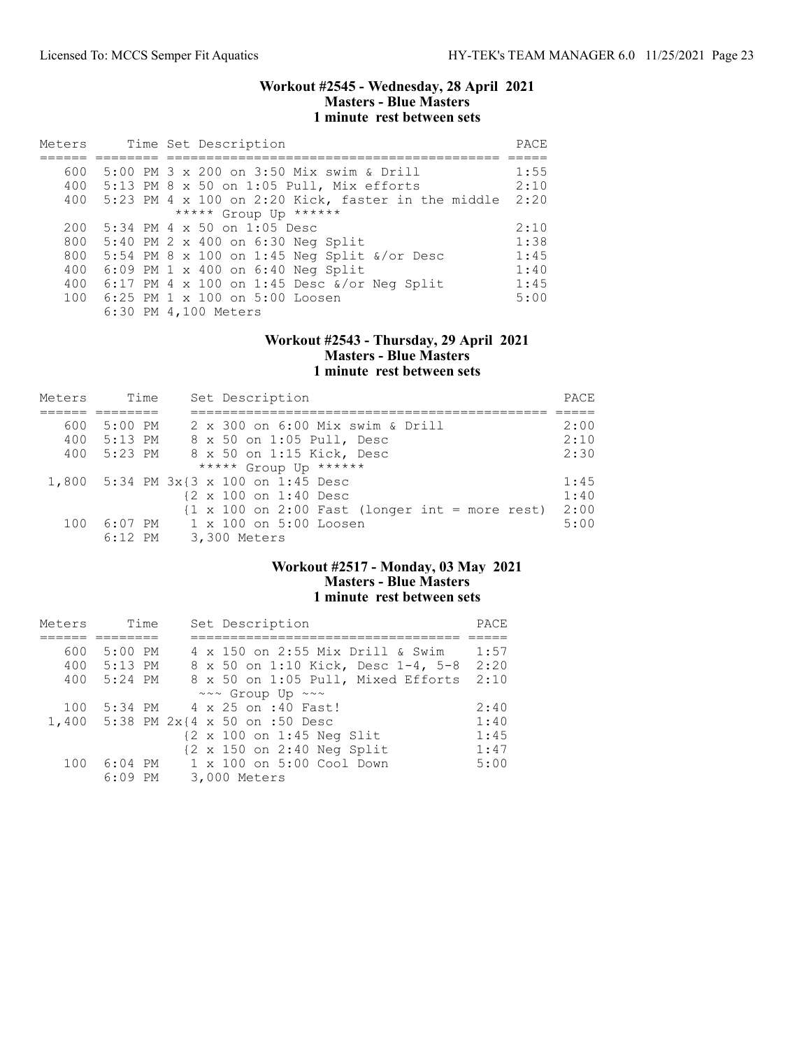## Workout #2545 - Wednesday, 28 April 2021
### Masters - Blue Masters
### 1 minute rest between sets

| Meters | Time | Set Description | PACE |
|---|---|---|---|
| 600 | 5:00 PM | 3 x 200 on 3:50 Mix swim & Drill | 1:55 |
| 400 | 5:13 PM | 8 x 50 on 1:05 Pull, Mix efforts | 2:10 |
| 400 | 5:23 PM | 4 x 100 on 2:20 Kick, faster in the middle | 2:20 |
| | | ***** Group Up ****** | |
| 200 | 5:34 PM | 4 x 50 on 1:05 Desc | 2:10 |
| 800 | 5:40 PM | 2 x 400 on 6:30 Neg Split | 1:38 |
| 800 | 5:54 PM | 8 x 100 on 1:45 Neg Split &/or Desc | 1:45 |
| 400 | 6:09 PM | 1 x 400 on 6:40 Neg Split | 1:40 |
| 400 | 6:17 PM | 4 x 100 on 1:45 Desc &/or Neg Split | 1:45 |
| 100 | 6:25 PM | 1 x 100 on 5:00 Loosen | 5:00 |
| | 6:30 PM | 4,100 Meters | |

## Workout #2543 - Thursday, 29 April 2021
### Masters - Blue Masters
### 1 minute rest between sets

| Meters | Time | Set Description | PACE |
|---|---|---|---|
| 600 | 5:00 PM | 2 x 300 on 6:00 Mix swim & Drill | 2:00 |
| 400 | 5:13 PM | 8 x 50 on 1:05 Pull, Desc | 2:10 |
| 400 | 5:23 PM | 8 x 50 on 1:15 Kick, Desc | 2:30 |
| | | ***** Group Up ****** | |
| 1,800 | 5:34 PM | 3x{3 x 100 on 1:45 Desc | 1:45 |
| | | {2 x 100 on 1:40 Desc | 1:40 |
| | | {1 x 100 on 2:00 Fast (longer int = more rest) | 2:00 |
| 100 | 6:07 PM | 1 x 100 on 5:00 Loosen | 5:00 |
| | 6:12 PM | 3,300 Meters | |

## Workout #2517 - Monday, 03 May 2021
### Masters - Blue Masters
### 1 minute rest between sets

| Meters | Time | Set Description | PACE |
|---|---|---|---|
| 600 | 5:00 PM | 4 x 150 on 2:55 Mix Drill & Swim | 1:57 |
| 400 | 5:13 PM | 8 x 50 on 1:10 Kick, Desc 1-4, 5-8 | 2:20 |
| 400 | 5:24 PM | 8 x 50 on 1:05 Pull, Mixed Efforts | 2:10 |
| | | ~~~ Group Up ~~~ | |
| 100 | 5:34 PM | 4 x 25 on :40 Fast! | 2:40 |
| 1,400 | 5:38 PM | 2x{4 x 50 on :50 Desc | 1:40 |
| | | {2 x 100 on 1:45 Neg Slit | 1:45 |
| | | {2 x 150 on 2:40 Neg Split | 1:47 |
| 100 | 6:04 PM | 1 x 100 on 5:00 Cool Down | 5:00 |
| | 6:09 PM | 3,000 Meters | |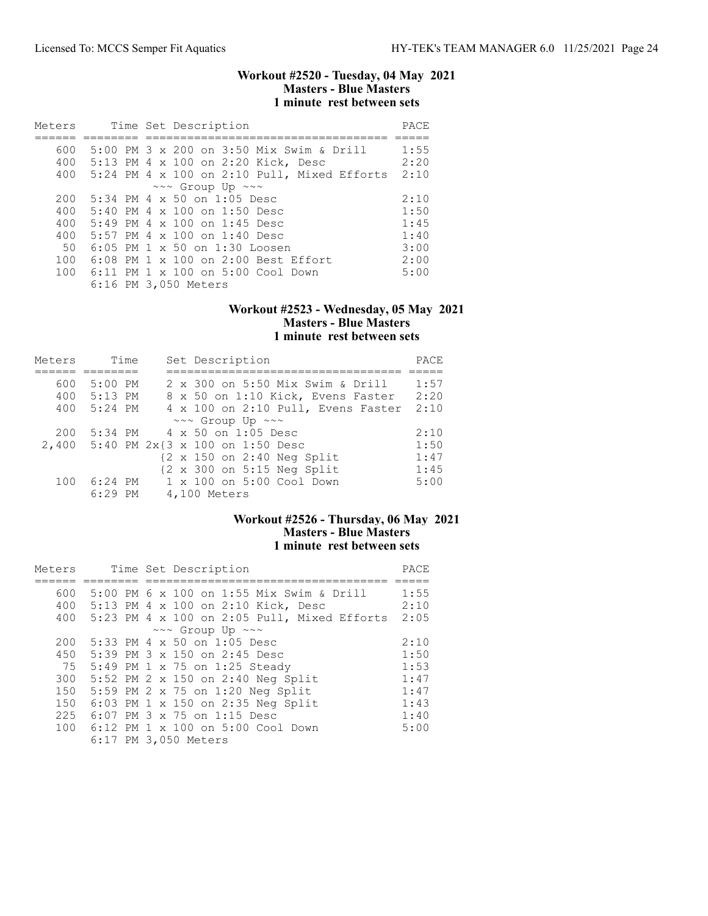### Workout #2520 - Tuesday, 04 May 2021
**Masters - Blue Masters**
**1 minute rest between sets**

| Meters | Time | Set Description | PACE |
|---|---|---|---|
| 600 | 5:00 PM | 3 x 200 on 3:50 Mix Swim & Drill | 1:55 |
| 400 | 5:13 PM | 4 x 100 on 2:20 Kick, Desc | 2:20 |
| 400 | 5:24 PM | 4 x 100 on 2:10 Pull, Mixed Efforts | 2:10 |
| | | ~~~ Group Up ~~~ | |
| 200 | 5:34 PM | 4 x 50 on 1:05 Desc | 2:10 |
| 400 | 5:40 PM | 4 x 100 on 1:50 Desc | 1:50 |
| 400 | 5:49 PM | 4 x 100 on 1:45 Desc | 1:45 |
| 400 | 5:57 PM | 4 x 100 on 1:40 Desc | 1:40 |
| 50 | 6:05 PM | 1 x 50 on 1:30 Loosen | 3:00 |
| 100 | 6:08 PM | 1 x 100 on 2:00 Best Effort | 2:00 |
| 100 | 6:11 PM | 1 x 100 on 5:00 Cool Down | 5:00 |
| | 6:16 PM | 3,050 Meters | |

### Workout #2523 - Wednesday, 05 May 2021
**Masters - Blue Masters**
**1 minute rest between sets**

| Meters | Time | Set Description | PACE |
|---|---|---|---|
| 600 | 5:00 PM | 2 x 300 on 5:50 Mix Swim & Drill | 1:57 |
| 400 | 5:13 PM | 8 x 50 on 1:10 Kick, Evens Faster | 2:20 |
| 400 | 5:24 PM | 4 x 100 on 2:10 Pull, Evens Faster | 2:10 |
| | | ~~~ Group Up ~~~ | |
| 200 | 5:34 PM | 4 x 50 on 1:05 Desc | 2:10 |
| 2,400 | 5:40 PM | 2x{3 x 100 on 1:50 Desc | 1:50 |
| | | {2 x 150 on 2:40 Neg Split | 1:47 |
| | | {2 x 300 on 5:15 Neg Split | 1:45 |
| 100 | 6:24 PM | 1 x 100 on 5:00 Cool Down | 5:00 |
| | 6:29 PM | 4,100 Meters | |

### Workout #2526 - Thursday, 06 May 2021
**Masters - Blue Masters**
**1 minute rest between sets**

| Meters | Time | Set Description | PACE |
|---|---|---|---|
| 600 | 5:00 PM | 6 x 100 on 1:55 Mix Swim & Drill | 1:55 |
| 400 | 5:13 PM | 4 x 100 on 2:10 Kick, Desc | 2:10 |
| 400 | 5:23 PM | 4 x 100 on 2:05 Pull, Mixed Efforts | 2:05 |
| | | ~~~ Group Up ~~~ | |
| 200 | 5:33 PM | 4 x 50 on 1:05 Desc | 2:10 |
| 450 | 5:39 PM | 3 x 150 on 2:45 Desc | 1:50 |
| 75 | 5:49 PM | 1 x 75 on 1:25 Steady | 1:53 |
| 300 | 5:52 PM | 2 x 150 on 2:40 Neg Split | 1:47 |
| 150 | 5:59 PM | 2 x 75 on 1:20 Neg Split | 1:47 |
| 150 | 6:03 PM | 1 x 150 on 2:35 Neg Split | 1:43 |
| 225 | 6:07 PM | 3 x 75 on 1:15 Desc | 1:40 |
| 100 | 6:12 PM | 1 x 100 on 5:00 Cool Down | 5:00 |
| | 6:17 PM | 3,050 Meters | |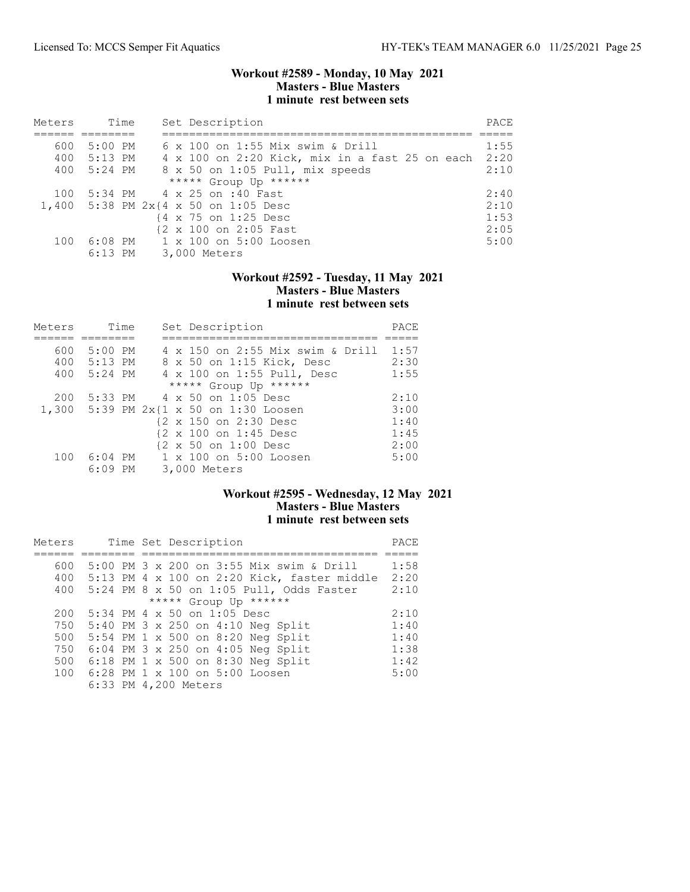## Workout #2589 - Monday, 10 May 2021
### Masters - Blue Masters
### 1 minute rest between sets

| Meters | Time | Set Description | PACE |
|---|---|---|---|
| 600 | 5:00 PM | 6 x 100 on 1:55 Mix swim & Drill | 1:55 |
| 400 | 5:13 PM | 4 x 100 on 2:20 Kick, mix in a fast 25 on each | 2:20 |
| 400 | 5:24 PM | 8 x 50 on 1:05 Pull, mix speeds | 2:10 |
| | | ***** Group Up ****** | |
| 100 | 5:34 PM | 4 x 25 on :40 Fast | 2:40 |
| 1,400 | 5:38 PM | 2x{4 x 50 on 1:05 Desc | 2:10 |
| | | {4 x 75 on 1:25 Desc | 1:53 |
| | | {2 x 100 on 2:05 Fast | 2:05 |
| 100 | 6:08 PM | 1 x 100 on 5:00 Loosen | 5:00 |
| | 6:13 PM | 3,000 Meters | |

## Workout #2592 - Tuesday, 11 May 2021
### Masters - Blue Masters
### 1 minute rest between sets

| Meters | Time | Set Description | PACE |
|---|---|---|---|
| 600 | 5:00 PM | 4 x 150 on 2:55 Mix swim & Drill | 1:57 |
| 400 | 5:13 PM | 8 x 50 on 1:15 Kick, Desc | 2:30 |
| 400 | 5:24 PM | 4 x 100 on 1:55 Pull, Desc | 1:55 |
| | | ***** Group Up ****** | |
| 200 | 5:33 PM | 4 x 50 on 1:05 Desc | 2:10 |
| 1,300 | 5:39 PM | 2x{1 x 50 on 1:30 Loosen | 3:00 |
| | | {2 x 150 on 2:30 Desc | 1:40 |
| | | {2 x 100 on 1:45 Desc | 1:45 |
| | | {2 x 50 on 1:00 Desc | 2:00 |
| 100 | 6:04 PM | 1 x 100 on 5:00 Loosen | 5:00 |
| | 6:09 PM | 3,000 Meters | |

## Workout #2595 - Wednesday, 12 May 2021
### Masters - Blue Masters
### 1 minute rest between sets

| Meters | Time | Set Description | PACE |
|---|---|---|---|
| 600 | 5:00 PM | 3 x 200 on 3:55 Mix swim & Drill | 1:58 |
| 400 | 5:13 PM | 4 x 100 on 2:20 Kick, faster middle | 2:20 |
| 400 | 5:24 PM | 8 x 50 on 1:05 Pull, Odds Faster | 2:10 |
| | | ***** Group Up ****** | |
| 200 | 5:34 PM | 4 x 50 on 1:05 Desc | 2:10 |
| 750 | 5:40 PM | 3 x 250 on 4:10 Neg Split | 1:40 |
| 500 | 5:54 PM | 1 x 500 on 8:20 Neg Split | 1:40 |
| 750 | 6:04 PM | 3 x 250 on 4:05 Neg Split | 1:38 |
| 500 | 6:18 PM | 1 x 500 on 8:30 Neg Split | 1:42 |
| 100 | 6:28 PM | 1 x 100 on 5:00 Loosen | 5:00 |
| | 6:33 PM | 4,200 Meters | |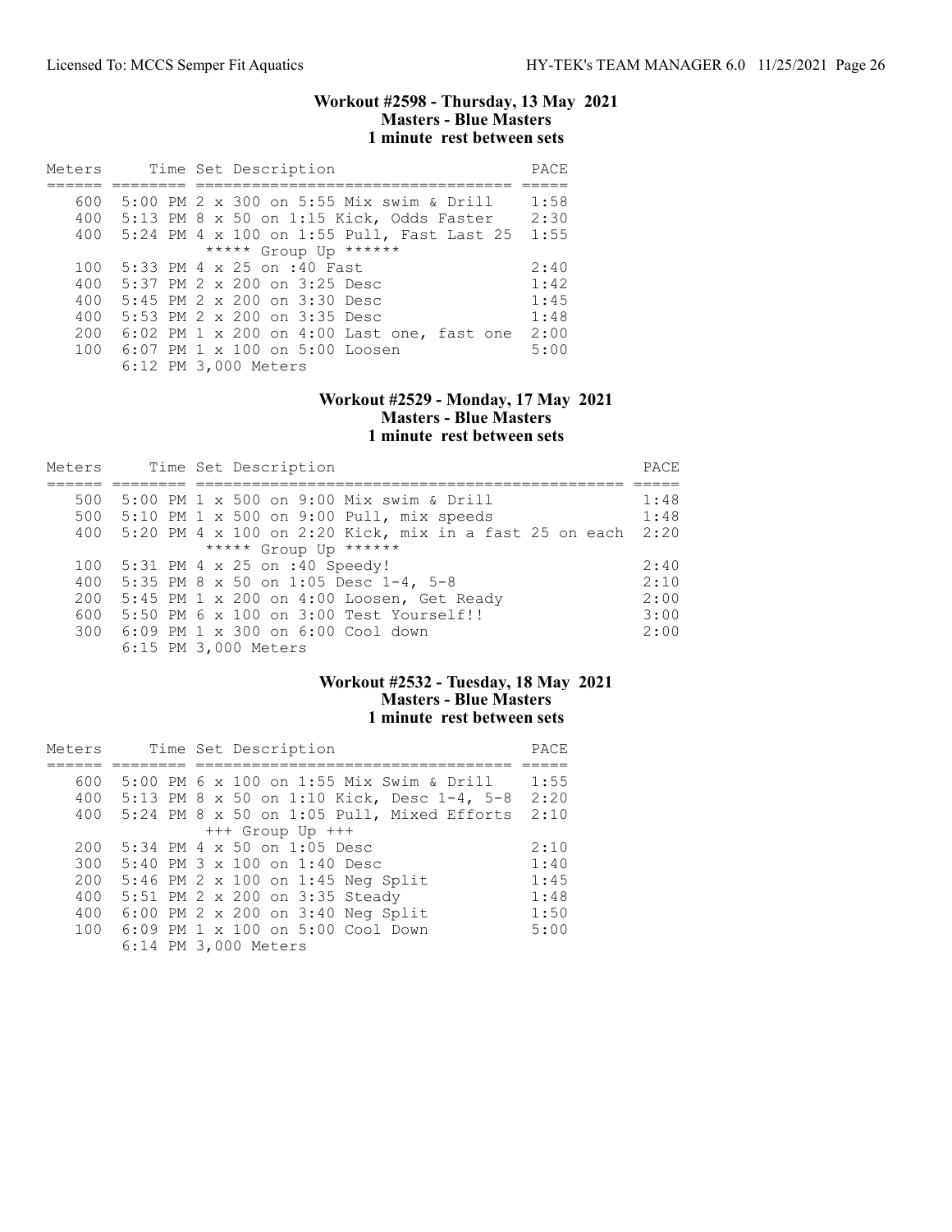### Workout #2598 - Thursday, 13 May 2021
### Masters - Blue Masters
### 1 minute rest between sets

| Meters | Time | Set Description | PACE |
|---|---|---|---|
| 600 | 5:00 PM | 2 x 300 on 5:55 Mix swim & Drill | 1:58 |
| 400 | 5:13 PM | 8 x 50 on 1:15 Kick, Odds Faster | 2:30 |
| 400 | 5:24 PM | 4 x 100 on 1:55 Pull, Fast Last 25 | 1:55 |
| | | ***** Group Up ****** | |
| 100 | 5:33 PM | 4 x 25 on :40 Fast | 2:40 |
| 400 | 5:37 PM | 2 x 200 on 3:25 Desc | 1:42 |
| 400 | 5:45 PM | 2 x 200 on 3:30 Desc | 1:45 |
| 400 | 5:53 PM | 2 x 200 on 3:35 Desc | 1:48 |
| 200 | 6:02 PM | 1 x 200 on 4:00 Last one, fast one | 2:00 |
| 100 | 6:07 PM | 1 x 100 on 5:00 Loosen | 5:00 |
| | 6:12 PM | 3,000 Meters | |

### Workout #2529 - Monday, 17 May 2021
### Masters - Blue Masters
### 1 minute rest between sets

| Meters | Time | Set Description | PACE |
|---|---|---|---|
| 500 | 5:00 PM | 1 x 500 on 9:00 Mix swim & Drill | 1:48 |
| 500 | 5:10 PM | 1 x 500 on 9:00 Pull, mix speeds | 1:48 |
| 400 | 5:20 PM | 4 x 100 on 2:20 Kick, mix in a fast 25 on each | 2:20 |
| | | ***** Group Up ****** | |
| 100 | 5:31 PM | 4 x 25 on :40 Speedy! | 2:40 |
| 400 | 5:35 PM | 8 x 50 on 1:05 Desc 1-4, 5-8 | 2:10 |
| 200 | 5:45 PM | 1 x 200 on 4:00 Loosen, Get Ready | 2:00 |
| 600 | 5:50 PM | 6 x 100 on 3:00 Test Yourself!! | 3:00 |
| 300 | 6:09 PM | 1 x 300 on 6:00 Cool down | 2:00 |
| | 6:15 PM | 3,000 Meters | |

### Workout #2532 - Tuesday, 18 May 2021
### Masters - Blue Masters
### 1 minute rest between sets

| Meters | Time | Set Description | PACE |
|---|---|---|---|
| 600 | 5:00 PM | 6 x 100 on 1:55 Mix Swim & Drill | 1:55 |
| 400 | 5:13 PM | 8 x 50 on 1:10 Kick, Desc 1-4, 5-8 | 2:20 |
| 400 | 5:24 PM | 8 x 50 on 1:05 Pull, Mixed Efforts | 2:10 |
| | | +++ Group Up +++ | |
| 200 | 5:34 PM | 4 x 50 on 1:05 Desc | 2:10 |
| 300 | 5:40 PM | 3 x 100 on 1:40 Desc | 1:40 |
| 200 | 5:46 PM | 2 x 100 on 1:45 Neg Split | 1:45 |
| 400 | 5:51 PM | 2 x 200 on 3:35 Steady | 1:48 |
| 400 | 6:00 PM | 2 x 200 on 3:40 Neg Split | 1:50 |
| 100 | 6:09 PM | 1 x 100 on 5:00 Cool Down | 5:00 |
| | 6:14 PM | 3,000 Meters | |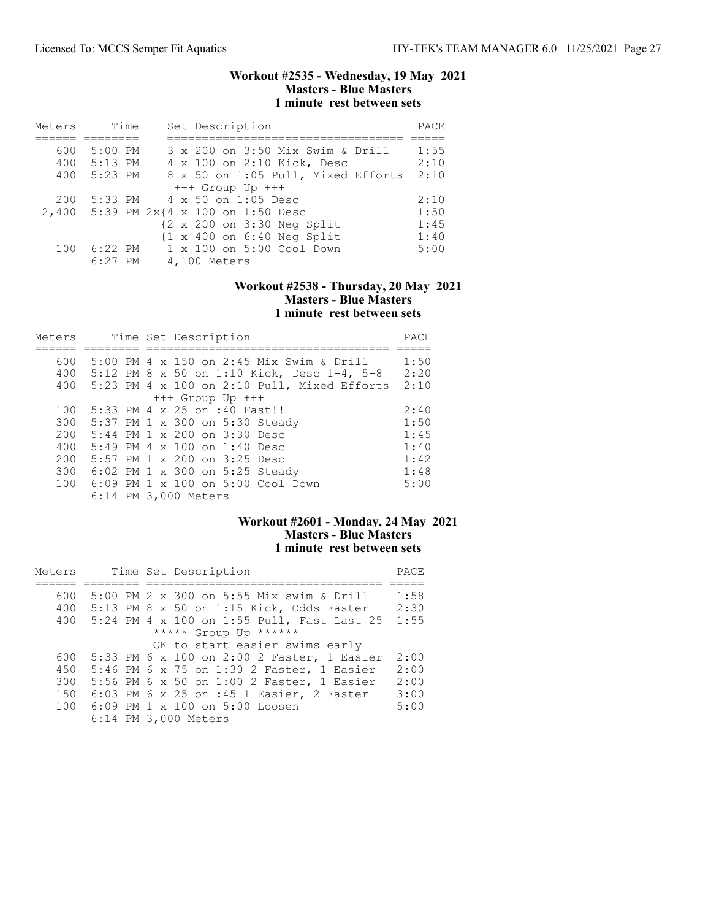## Workout #2535 - Wednesday, 19 May 2021
### Masters - Blue Masters
### 1 minute rest between sets

| Meters | Time | Set Description | PACE |
|---|---|---|---|
| 600 | 5:00 PM | 3 x 200 on 3:50 Mix Swim & Drill | 1:55 |
| 400 | 5:13 PM | 4 x 100 on 2:10 Kick, Desc | 2:10 |
| 400 | 5:23 PM | 8 x 50 on 1:05 Pull, Mixed Efforts | 2:10 |
| | | +++ Group Up +++ | |
| 200 | 5:33 PM | 4 x 50 on 1:05 Desc | 2:10 |
| 2,400 | 5:39 PM | 2x{4 x 100 on 1:50 Desc | 1:50 |
| | | {2 x 200 on 3:30 Neg Split | 1:45 |
| | | {1 x 400 on 6:40 Neg Split | 1:40 |
| 100 | 6:22 PM | 1 x 100 on 5:00 Cool Down | 5:00 |
| | 6:27 PM | 4,100 Meters | |

## Workout #2538 - Thursday, 20 May 2021
### Masters - Blue Masters
### 1 minute rest between sets

| Meters | Time | Set Description | PACE |
|---|---|---|---|
| 600 | 5:00 PM | 4 x 150 on 2:45 Mix Swim & Drill | 1:50 |
| 400 | 5:12 PM | 8 x 50 on 1:10 Kick, Desc 1-4, 5-8 | 2:20 |
| 400 | 5:23 PM | 4 x 100 on 2:10 Pull, Mixed Efforts | 2:10 |
| | | +++ Group Up +++ | |
| 100 | 5:33 PM | 4 x 25 on :40 Fast!! | 2:40 |
| 300 | 5:37 PM | 1 x 300 on 5:30 Steady | 1:50 |
| 200 | 5:44 PM | 1 x 200 on 3:30 Desc | 1:45 |
| 400 | 5:49 PM | 4 x 100 on 1:40 Desc | 1:40 |
| 200 | 5:57 PM | 1 x 200 on 3:25 Desc | 1:42 |
| 300 | 6:02 PM | 1 x 300 on 5:25 Steady | 1:48 |
| 100 | 6:09 PM | 1 x 100 on 5:00 Cool Down | 5:00 |
| | 6:14 PM | 3,000 Meters | |

## Workout #2601 - Monday, 24 May 2021
### Masters - Blue Masters
### 1 minute rest between sets

| Meters | Time | Set Description | PACE |
|---|---|---|---|
| 600 | 5:00 PM | 2 x 300 on 5:55 Mix swim & Drill | 1:58 |
| 400 | 5:13 PM | 8 x 50 on 1:15 Kick, Odds Faster | 2:30 |
| 400 | 5:24 PM | 4 x 100 on 1:55 Pull, Fast Last 25 | 1:55 |
| | | ***** Group Up ****** | |
| | | OK to start easier swims early | |
| 600 | 5:33 PM | 6 x 100 on 2:00 2 Faster, 1 Easier | 2:00 |
| 450 | 5:46 PM | 6 x 75 on 1:30 2 Faster, 1 Easier | 2:00 |
| 300 | 5:56 PM | 6 x 50 on 1:00 2 Faster, 1 Easier | 2:00 |
| 150 | 6:03 PM | 6 x 25 on :45 1 Easier, 2 Faster | 3:00 |
| 100 | 6:09 PM | 1 x 100 on 5:00 Loosen | 5:00 |
| | 6:14 PM | 3,000 Meters | |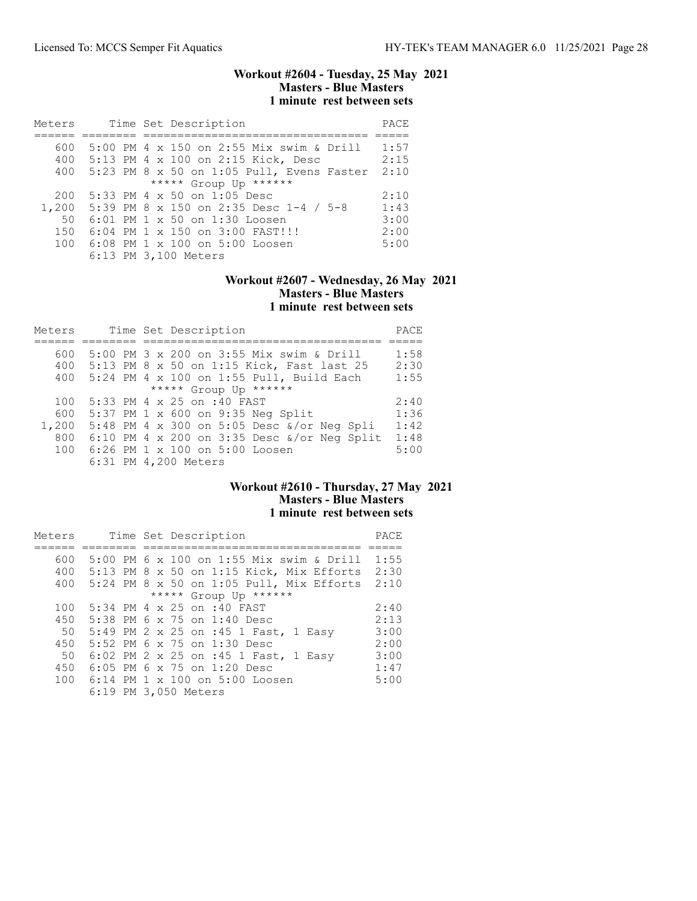### Workout #2604 - Tuesday, 25 May 2021
**Masters - Blue Masters**
**1 minute rest between sets**

| Meters | Time | Set Description | PACE |
|---|---|---|---|
| 600 | 5:00 PM | 4 x 150 on 2:55 Mix swim & Drill | 1:57 |
| 400 | 5:13 PM | 4 x 100 on 2:15 Kick, Desc | 2:15 |
| 400 | 5:23 PM | 8 x 50 on 1:05 Pull, Evens Faster | 2:10 |
| | | ***** Group Up ****** | |
| 200 | 5:33 PM | 4 x 50 on 1:05 Desc | 2:10 |
| 1,200 | 5:39 PM | 8 x 150 on 2:35 Desc 1-4 / 5-8 | 1:43 |
| 50 | 6:01 PM | 1 x 50 on 1:30 Loosen | 3:00 |
| 150 | 6:04 PM | 1 x 150 on 3:00 FAST!!! | 2:00 |
| 100 | 6:08 PM | 1 x 100 on 5:00 Loosen | 5:00 |
| | 6:13 PM | 3,100 Meters | |

### Workout #2607 - Wednesday, 26 May 2021
**Masters - Blue Masters**
**1 minute rest between sets**

| Meters | Time | Set Description | PACE |
|---|---|---|---|
| 600 | 5:00 PM | 3 x 200 on 3:55 Mix swim & Drill | 1:58 |
| 400 | 5:13 PM | 8 x 50 on 1:15 Kick, Fast last 25 | 2:30 |
| 400 | 5:24 PM | 4 x 100 on 1:55 Pull, Build Each | 1:55 |
| | | ***** Group Up ****** | |
| 100 | 5:33 PM | 4 x 25 on :40 FAST | 2:40 |
| 600 | 5:37 PM | 1 x 600 on 9:35 Neg Split | 1:36 |
| 1,200 | 5:48 PM | 4 x 300 on 5:05 Desc &/or Neg Spli | 1:42 |
| 800 | 6:10 PM | 4 x 200 on 3:35 Desc &/or Neg Split | 1:48 |
| 100 | 6:26 PM | 1 x 100 on 5:00 Loosen | 5:00 |
| | 6:31 PM | 4,200 Meters | |

### Workout #2610 - Thursday, 27 May 2021
**Masters - Blue Masters**
**1 minute rest between sets**

| Meters | Time | Set Description | PACE |
|---|---|---|---|
| 600 | 5:00 PM | 6 x 100 on 1:55 Mix swim & Drill | 1:55 |
| 400 | 5:13 PM | 8 x 50 on 1:15 Kick, Mix Efforts | 2:30 |
| 400 | 5:24 PM | 8 x 50 on 1:05 Pull, Mix Efforts | 2:10 |
| | | ***** Group Up ****** | |
| 100 | 5:34 PM | 4 x 25 on :40 FAST | 2:40 |
| 450 | 5:38 PM | 6 x 75 on 1:40 Desc | 2:13 |
| 50 | 5:49 PM | 2 x 25 on :45 1 Fast, 1 Easy | 3:00 |
| 450 | 5:52 PM | 6 x 75 on 1:30 Desc | 2:00 |
| 50 | 6:02 PM | 2 x 25 on :45 1 Fast, 1 Easy | 3:00 |
| 450 | 6:05 PM | 6 x 75 on 1:20 Desc | 1:47 |
| 100 | 6:14 PM | 1 x 100 on 5:00 Loosen | 5:00 |
| | 6:19 PM | 3,050 Meters | |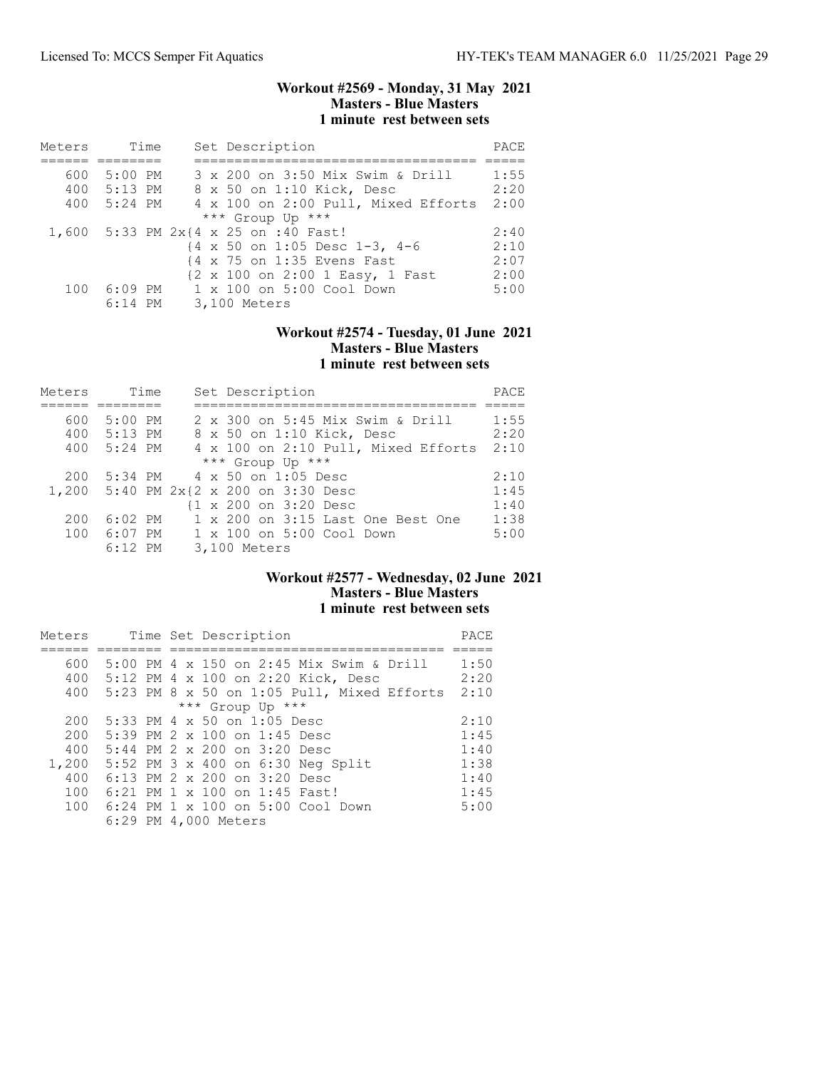### Workout #2569 - Monday, 31 May 2021
### Masters - Blue Masters
### 1 minute rest between sets

| Meters | Time | Set Description | PACE |
|---|---|---|---|
| 600 | 5:00 PM | 3 x 200 on 3:50 Mix Swim & Drill | 1:55 |
| 400 | 5:13 PM | 8 x 50 on 1:10 Kick, Desc | 2:20 |
| 400 | 5:24 PM | 4 x 100 on 2:00 Pull, Mixed Efforts | 2:00 |
| | | *** Group Up *** | |
| 1,600 | 5:33 PM | 2x{4 x 25 on :40 Fast! | 2:40 |
| | | {4 x 50 on 1:05 Desc 1-3, 4-6 | 2:10 |
| | | {4 x 75 on 1:35 Evens Fast | 2:07 |
| | | {2 x 100 on 2:00 1 Easy, 1 Fast | 2:00 |
| 100 | 6:09 PM | 1 x 100 on 5:00 Cool Down | 5:00 |
| | 6:14 PM | 3,100 Meters | |

### Workout #2574 - Tuesday, 01 June 2021
### Masters - Blue Masters
### 1 minute rest between sets

| Meters | Time | Set Description | PACE |
|---|---|---|---|
| 600 | 5:00 PM | 2 x 300 on 5:45 Mix Swim & Drill | 1:55 |
| 400 | 5:13 PM | 8 x 50 on 1:10 Kick, Desc | 2:20 |
| 400 | 5:24 PM | 4 x 100 on 2:10 Pull, Mixed Efforts | 2:10 |
| | | *** Group Up *** | |
| 200 | 5:34 PM | 4 x 50 on 1:05 Desc | 2:10 |
| 1,200 | 5:40 PM | 2x{2 x 200 on 3:30 Desc | 1:45 |
| | | {1 x 200 on 3:20 Desc | 1:40 |
| 200 | 6:02 PM | 1 x 200 on 3:15 Last One Best One | 1:38 |
| 100 | 6:07 PM | 1 x 100 on 5:00 Cool Down | 5:00 |
| | 6:12 PM | 3,100 Meters | |

### Workout #2577 - Wednesday, 02 June 2021
### Masters - Blue Masters
### 1 minute rest between sets

| Meters | Time | Set Description | PACE |
|---|---|---|---|
| 600 | 5:00 PM | 4 x 150 on 2:45 Mix Swim & Drill | 1:50 |
| 400 | 5:12 PM | 4 x 100 on 2:20 Kick, Desc | 2:20 |
| 400 | 5:23 PM | 8 x 50 on 1:05 Pull, Mixed Efforts | 2:10 |
| | | *** Group Up *** | |
| 200 | 5:33 PM | 4 x 50 on 1:05 Desc | 2:10 |
| 200 | 5:39 PM | 2 x 100 on 1:45 Desc | 1:45 |
| 400 | 5:44 PM | 2 x 200 on 3:20 Desc | 1:40 |
| 1,200 | 5:52 PM | 3 x 400 on 6:30 Neg Split | 1:38 |
| 400 | 6:13 PM | 2 x 200 on 3:20 Desc | 1:40 |
| 100 | 6:21 PM | 1 x 100 on 1:45 Fast! | 1:45 |
| 100 | 6:24 PM | 1 x 100 on 5:00 Cool Down | 5:00 |
| | 6:29 PM | 4,000 Meters | |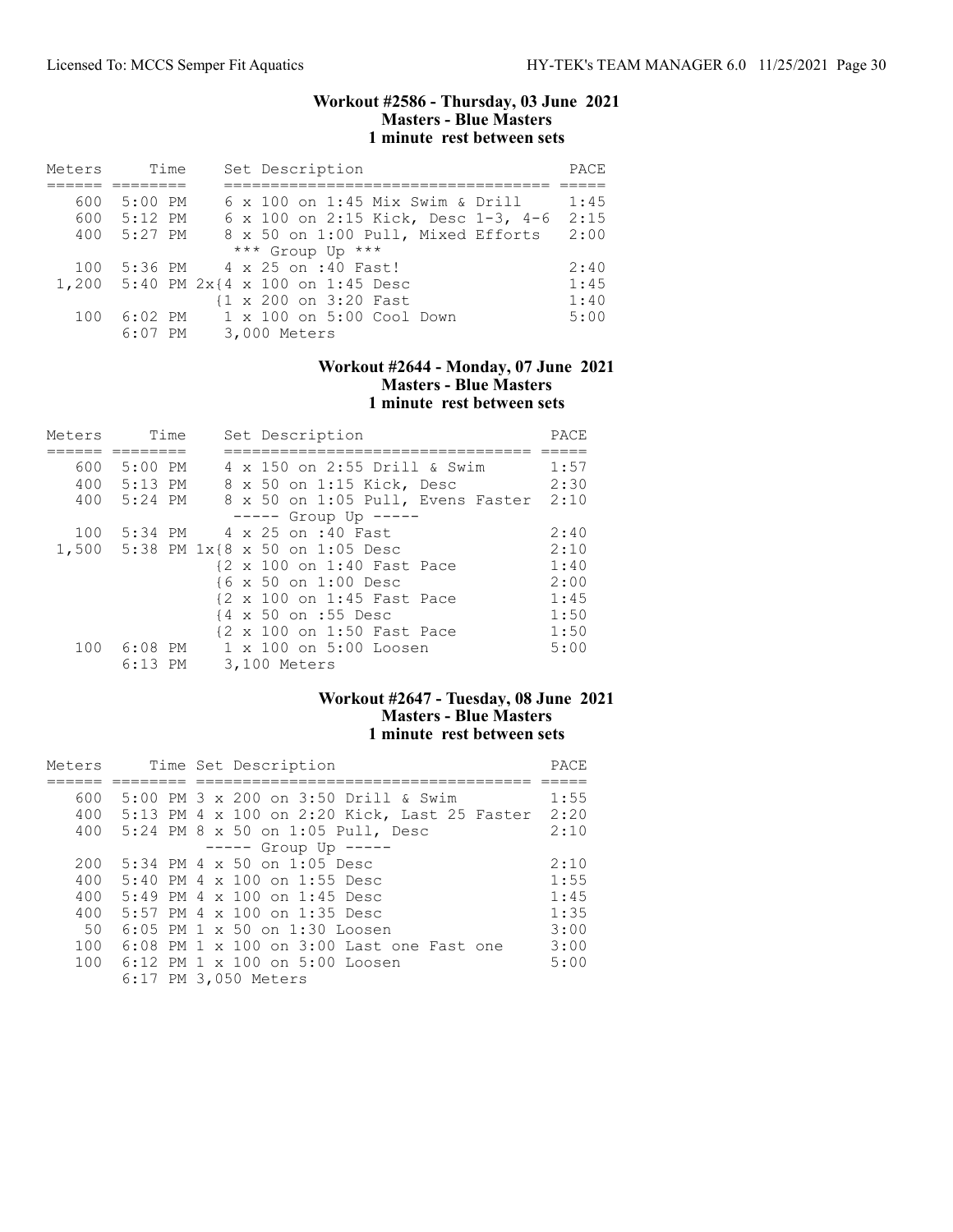### Workout #2586 - Thursday, 03 June 2021
### Masters - Blue Masters
### 1 minute rest between sets

| Meters | Time | Set Description | PACE |
|---|---|---|---|
| 600 | 5:00 PM | 6 x 100 on 1:45 Mix Swim & Drill | 1:45 |
| 600 | 5:12 PM | 6 x 100 on 2:15 Kick, Desc 1-3, 4-6 | 2:15 |
| 400 | 5:27 PM | 8 x 50 on 1:00 Pull, Mixed Efforts | 2:00 |
| | | *** Group Up *** | |
| 100 | 5:36 PM | 4 x 25 on :40 Fast! | 2:40 |
| 1,200 | 5:40 PM | 2x{4 x 100 on 1:45 Desc | 1:45 |
| | | {1 x 200 on 3:20 Fast | 1:40 |
| 100 | 6:02 PM | 1 x 100 on 5:00 Cool Down | 5:00 |
| | 6:07 PM | 3,000 Meters | |

### Workout #2644 - Monday, 07 June 2021
### Masters - Blue Masters
### 1 minute rest between sets

| Meters | Time | Set Description | PACE |
|---|---|---|---|
| 600 | 5:00 PM | 4 x 150 on 2:55 Drill & Swim | 1:57 |
| 400 | 5:13 PM | 8 x 50 on 1:15 Kick, Desc | 2:30 |
| 400 | 5:24 PM | 8 x 50 on 1:05 Pull, Evens Faster | 2:10 |
| | | ----- Group Up ----- | |
| 100 | 5:34 PM | 4 x 25 on :40 Fast | 2:40 |
| 1,500 | 5:38 PM | 1x{8 x 50 on 1:05 Desc | 2:10 |
| | | {2 x 100 on 1:40 Fast Pace | 1:40 |
| | | {6 x 50 on 1:00 Desc | 2:00 |
| | | {2 x 100 on 1:45 Fast Pace | 1:45 |
| | | {4 x 50 on :55 Desc | 1:50 |
| | | {2 x 100 on 1:50 Fast Pace | 1:50 |
| 100 | 6:08 PM | 1 x 100 on 5:00 Loosen | 5:00 |
| | 6:13 PM | 3,100 Meters | |

### Workout #2647 - Tuesday, 08 June 2021
### Masters - Blue Masters
### 1 minute rest between sets

| Meters | Time | Set Description | PACE |
|---|---|---|---|
| 600 | 5:00 PM | 3 x 200 on 3:50 Drill & Swim | 1:55 |
| 400 | 5:13 PM | 4 x 100 on 2:20 Kick, Last 25 Faster | 2:20 |
| 400 | 5:24 PM | 8 x 50 on 1:05 Pull, Desc | 2:10 |
| | | ----- Group Up ----- | |
| 200 | 5:34 PM | 4 x 50 on 1:05 Desc | 2:10 |
| 400 | 5:40 PM | 4 x 100 on 1:55 Desc | 1:55 |
| 400 | 5:49 PM | 4 x 100 on 1:45 Desc | 1:45 |
| 400 | 5:57 PM | 4 x 100 on 1:35 Desc | 1:35 |
| 50 | 6:05 PM | 1 x 50 on 1:30 Loosen | 3:00 |
| 100 | 6:08 PM | 1 x 100 on 3:00 Last one Fast one | 3:00 |
| 100 | 6:12 PM | 1 x 100 on 5:00 Loosen | 5:00 |
| | 6:17 PM | 3,050 Meters | |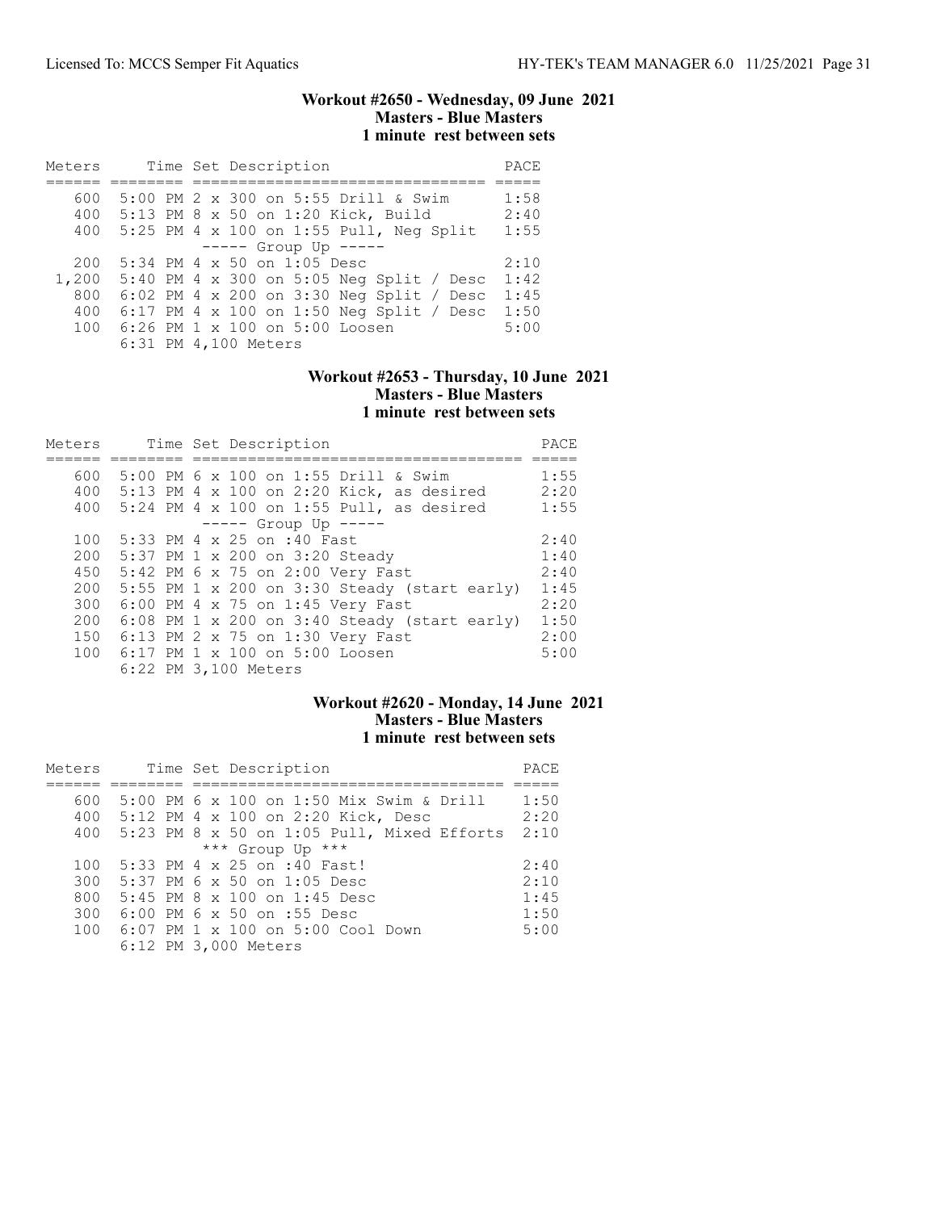### Workout #2650 - Wednesday, 09 June 2021
### Masters - Blue Masters
### 1 minute rest between sets

| Meters | Time | Set Description | PACE |
|---|---|---|---|
| 600 | 5:00 PM | 2 x 300 on 5:55 Drill & Swim | 1:58 |
| 400 | 5:13 PM | 8 x 50 on 1:20 Kick, Build | 2:40 |
| 400 | 5:25 PM | 4 x 100 on 1:55 Pull, Neg Split | 1:55 |
| | | ----- Group Up ----- | |
| 200 | 5:34 PM | 4 x 50 on 1:05 Desc | 2:10 |
| 1,200 | 5:40 PM | 4 x 300 on 5:05 Neg Split / Desc | 1:42 |
| 800 | 6:02 PM | 4 x 200 on 3:30 Neg Split / Desc | 1:45 |
| 400 | 6:17 PM | 4 x 100 on 1:50 Neg Split / Desc | 1:50 |
| 100 | 6:26 PM | 1 x 100 on 5:00 Loosen | 5:00 |
| | 6:31 PM | 4,100 Meters | |

### Workout #2653 - Thursday, 10 June 2021
### Masters - Blue Masters
### 1 minute rest between sets

| Meters | Time | Set Description | PACE |
|---|---|---|---|
| 600 | 5:00 PM | 6 x 100 on 1:55 Drill & Swim | 1:55 |
| 400 | 5:13 PM | 4 x 100 on 2:20 Kick, as desired | 2:20 |
| 400 | 5:24 PM | 4 x 100 on 1:55 Pull, as desired | 1:55 |
| | | ----- Group Up ----- | |
| 100 | 5:33 PM | 4 x 25 on :40 Fast | 2:40 |
| 200 | 5:37 PM | 1 x 200 on 3:20 Steady | 1:40 |
| 450 | 5:42 PM | 6 x 75 on 2:00 Very Fast | 2:40 |
| 200 | 5:55 PM | 1 x 200 on 3:30 Steady (start early) | 1:45 |
| 300 | 6:00 PM | 4 x 75 on 1:45 Very Fast | 2:20 |
| 200 | 6:08 PM | 1 x 200 on 3:40 Steady (start early) | 1:50 |
| 150 | 6:13 PM | 2 x 75 on 1:30 Very Fast | 2:00 |
| 100 | 6:17 PM | 1 x 100 on 5:00 Loosen | 5:00 |
| | 6:22 PM | 3,100 Meters | |

### Workout #2620 - Monday, 14 June 2021
### Masters - Blue Masters
### 1 minute rest between sets

| Meters | Time | Set Description | PACE |
|---|---|---|---|
| 600 | 5:00 PM | 6 x 100 on 1:50 Mix Swim & Drill | 1:50 |
| 400 | 5:12 PM | 4 x 100 on 2:20 Kick, Desc | 2:20 |
| 400 | 5:23 PM | 8 x 50 on 1:05 Pull, Mixed Efforts | 2:10 |
| | | *** Group Up *** | |
| 100 | 5:33 PM | 4 x 25 on :40 Fast! | 2:40 |
| 300 | 5:37 PM | 6 x 50 on 1:05 Desc | 2:10 |
| 800 | 5:45 PM | 8 x 100 on 1:45 Desc | 1:45 |
| 300 | 6:00 PM | 6 x 50 on :55 Desc | 1:50 |
| 100 | 6:07 PM | 1 x 100 on 5:00 Cool Down | 5:00 |
| | 6:12 PM | 3,000 Meters | |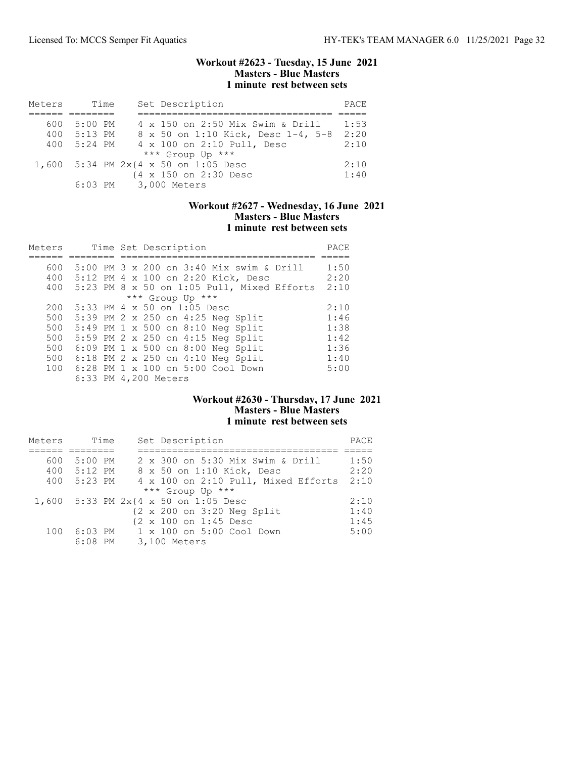### Workout #2623 - Tuesday, 15 June 2021
**Masters - Blue Masters**
**1 minute rest between sets**

| Meters | Time | Set Description | PACE |
|---|---|---|---|
| 600 | 5:00 PM | 4 x 150 on 2:50 Mix Swim & Drill | 1:53 |
| 400 | 5:13 PM | 8 x 50 on 1:10 Kick, Desc 1-4, 5-8 | 2:20 |
| 400 | 5:24 PM | 4 x 100 on 2:10 Pull, Desc | 2:10 |
| | | *** Group Up *** | |
| 1,600 | 5:34 PM | 2x{4 x 50 on 1:05 Desc | 2:10 |
| | | {4 x 150 on 2:30 Desc | 1:40 |
| | 6:03 PM | 3,000 Meters | |

### Workout #2627 - Wednesday, 16 June 2021
**Masters - Blue Masters**
**1 minute rest between sets**

| Meters | Time | Set Description | PACE |
|---|---|---|---|
| 600 | 5:00 PM | 3 x 200 on 3:40 Mix swim & Drill | 1:50 |
| 400 | 5:12 PM | 4 x 100 on 2:20 Kick, Desc | 2:20 |
| 400 | 5:23 PM | 8 x 50 on 1:05 Pull, Mixed Efforts | 2:10 |
| | | *** Group Up *** | |
| 200 | 5:33 PM | 4 x 50 on 1:05 Desc | 2:10 |
| 500 | 5:39 PM | 2 x 250 on 4:25 Neg Split | 1:46 |
| 500 | 5:49 PM | 1 x 500 on 8:10 Neg Split | 1:38 |
| 500 | 5:59 PM | 2 x 250 on 4:15 Neg Split | 1:42 |
| 500 | 6:09 PM | 1 x 500 on 8:00 Neg Split | 1:36 |
| 500 | 6:18 PM | 2 x 250 on 4:10 Neg Split | 1:40 |
| 100 | 6:28 PM | 1 x 100 on 5:00 Cool Down | 5:00 |
| | 6:33 PM | 4,200 Meters | |

### Workout #2630 - Thursday, 17 June 2021
**Masters - Blue Masters**
**1 minute rest between sets**

| Meters | Time | Set Description | PACE |
|---|---|---|---|
| 600 | 5:00 PM | 2 x 300 on 5:30 Mix Swim & Drill | 1:50 |
| 400 | 5:12 PM | 8 x 50 on 1:10 Kick, Desc | 2:20 |
| 400 | 5:23 PM | 4 x 100 on 2:10 Pull, Mixed Efforts | 2:10 |
| | | *** Group Up *** | |
| 1,600 | 5:33 PM | 2x{4 x 50 on 1:05 Desc | 2:10 |
| | | {2 x 200 on 3:20 Neg Split | 1:40 |
| | | {2 x 100 on 1:45 Desc | 1:45 |
| 100 | 6:03 PM | 1 x 100 on 5:00 Cool Down | 5:00 |
| | 6:08 PM | 3,100 Meters | |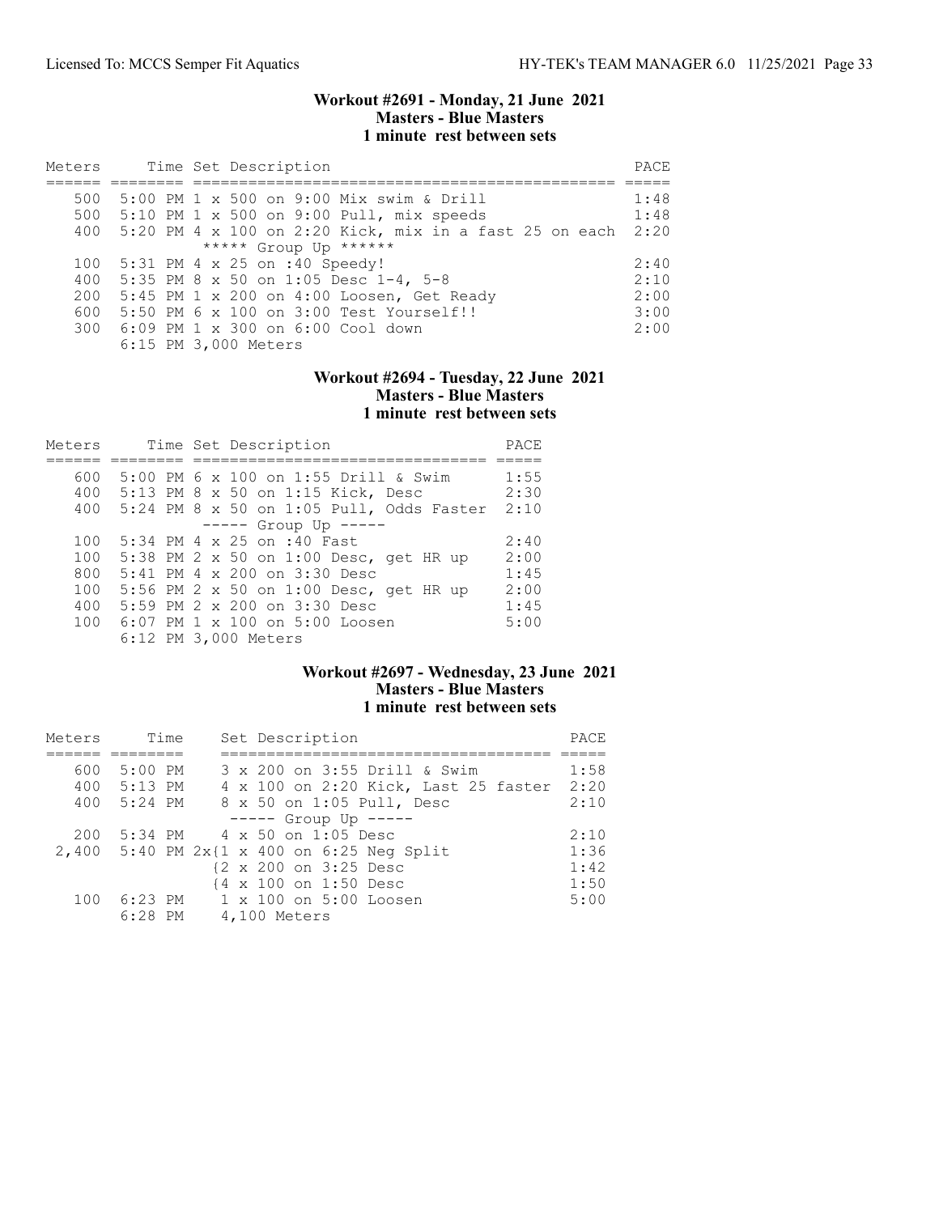### Workout #2691 - Monday, 21 June 2021
**Masters - Blue Masters**
**1 minute rest between sets**

| Meters | Time | Set Description | PACE |
|---|---|---|---|
| 500 | 5:00 PM | 1 x 500 on 9:00 Mix swim & Drill | 1:48 |
| 500 | 5:10 PM | 1 x 500 on 9:00 Pull, mix speeds | 1:48 |
| 400 | 5:20 PM | 4 x 100 on 2:20 Kick, mix in a fast 25 on each | 2:20 |
| | | ***** Group Up ****** | |
| 100 | 5:31 PM | 4 x 25 on :40 Speedy! | 2:40 |
| 400 | 5:35 PM | 8 x 50 on 1:05 Desc 1-4, 5-8 | 2:10 |
| 200 | 5:45 PM | 1 x 200 on 4:00 Loosen, Get Ready | 2:00 |
| 600 | 5:50 PM | 6 x 100 on 3:00 Test Yourself!! | 3:00 |
| 300 | 6:09 PM | 1 x 300 on 6:00 Cool down | 2:00 |
| | 6:15 PM | 3,000 Meters | |

### Workout #2694 - Tuesday, 22 June 2021
**Masters - Blue Masters**
**1 minute rest between sets**

| Meters | Time | Set Description | PACE |
|---|---|---|---|
| 600 | 5:00 PM | 6 x 100 on 1:55 Drill & Swim | 1:55 |
| 400 | 5:13 PM | 8 x 50 on 1:15 Kick, Desc | 2:30 |
| 400 | 5:24 PM | 8 x 50 on 1:05 Pull, Odds Faster | 2:10 |
| | | ----- Group Up ----- | |
| 100 | 5:34 PM | 4 x 25 on :40 Fast | 2:40 |
| 100 | 5:38 PM | 2 x 50 on 1:00 Desc, get HR up | 2:00 |
| 800 | 5:41 PM | 4 x 200 on 3:30 Desc | 1:45 |
| 100 | 5:56 PM | 2 x 50 on 1:00 Desc, get HR up | 2:00 |
| 400 | 5:59 PM | 2 x 200 on 3:30 Desc | 1:45 |
| 100 | 6:07 PM | 1 x 100 on 5:00 Loosen | 5:00 |
| | 6:12 PM | 3,000 Meters | |

### Workout #2697 - Wednesday, 23 June 2021
**Masters - Blue Masters**
**1 minute rest between sets**

| Meters | Time | Set Description | PACE |
|---|---|---|---|
| 600 | 5:00 PM | 3 x 200 on 3:55 Drill & Swim | 1:58 |
| 400 | 5:13 PM | 4 x 100 on 2:20 Kick, Last 25 faster | 2:20 |
| 400 | 5:24 PM | 8 x 50 on 1:05 Pull, Desc | 2:10 |
| | | ----- Group Up ----- | |
| 200 | 5:34 PM | 4 x 50 on 1:05 Desc | 2:10 |
| 2,400 | 5:40 PM | 2x{1 x 400 on 6:25 Neg Split | 1:36 |
| | | {2 x 200 on 3:25 Desc | 1:42 |
| | | {4 x 100 on 1:50 Desc | 1:50 |
| 100 | 6:23 PM | 1 x 100 on 5:00 Loosen | 5:00 |
| | 6:28 PM | 4,100 Meters | |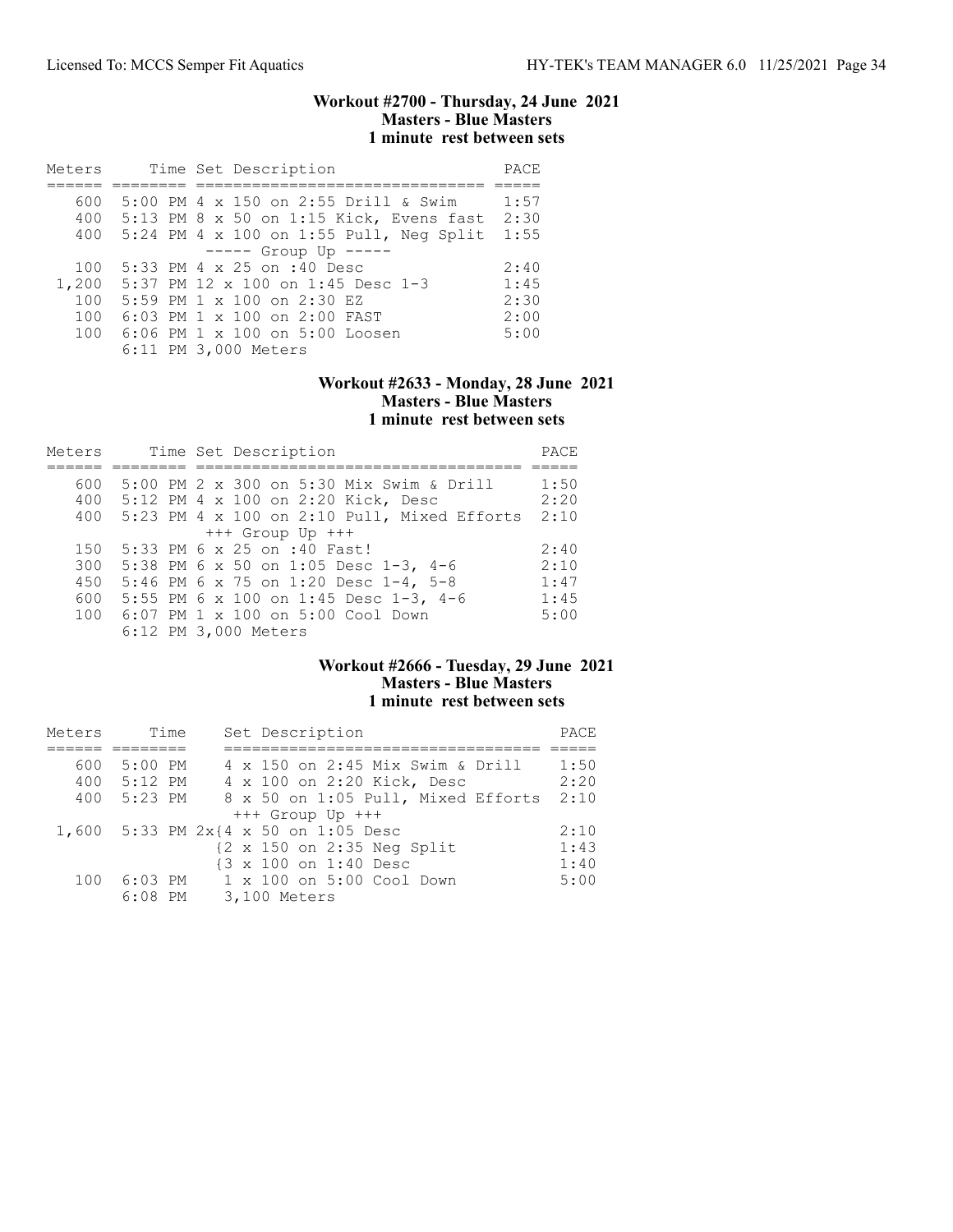### Workout #2700 - Thursday, 24 June 2021
### Masters - Blue Masters
### 1 minute rest between sets

| Meters | Time | Set Description | PACE |
|---|---|---|---|
| 600 | 5:00 PM | 4 x 150 on 2:55 Drill & Swim | 1:57 |
| 400 | 5:13 PM | 8 x 50 on 1:15 Kick, Evens fast | 2:30 |
| 400 | 5:24 PM | 4 x 100 on 1:55 Pull, Neg Split | 1:55 |
| | | ----- Group Up ----- | |
| 100 | 5:33 PM | 4 x 25 on :40 Desc | 2:40 |
| 1,200 | 5:37 PM | 12 x 100 on 1:45 Desc 1-3 | 1:45 |
| 100 | 5:59 PM | 1 x 100 on 2:30 EZ | 2:30 |
| 100 | 6:03 PM | 1 x 100 on 2:00 FAST | 2:00 |
| 100 | 6:06 PM | 1 x 100 on 5:00 Loosen | 5:00 |
| | 6:11 PM | 3,000 Meters | |

### Workout #2633 - Monday, 28 June 2021
### Masters - Blue Masters
### 1 minute rest between sets

| Meters | Time | Set Description | PACE |
|---|---|---|---|
| 600 | 5:00 PM | 2 x 300 on 5:30 Mix Swim & Drill | 1:50 |
| 400 | 5:12 PM | 4 x 100 on 2:20 Kick, Desc | 2:20 |
| 400 | 5:23 PM | 4 x 100 on 2:10 Pull, Mixed Efforts | 2:10 |
| | | +++ Group Up +++ | |
| 150 | 5:33 PM | 6 x 25 on :40 Fast! | 2:40 |
| 300 | 5:38 PM | 6 x 50 on 1:05 Desc 1-3, 4-6 | 2:10 |
| 450 | 5:46 PM | 6 x 75 on 1:20 Desc 1-4, 5-8 | 1:47 |
| 600 | 5:55 PM | 6 x 100 on 1:45 Desc 1-3, 4-6 | 1:45 |
| 100 | 6:07 PM | 1 x 100 on 5:00 Cool Down | 5:00 |
| | 6:12 PM | 3,000 Meters | |

### Workout #2666 - Tuesday, 29 June 2021
### Masters - Blue Masters
### 1 minute rest between sets

| Meters | Time | Set Description | PACE |
|---|---|---|---|
| 600 | 5:00 PM | 4 x 150 on 2:45 Mix Swim & Drill | 1:50 |
| 400 | 5:12 PM | 4 x 100 on 2:20 Kick, Desc | 2:20 |
| 400 | 5:23 PM | 8 x 50 on 1:05 Pull, Mixed Efforts | 2:10 |
| | | +++ Group Up +++ | |
| 1,600 | 5:33 PM | 2x{4 x 50 on 1:05 Desc | 2:10 |
| | | {2 x 150 on 2:35 Neg Split | 1:43 |
| | | {3 x 100 on 1:40 Desc | 1:40 |
| 100 | 6:03 PM | 1 x 100 on 5:00 Cool Down | 5:00 |
| | 6:08 PM | 3,100 Meters | |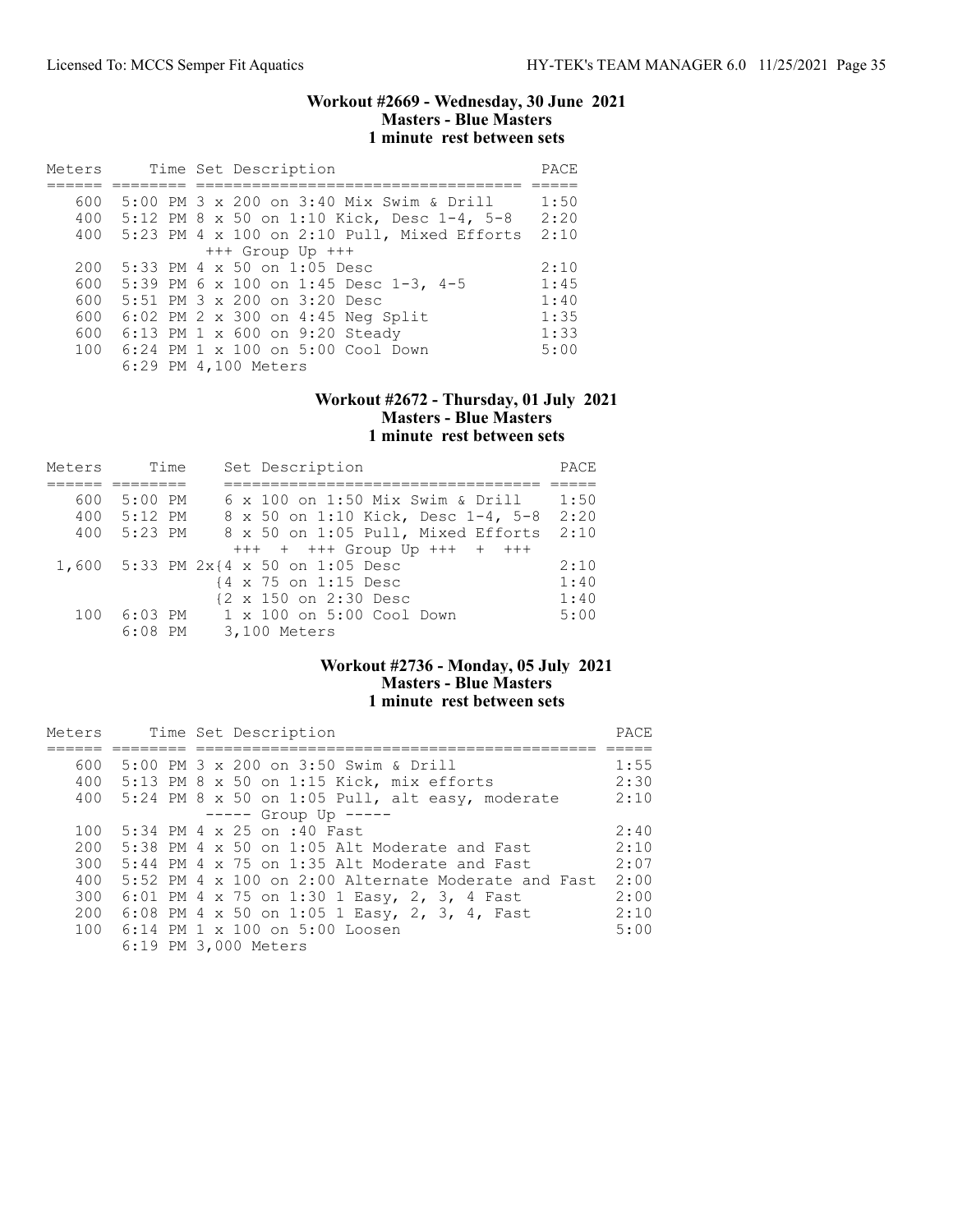### Workout #2669 - Wednesday, 30 June 2021
### Masters - Blue Masters
### 1 minute rest between sets

| Meters | Time | Set Description | PACE |
|---|---|---|---|
| 600 | 5:00 PM | 3 x 200 on 3:40 Mix Swim & Drill | 1:50 |
| 400 | 5:12 PM | 8 x 50 on 1:10 Kick, Desc 1-4, 5-8 | 2:20 |
| 400 | 5:23 PM | 4 x 100 on 2:10 Pull, Mixed Efforts | 2:10 |
| | | +++ Group Up +++ | |
| 200 | 5:33 PM | 4 x 50 on 1:05 Desc | 2:10 |
| 600 | 5:39 PM | 6 x 100 on 1:45 Desc 1-3, 4-5 | 1:45 |
| 600 | 5:51 PM | 3 x 200 on 3:20 Desc | 1:40 |
| 600 | 6:02 PM | 2 x 300 on 4:45 Neg Split | 1:35 |
| 600 | 6:13 PM | 1 x 600 on 9:20 Steady | 1:33 |
| 100 | 6:24 PM | 1 x 100 on 5:00 Cool Down | 5:00 |
| | 6:29 PM | 4,100 Meters | |

### Workout #2672 - Thursday, 01 July 2021
### Masters - Blue Masters
### 1 minute rest between sets

| Meters | Time | Set Description | PACE |
|---|---|---|---|
| 600 | 5:00 PM | 6 x 100 on 1:50 Mix Swim & Drill | 1:50 |
| 400 | 5:12 PM | 8 x 50 on 1:10 Kick, Desc 1-4, 5-8 | 2:20 |
| 400 | 5:23 PM | 8 x 50 on 1:05 Pull, Mixed Efforts | 2:10 |
| | | +++ + +++ Group Up +++ + +++ | |
| 1,600 | 5:33 PM | 2x{4 x 50 on 1:05 Desc | 2:10 |
| | | {4 x 75 on 1:15 Desc | 1:40 |
| | | {2 x 150 on 2:30 Desc | 1:40 |
| 100 | 6:03 PM | 1 x 100 on 5:00 Cool Down | 5:00 |
| | 6:08 PM | 3,100 Meters | |

### Workout #2736 - Monday, 05 July 2021
### Masters - Blue Masters
### 1 minute rest between sets

| Meters | Time | Set Description | PACE |
|---|---|---|---|
| 600 | 5:00 PM | 3 x 200 on 3:50 Swim & Drill | 1:55 |
| 400 | 5:13 PM | 8 x 50 on 1:15 Kick, mix efforts | 2:30 |
| 400 | 5:24 PM | 8 x 50 on 1:05 Pull, alt easy, moderate | 2:10 |
| | | ----- Group Up ----- | |
| 100 | 5:34 PM | 4 x 25 on :40 Fast | 2:40 |
| 200 | 5:38 PM | 4 x 50 on 1:05 Alt Moderate and Fast | 2:10 |
| 300 | 5:44 PM | 4 x 75 on 1:35 Alt Moderate and Fast | 2:07 |
| 400 | 5:52 PM | 4 x 100 on 2:00 Alternate Moderate and Fast | 2:00 |
| 300 | 6:01 PM | 4 x 75 on 1:30 1 Easy, 2, 3, 4 Fast | 2:00 |
| 200 | 6:08 PM | 4 x 50 on 1:05 1 Easy, 2, 3, 4, Fast | 2:10 |
| 100 | 6:14 PM | 1 x 100 on 5:00 Loosen | 5:00 |
| | 6:19 PM | 3,000 Meters | |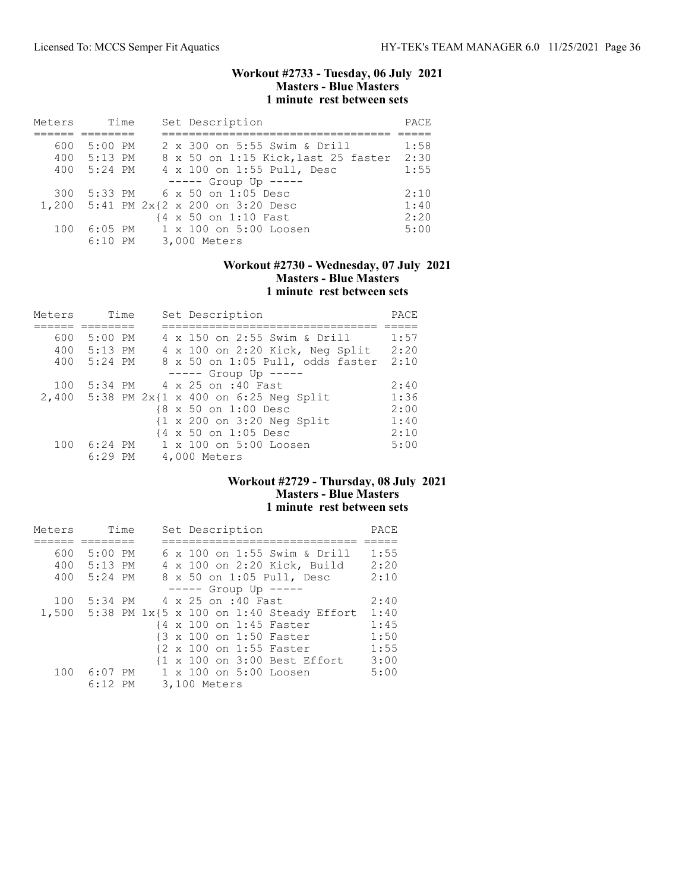### Workout #2733 - Tuesday, 06 July 2021
**Masters - Blue Masters**
**1 minute rest between sets**

| Meters | Time | Set Description | PACE |
|---|---|---|---|
| 600 | 5:00 PM | 2 x 300 on 5:55 Swim & Drill | 1:58 |
| 400 | 5:13 PM | 8 x 50 on 1:15 Kick,last 25 faster | 2:30 |
| 400 | 5:24 PM | 4 x 100 on 1:55 Pull, Desc | 1:55 |
| | | ----- Group Up ----- | |
| 300 | 5:33 PM | 6 x 50 on 1:05 Desc | 2:10 |
| 1,200 | 5:41 PM | 2x{2 x 200 on 3:20 Desc | 1:40 |
| | | {4 x 50 on 1:10 Fast | 2:20 |
| 100 | 6:05 PM | 1 x 100 on 5:00 Loosen | 5:00 |
| | 6:10 PM | 3,000 Meters | |

### Workout #2730 - Wednesday, 07 July 2021
**Masters - Blue Masters**
**1 minute rest between sets**

| Meters | Time | Set Description | PACE |
|---|---|---|---|
| 600 | 5:00 PM | 4 x 150 on 2:55 Swim & Drill | 1:57 |
| 400 | 5:13 PM | 4 x 100 on 2:20 Kick, Neg Split | 2:20 |
| 400 | 5:24 PM | 8 x 50 on 1:05 Pull, odds faster | 2:10 |
| | | ----- Group Up ----- | |
| 100 | 5:34 PM | 4 x 25 on :40 Fast | 2:40 |
| 2,400 | 5:38 PM | 2x{1 x 400 on 6:25 Neg Split | 1:36 |
| | | {8 x 50 on 1:00 Desc | 2:00 |
| | | {1 x 200 on 3:20 Neg Split | 1:40 |
| | | {4 x 50 on 1:05 Desc | 2:10 |
| 100 | 6:24 PM | 1 x 100 on 5:00 Loosen | 5:00 |
| | 6:29 PM | 4,000 Meters | |

### Workout #2729 - Thursday, 08 July 2021
**Masters - Blue Masters**
**1 minute rest between sets**

| Meters | Time | Set Description | PACE |
|---|---|---|---|
| 600 | 5:00 PM | 6 x 100 on 1:55 Swim & Drill | 1:55 |
| 400 | 5:13 PM | 4 x 100 on 2:20 Kick, Build | 2:20 |
| 400 | 5:24 PM | 8 x 50 on 1:05 Pull, Desc | 2:10 |
| | | ----- Group Up ----- | |
| 100 | 5:34 PM | 4 x 25 on :40 Fast | 2:40 |
| 1,500 | 5:38 PM | 1x{5 x 100 on 1:40 Steady Effort | 1:40 |
| | | {4 x 100 on 1:45 Faster | 1:45 |
| | | {3 x 100 on 1:50 Faster | 1:50 |
| | | {2 x 100 on 1:55 Faster | 1:55 |
| | | {1 x 100 on 3:00 Best Effort | 3:00 |
| 100 | 6:07 PM | 1 x 100 on 5:00 Loosen | 5:00 |
| | 6:12 PM | 3,100 Meters | |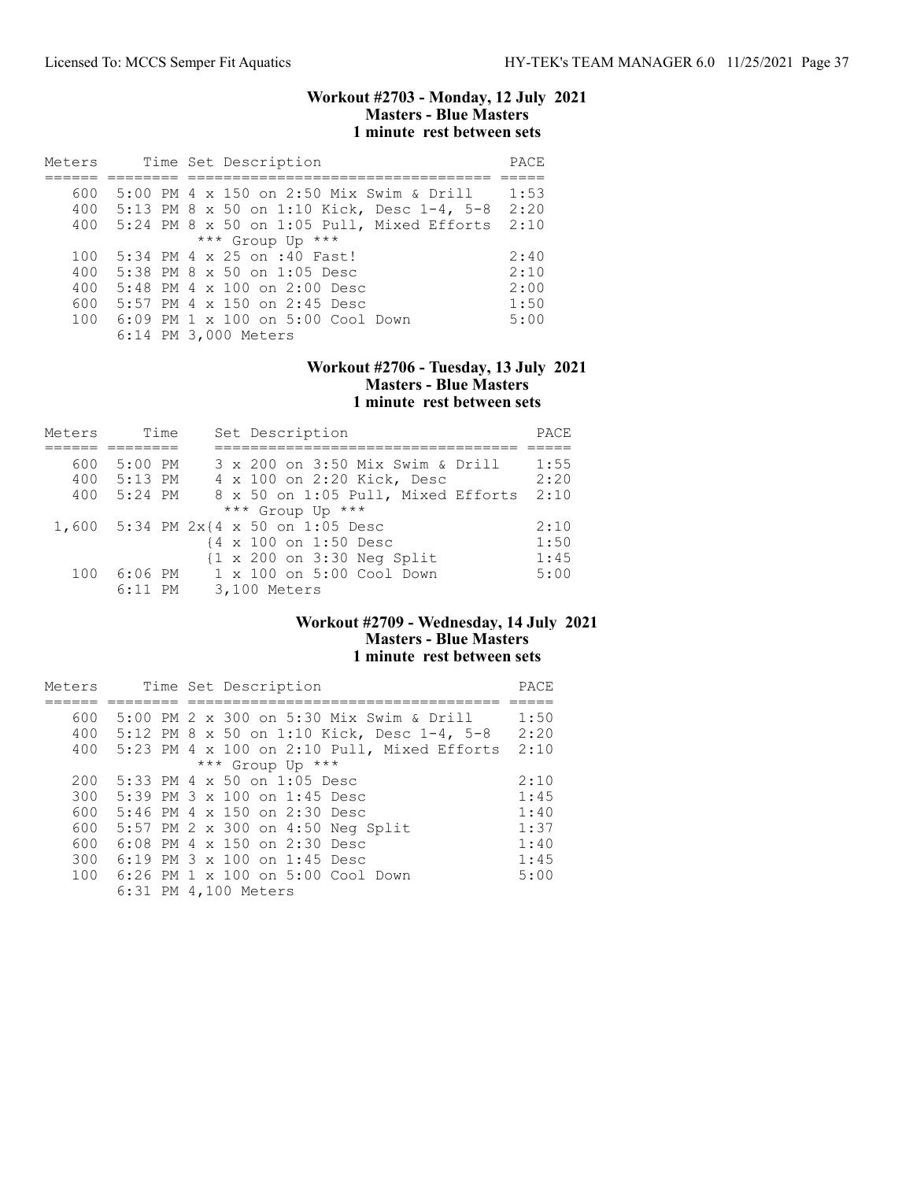### Workout #2703 - Monday, 12 July 2021
**Masters - Blue Masters**
**1 minute rest between sets**

| Meters | Time | Set Description | PACE |
|---|---|---|---|
| 600 | 5:00 PM | 4 x 150 on 2:50 Mix Swim & Drill | 1:53 |
| 400 | 5:13 PM | 8 x 50 on 1:10 Kick, Desc 1-4, 5-8 | 2:20 |
| 400 | 5:24 PM | 8 x 50 on 1:05 Pull, Mixed Efforts | 2:10 |
| | | *** Group Up *** | |
| 100 | 5:34 PM | 4 x 25 on :40 Fast! | 2:40 |
| 400 | 5:38 PM | 8 x 50 on 1:05 Desc | 2:10 |
| 400 | 5:48 PM | 4 x 100 on 2:00 Desc | 2:00 |
| 600 | 5:57 PM | 4 x 150 on 2:45 Desc | 1:50 |
| 100 | 6:09 PM | 1 x 100 on 5:00 Cool Down | 5:00 |
| | 6:14 PM | 3,000 Meters | |

### Workout #2706 - Tuesday, 13 July 2021
**Masters - Blue Masters**
**1 minute rest between sets**

| Meters | Time | Set Description | PACE |
|---|---|---|---|
| 600 | 5:00 PM | 3 x 200 on 3:50 Mix Swim & Drill | 1:55 |
| 400 | 5:13 PM | 4 x 100 on 2:20 Kick, Desc | 2:20 |
| 400 | 5:24 PM | 8 x 50 on 1:05 Pull, Mixed Efforts | 2:10 |
| | | *** Group Up *** | |
| 1,600 | 5:34 PM | 2x{4 x 50 on 1:05 Desc | 2:10 |
| | | {4 x 100 on 1:50 Desc | 1:50 |
| | | {1 x 200 on 3:30 Neg Split | 1:45 |
| 100 | 6:06 PM | 1 x 100 on 5:00 Cool Down | 5:00 |
| | 6:11 PM | 3,100 Meters | |

### Workout #2709 - Wednesday, 14 July 2021
**Masters - Blue Masters**
**1 minute rest between sets**

| Meters | Time | Set Description | PACE |
|---|---|---|---|
| 600 | 5:00 PM | 2 x 300 on 5:30 Mix Swim & Drill | 1:50 |
| 400 | 5:12 PM | 8 x 50 on 1:10 Kick, Desc 1-4, 5-8 | 2:20 |
| 400 | 5:23 PM | 4 x 100 on 2:10 Pull, Mixed Efforts | 2:10 |
| | | *** Group Up *** | |
| 200 | 5:33 PM | 4 x 50 on 1:05 Desc | 2:10 |
| 300 | 5:39 PM | 3 x 100 on 1:45 Desc | 1:45 |
| 600 | 5:46 PM | 4 x 150 on 2:30 Desc | 1:40 |
| 600 | 5:57 PM | 2 x 300 on 4:50 Neg Split | 1:37 |
| 600 | 6:08 PM | 4 x 150 on 2:30 Desc | 1:40 |
| 300 | 6:19 PM | 3 x 100 on 1:45 Desc | 1:45 |
| 100 | 6:26 PM | 1 x 100 on 5:00 Cool Down | 5:00 |
| | 6:31 PM | 4,100 Meters | |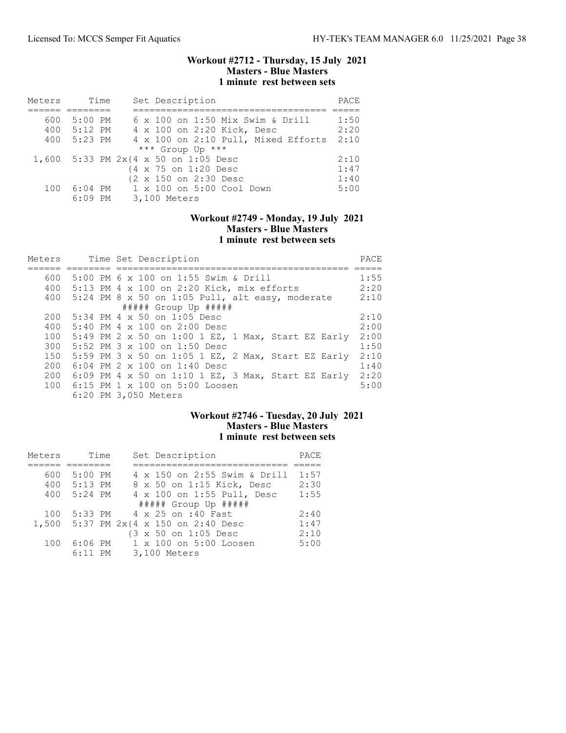### Workout #2712 - Thursday, 15 July 2021
### Masters - Blue Masters
### 1 minute rest between sets

| Meters | Time | Set Description | PACE |
|---|---|---|---|
| 600 | 5:00 PM | 6 x 100 on 1:50 Mix Swim & Drill | 1:50 |
| 400 | 5:12 PM | 4 x 100 on 2:20 Kick, Desc | 2:20 |
| 400 | 5:23 PM | 4 x 100 on 2:10 Pull, Mixed Efforts | 2:10 |
| | | *** Group Up *** | |
| 1,600 | 5:33 PM | 2x{4 x 50 on 1:05 Desc | 2:10 |
| | | {4 x 75 on 1:20 Desc | 1:47 |
| | | {2 x 150 on 2:30 Desc | 1:40 |
| 100 | 6:04 PM | 1 x 100 on 5:00 Cool Down | 5:00 |
| | 6:09 PM | 3,100 Meters | |

### Workout #2749 - Monday, 19 July 2021
### Masters - Blue Masters
### 1 minute rest between sets

| Meters | Time | Set Description | PACE |
|---|---|---|---|
| 600 | 5:00 PM | 6 x 100 on 1:55 Swim & Drill | 1:55 |
| 400 | 5:13 PM | 4 x 100 on 2:20 Kick, mix efforts | 2:20 |
| 400 | 5:24 PM | 8 x 50 on 1:05 Pull, alt easy, moderate | 2:10 |
| | | ##### Group Up ##### | |
| 200 | 5:34 PM | 4 x 50 on 1:05 Desc | 2:10 |
| 400 | 5:40 PM | 4 x 100 on 2:00 Desc | 2:00 |
| 100 | 5:49 PM | 2 x 50 on 1:00 1 EZ, 1 Max, Start EZ Early | 2:00 |
| 300 | 5:52 PM | 3 x 100 on 1:50 Desc | 1:50 |
| 150 | 5:59 PM | 3 x 50 on 1:05 1 EZ, 2 Max, Start EZ Early | 2:10 |
| 200 | 6:04 PM | 2 x 100 on 1:40 Desc | 1:40 |
| 200 | 6:09 PM | 4 x 50 on 1:10 1 EZ, 3 Max, Start EZ Early | 2:20 |
| 100 | 6:15 PM | 1 x 100 on 5:00 Loosen | 5:00 |
| | 6:20 PM | 3,050 Meters | |

### Workout #2746 - Tuesday, 20 July 2021
### Masters - Blue Masters
### 1 minute rest between sets

| Meters | Time | Set Description | PACE |
|---|---|---|---|
| 600 | 5:00 PM | 4 x 150 on 2:55 Swim & Drill | 1:57 |
| 400 | 5:13 PM | 8 x 50 on 1:15 Kick, Desc | 2:30 |
| 400 | 5:24 PM | 4 x 100 on 1:55 Pull, Desc | 1:55 |
| | | ##### Group Up ##### | |
| 100 | 5:33 PM | 4 x 25 on :40 Fast | 2:40 |
| 1,500 | 5:37 PM | 2x{4 x 150 on 2:40 Desc | 1:47 |
| | | {3 x 50 on 1:05 Desc | 2:10 |
| 100 | 6:06 PM | 1 x 100 on 5:00 Loosen | 5:00 |
| | 6:11 PM | 3,100 Meters | |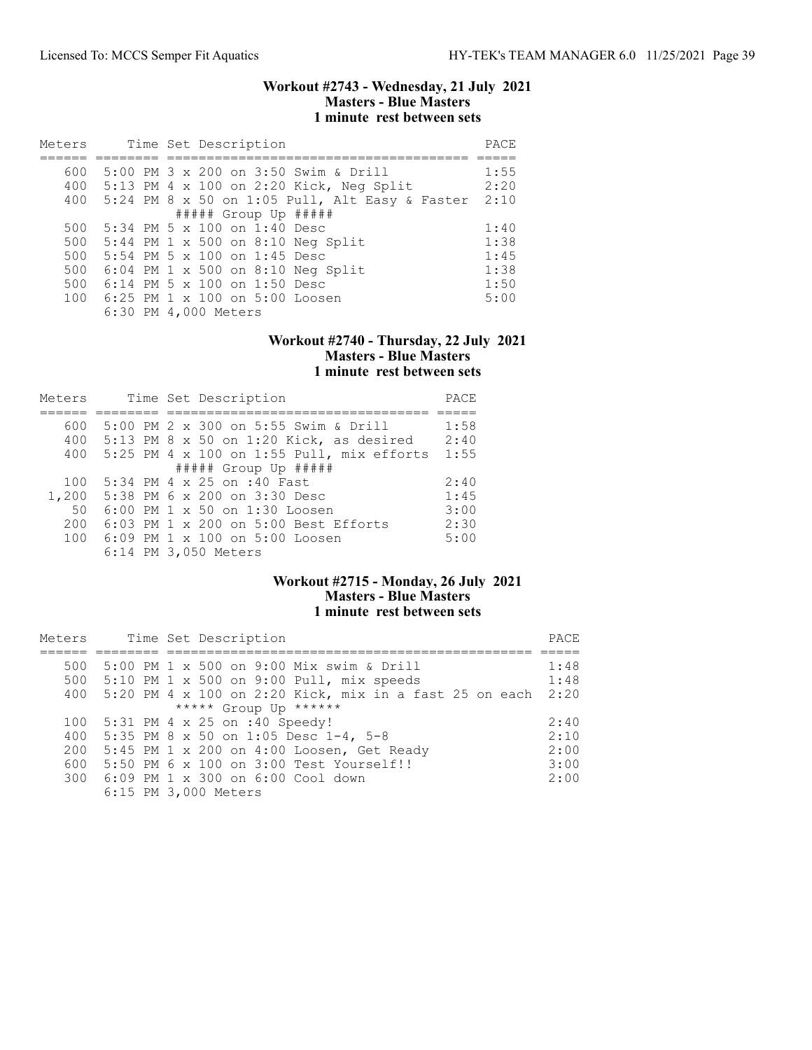### Workout #2743 - Wednesday, 21 July 2021
**Masters - Blue Masters**
**1 minute rest between sets**

| Meters | Time | Set Description | PACE |
|---|---|---|---|
| 600 | 5:00 PM | 3 x 200 on 3:50 Swim & Drill | 1:55 |
| 400 | 5:13 PM | 4 x 100 on 2:20 Kick, Neg Split | 2:20 |
| 400 | 5:24 PM | 8 x 50 on 1:05 Pull, Alt Easy & Faster | 2:10 |
| | | ##### Group Up ##### | |
| 500 | 5:34 PM | 5 x 100 on 1:40 Desc | 1:40 |
| 500 | 5:44 PM | 1 x 500 on 8:10 Neg Split | 1:38 |
| 500 | 5:54 PM | 5 x 100 on 1:45 Desc | 1:45 |
| 500 | 6:04 PM | 1 x 500 on 8:10 Neg Split | 1:38 |
| 500 | 6:14 PM | 5 x 100 on 1:50 Desc | 1:50 |
| 100 | 6:25 PM | 1 x 100 on 5:00 Loosen | 5:00 |
| | 6:30 PM | 4,000 Meters | |

### Workout #2740 - Thursday, 22 July 2021
**Masters - Blue Masters**
**1 minute rest between sets**

| Meters | Time | Set Description | PACE |
|---|---|---|---|
| 600 | 5:00 PM | 2 x 300 on 5:55 Swim & Drill | 1:58 |
| 400 | 5:13 PM | 8 x 50 on 1:20 Kick, as desired | 2:40 |
| 400 | 5:25 PM | 4 x 100 on 1:55 Pull, mix efforts | 1:55 |
| | | ##### Group Up ##### | |
| 100 | 5:34 PM | 4 x 25 on :40 Fast | 2:40 |
| 1,200 | 5:38 PM | 6 x 200 on 3:30 Desc | 1:45 |
| 50 | 6:00 PM | 1 x 50 on 1:30 Loosen | 3:00 |
| 200 | 6:03 PM | 1 x 200 on 5:00 Best Efforts | 2:30 |
| 100 | 6:09 PM | 1 x 100 on 5:00 Loosen | 5:00 |
| | 6:14 PM | 3,050 Meters | |

### Workout #2715 - Monday, 26 July 2021
**Masters - Blue Masters**
**1 minute rest between sets**

| Meters | Time | Set Description | PACE |
|---|---|---|---|
| 500 | 5:00 PM | 1 x 500 on 9:00 Mix swim & Drill | 1:48 |
| 500 | 5:10 PM | 1 x 500 on 9:00 Pull, mix speeds | 1:48 |
| 400 | 5:20 PM | 4 x 100 on 2:20 Kick, mix in a fast 25 on each | 2:20 |
| | | ***** Group Up ****** | |
| 100 | 5:31 PM | 4 x 25 on :40 Speedy! | 2:40 |
| 400 | 5:35 PM | 8 x 50 on 1:05 Desc 1-4, 5-8 | 2:10 |
| 200 | 5:45 PM | 1 x 200 on 4:00 Loosen, Get Ready | 2:00 |
| 600 | 5:50 PM | 6 x 100 on 3:00 Test Yourself!! | 3:00 |
| 300 | 6:09 PM | 1 x 300 on 6:00 Cool down | 2:00 |
| | 6:15 PM | 3,000 Meters | |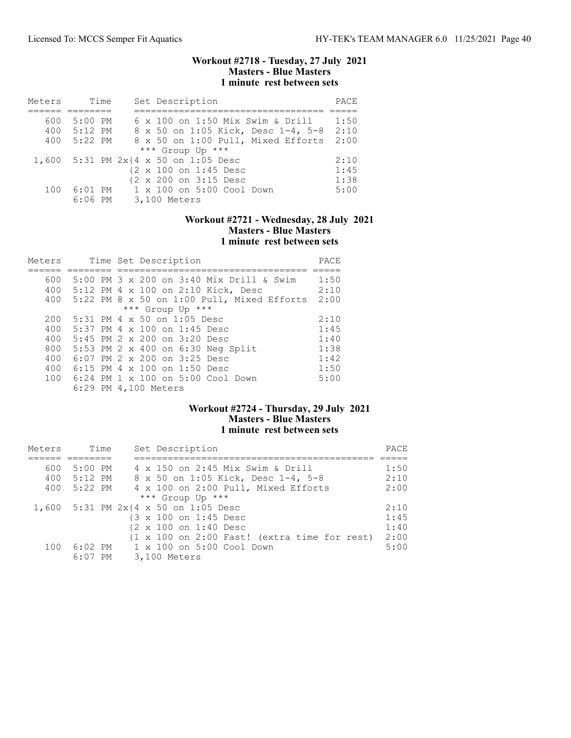### Workout #2718 - Tuesday, 27 July 2021
### Masters - Blue Masters
### 1 minute rest between sets

| Meters | Time | Set Description | PACE |
|---|---|---|---|
| 600 | 5:00 PM | 6 x 100 on 1:50 Mix Swim & Drill | 1:50 |
| 400 | 5:12 PM | 8 x 50 on 1:05 Kick, Desc 1-4, 5-8 | 2:10 |
| 400 | 5:22 PM | 8 x 50 on 1:00 Pull, Mixed Efforts | 2:00 |
| | | *** Group Up *** | |
| 1,600 | 5:31 PM | 2x{4 x 50 on 1:05 Desc | 2:10 |
| | | {2 x 100 on 1:45 Desc | 1:45 |
| | | {2 x 200 on 3:15 Desc | 1:38 |
| 100 | 6:01 PM | 1 x 100 on 5:00 Cool Down | 5:00 |
| | 6:06 PM | 3,100 Meters | |

### Workout #2721 - Wednesday, 28 July 2021
### Masters - Blue Masters
### 1 minute rest between sets

| Meters | Time | Set Description | PACE |
|---|---|---|---|
| 600 | 5:00 PM | 3 x 200 on 3:40 Mix Drill & Swim | 1:50 |
| 400 | 5:12 PM | 4 x 100 on 2:10 Kick, Desc | 2:10 |
| 400 | 5:22 PM | 8 x 50 on 1:00 Pull, Mixed Efforts | 2:00 |
| | | *** Group Up *** | |
| 200 | 5:31 PM | 4 x 50 on 1:05 Desc | 2:10 |
| 400 | 5:37 PM | 4 x 100 on 1:45 Desc | 1:45 |
| 400 | 5:45 PM | 2 x 200 on 3:20 Desc | 1:40 |
| 800 | 5:53 PM | 2 x 400 on 6:30 Neg Split | 1:38 |
| 400 | 6:07 PM | 2 x 200 on 3:25 Desc | 1:42 |
| 400 | 6:15 PM | 4 x 100 on 1:50 Desc | 1:50 |
| 100 | 6:24 PM | 1 x 100 on 5:00 Cool Down | 5:00 |
| | 6:29 PM | 4,100 Meters | |

### Workout #2724 - Thursday, 29 July 2021
### Masters - Blue Masters
### 1 minute rest between sets

| Meters | Time | Set Description | PACE |
|---|---|---|---|
| 600 | 5:00 PM | 4 x 150 on 2:45 Mix Swim & Drill | 1:50 |
| 400 | 5:12 PM | 8 x 50 on 1:05 Kick, Desc 1-4, 5-8 | 2:10 |
| 400 | 5:22 PM | 4 x 100 on 2:00 Pull, Mixed Efforts | 2:00 |
| | | *** Group Up *** | |
| 1,600 | 5:31 PM | 2x{4 x 50 on 1:05 Desc | 2:10 |
| | | {3 x 100 on 1:45 Desc | 1:45 |
| | | {2 x 100 on 1:40 Desc | 1:40 |
| | | {1 x 100 on 2:00 Fast! (extra time for rest) | 2:00 |
| 100 | 6:02 PM | 1 x 100 on 5:00 Cool Down | 5:00 |
| | 6:07 PM | 3,100 Meters | |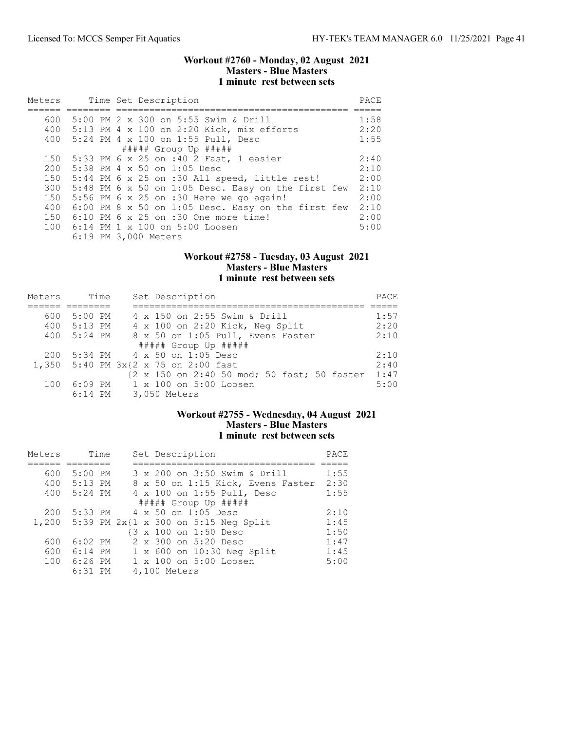## Workout #2760 - Monday, 02 August 2021
### Masters - Blue Masters
### 1 minute rest between sets

| Meters | Time | Set Description | PACE |
|---|---|---|---|
| 600 | 5:00 PM | 2 x 300 on 5:55 Swim & Drill | 1:58 |
| 400 | 5:13 PM | 4 x 100 on 2:20 Kick, mix efforts | 2:20 |
| 400 | 5:24 PM | 4 x 100 on 1:55 Pull, Desc | 1:55 |
| | | ##### Group Up ##### | |
| 150 | 5:33 PM | 6 x 25 on :40 2 Fast, 1 easier | 2:40 |
| 200 | 5:38 PM | 4 x 50 on 1:05 Desc | 2:10 |
| 150 | 5:44 PM | 6 x 25 on :30 All speed, little rest! | 2:00 |
| 300 | 5:48 PM | 6 x 50 on 1:05 Desc. Easy on the first few | 2:10 |
| 150 | 5:56 PM | 6 x 25 on :30 Here we go again! | 2:00 |
| 400 | 6:00 PM | 8 x 50 on 1:05 Desc. Easy on the first few | 2:10 |
| 150 | 6:10 PM | 6 x 25 on :30 One more time! | 2:00 |
| 100 | 6:14 PM | 1 x 100 on 5:00 Loosen | 5:00 |
| | 6:19 PM | 3,000 Meters | |

## Workout #2758 - Tuesday, 03 August 2021
### Masters - Blue Masters
### 1 minute rest between sets

| Meters | Time | Set Description | PACE |
|---|---|---|---|
| 600 | 5:00 PM | 4 x 150 on 2:55 Swim & Drill | 1:57 |
| 400 | 5:13 PM | 4 x 100 on 2:20 Kick, Neg Split | 2:20 |
| 400 | 5:24 PM | 8 x 50 on 1:05 Pull, Evens Faster | 2:10 |
| | | ##### Group Up ##### | |
| 200 | 5:34 PM | 4 x 50 on 1:05 Desc | 2:10 |
| 1,350 | 5:40 PM | 3x{2 x 75 on 2:00 fast | 2:40 |
| | | {2 x 150 on 2:40 50 mod; 50 fast; 50 faster | 1:47 |
| 100 | 6:09 PM | 1 x 100 on 5:00 Loosen | 5:00 |
| | 6:14 PM | 3,050 Meters | |

## Workout #2755 - Wednesday, 04 August 2021
### Masters - Blue Masters
### 1 minute rest between sets

| Meters | Time | Set Description | PACE |
|---|---|---|---|
| 600 | 5:00 PM | 3 x 200 on 3:50 Swim & Drill | 1:55 |
| 400 | 5:13 PM | 8 x 50 on 1:15 Kick, Evens Faster | 2:30 |
| 400 | 5:24 PM | 4 x 100 on 1:55 Pull, Desc | 1:55 |
| | | ##### Group Up ##### | |
| 200 | 5:33 PM | 4 x 50 on 1:05 Desc | 2:10 |
| 1,200 | 5:39 PM | 2x{1 x 300 on 5:15 Neg Split | 1:45 |
| | | {3 x 100 on 1:50 Desc | 1:50 |
| 600 | 6:02 PM | 2 x 300 on 5:20 Desc | 1:47 |
| 600 | 6:14 PM | 1 x 600 on 10:30 Neg Split | 1:45 |
| 100 | 6:26 PM | 1 x 100 on 5:00 Loosen | 5:00 |
| | 6:31 PM | 4,100 Meters | |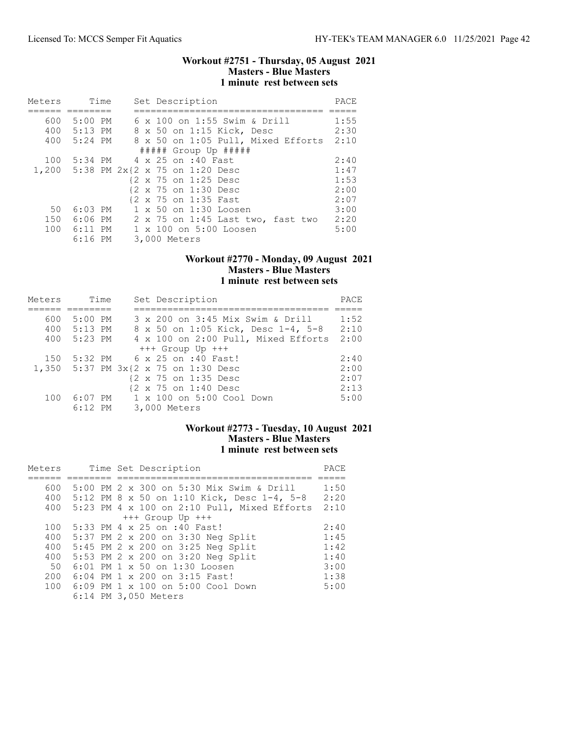## Workout #2751 - Thursday, 05 August 2021
### Masters - Blue Masters
### 1 minute rest between sets

| Meters | Time | Set Description | PACE |
|---|---|---|---|
| 600 | 5:00 PM | 6 x 100 on 1:55 Swim & Drill | 1:55 |
| 400 | 5:13 PM | 8 x 50 on 1:15 Kick, Desc | 2:30 |
| 400 | 5:24 PM | 8 x 50 on 1:05 Pull, Mixed Efforts | 2:10 |
| | | ##### Group Up ##### | |
| 100 | 5:34 PM | 4 x 25 on :40 Fast | 2:40 |
| 1,200 | 5:38 PM | 2x{2 x 75 on 1:20 Desc | 1:47 |
| | | {2 x 75 on 1:25 Desc | 1:53 |
| | | {2 x 75 on 1:30 Desc | 2:00 |
| | | {2 x 75 on 1:35 Fast | 2:07 |
| 50 | 6:03 PM | 1 x 50 on 1:30 Loosen | 3:00 |
| 150 | 6:06 PM | 2 x 75 on 1:45 Last two, fast two | 2:20 |
| 100 | 6:11 PM | 1 x 100 on 5:00 Loosen | 5:00 |
| | 6:16 PM | 3,000 Meters | |

## Workout #2770 - Monday, 09 August 2021
### Masters - Blue Masters
### 1 minute rest between sets

| Meters | Time | Set Description | PACE |
|---|---|---|---|
| 600 | 5:00 PM | 3 x 200 on 3:45 Mix Swim & Drill | 1:52 |
| 400 | 5:13 PM | 8 x 50 on 1:05 Kick, Desc 1-4, 5-8 | 2:10 |
| 400 | 5:23 PM | 4 x 100 on 2:00 Pull, Mixed Efforts | 2:00 |
| | | +++ Group Up +++ | |
| 150 | 5:32 PM | 6 x 25 on :40 Fast! | 2:40 |
| 1,350 | 5:37 PM | 3x{2 x 75 on 1:30 Desc | 2:00 |
| | | {2 x 75 on 1:35 Desc | 2:07 |
| | | {2 x 75 on 1:40 Desc | 2:13 |
| 100 | 6:07 PM | 1 x 100 on 5:00 Cool Down | 5:00 |
| | 6:12 PM | 3,000 Meters | |

## Workout #2773 - Tuesday, 10 August 2021
### Masters - Blue Masters
### 1 minute rest between sets

| Meters | Time | Set Description | PACE |
|---|---|---|---|
| 600 | 5:00 PM | 2 x 300 on 5:30 Mix Swim & Drill | 1:50 |
| 400 | 5:12 PM | 8 x 50 on 1:10 Kick, Desc 1-4, 5-8 | 2:20 |
| 400 | 5:23 PM | 4 x 100 on 2:10 Pull, Mixed Efforts | 2:10 |
| | | +++ Group Up +++ | |
| 100 | 5:33 PM | 4 x 25 on :40 Fast! | 2:40 |
| 400 | 5:37 PM | 2 x 200 on 3:30 Neg Split | 1:45 |
| 400 | 5:45 PM | 2 x 200 on 3:25 Neg Split | 1:42 |
| 400 | 5:53 PM | 2 x 200 on 3:20 Neg Split | 1:40 |
| 50 | 6:01 PM | 1 x 50 on 1:30 Loosen | 3:00 |
| 200 | 6:04 PM | 1 x 200 on 3:15 Fast! | 1:38 |
| 100 | 6:09 PM | 1 x 100 on 5:00 Cool Down | 5:00 |
| | 6:14 PM | 3,050 Meters | |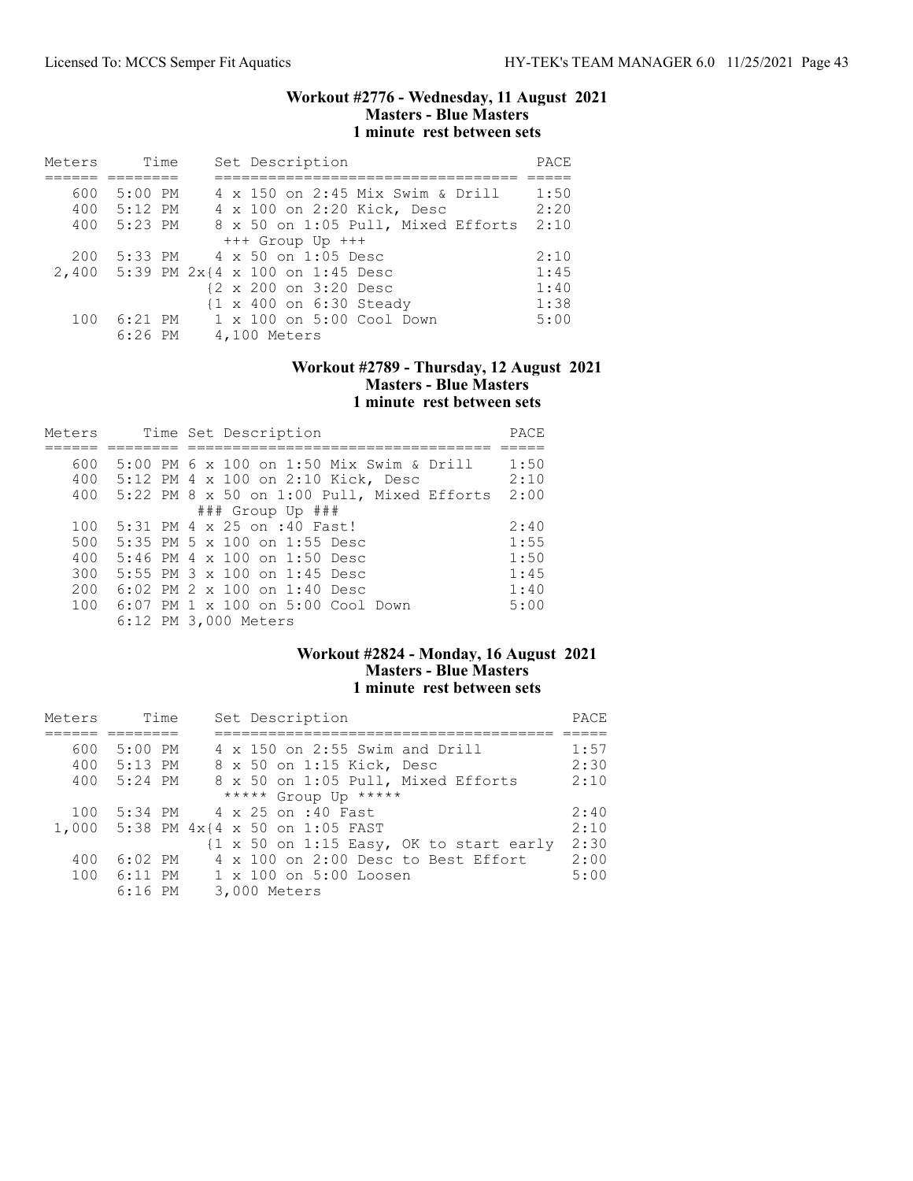## Workout #2776 - Wednesday, 11 August 2021
### Masters - Blue Masters
### 1 minute rest between sets

| Meters | Time | Set Description | PACE |
|---|---|---|---|
| 600 | 5:00 PM | 4 x 150 on 2:45 Mix Swim & Drill | 1:50 |
| 400 | 5:12 PM | 4 x 100 on 2:20 Kick, Desc | 2:20 |
| 400 | 5:23 PM | 8 x 50 on 1:05 Pull, Mixed Efforts | 2:10 |
| | | +++ Group Up +++ | |
| 200 | 5:33 PM | 4 x 50 on 1:05 Desc | 2:10 |
| 2,400 | 5:39 PM | 2x{4 x 100 on 1:45 Desc | 1:45 |
| | | {2 x 200 on 3:20 Desc | 1:40 |
| | | {1 x 400 on 6:30 Steady | 1:38 |
| 100 | 6:21 PM | 1 x 100 on 5:00 Cool Down | 5:00 |
| | 6:26 PM | 4,100 Meters | |

## Workout #2789 - Thursday, 12 August 2021
### Masters - Blue Masters
### 1 minute rest between sets

| Meters | Time | Set Description | PACE |
|---|---|---|---|
| 600 | 5:00 PM | 6 x 100 on 1:50 Mix Swim & Drill | 1:50 |
| 400 | 5:12 PM | 4 x 100 on 2:10 Kick, Desc | 2:10 |
| 400 | 5:22 PM | 8 x 50 on 1:00 Pull, Mixed Efforts | 2:00 |
| | | ### Group Up ### | |
| 100 | 5:31 PM | 4 x 25 on :40 Fast! | 2:40 |
| 500 | 5:35 PM | 5 x 100 on 1:55 Desc | 1:55 |
| 400 | 5:46 PM | 4 x 100 on 1:50 Desc | 1:50 |
| 300 | 5:55 PM | 3 x 100 on 1:45 Desc | 1:45 |
| 200 | 6:02 PM | 2 x 100 on 1:40 Desc | 1:40 |
| 100 | 6:07 PM | 1 x 100 on 5:00 Cool Down | 5:00 |
| | 6:12 PM | 3,000 Meters | |

## Workout #2824 - Monday, 16 August 2021
### Masters - Blue Masters
### 1 minute rest between sets

| Meters | Time | Set Description | PACE |
|---|---|---|---|
| 600 | 5:00 PM | 4 x 150 on 2:55 Swim and Drill | 1:57 |
| 400 | 5:13 PM | 8 x 50 on 1:15 Kick, Desc | 2:30 |
| 400 | 5:24 PM | 8 x 50 on 1:05 Pull, Mixed Efforts | 2:10 |
| | | ***** Group Up ***** | |
| 100 | 5:34 PM | 4 x 25 on :40 Fast | 2:40 |
| 1,000 | 5:38 PM | 4x{4 x 50 on 1:05 FAST | 2:10 |
| | | {1 x 50 on 1:15 Easy, OK to start early | 2:30 |
| 400 | 6:02 PM | 4 x 100 on 2:00 Desc to Best Effort | 2:00 |
| 100 | 6:11 PM | 1 x 100 on 5:00 Loosen | 5:00 |
| | 6:16 PM | 3,000 Meters | |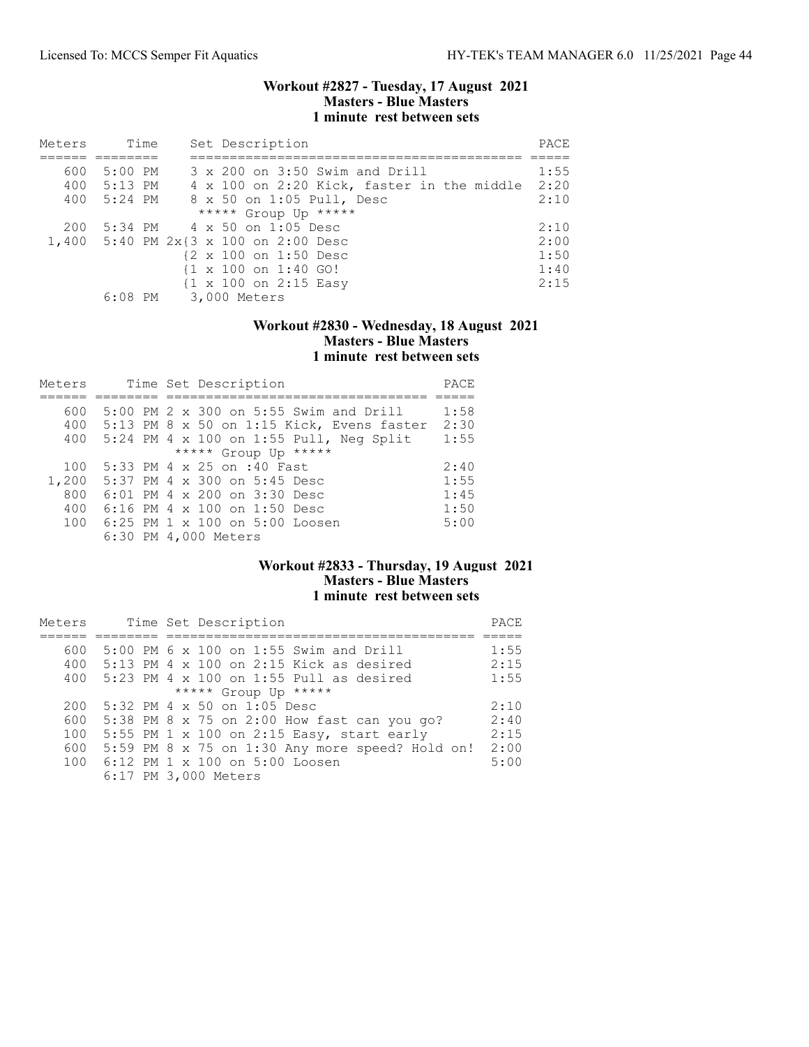### Workout #2827 - Tuesday, 17 August 2021
**Masters - Blue Masters**
**1 minute rest between sets**

| Meters | Time | Set Description | PACE |
|---|---|---|---|
| 600 | 5:00 PM | 3 x 200 on 3:50 Swim and Drill | 1:55 |
| 400 | 5:13 PM | 4 x 100 on 2:20 Kick, faster in the middle | 2:20 |
| 400 | 5:24 PM | 8 x 50 on 1:05 Pull, Desc | 2:10 |
| | | ***** Group Up ***** | |
| 200 | 5:34 PM | 4 x 50 on 1:05 Desc | 2:10 |
| 1,400 | 5:40 PM | 2x{3 x 100 on 2:00 Desc | 2:00 |
| | | {2 x 100 on 1:50 Desc | 1:50 |
| | | {1 x 100 on 1:40 GO! | 1:40 |
| | | {1 x 100 on 2:15 Easy | 2:15 |
| | 6:08 PM | 3,000 Meters | |

### Workout #2830 - Wednesday, 18 August 2021
**Masters - Blue Masters**
**1 minute rest between sets**

| Meters | Time | Set Description | PACE |
|---|---|---|---|
| 600 | 5:00 PM | 2 x 300 on 5:55 Swim and Drill | 1:58 |
| 400 | 5:13 PM | 8 x 50 on 1:15 Kick, Evens faster | 2:30 |
| 400 | 5:24 PM | 4 x 100 on 1:55 Pull, Neg Split | 1:55 |
| | | ***** Group Up ***** | |
| 100 | 5:33 PM | 4 x 25 on :40 Fast | 2:40 |
| 1,200 | 5:37 PM | 4 x 300 on 5:45 Desc | 1:55 |
| 800 | 6:01 PM | 4 x 200 on 3:30 Desc | 1:45 |
| 400 | 6:16 PM | 4 x 100 on 1:50 Desc | 1:50 |
| 100 | 6:25 PM | 1 x 100 on 5:00 Loosen | 5:00 |
| | 6:30 PM | 4,000 Meters | |

### Workout #2833 - Thursday, 19 August 2021
**Masters - Blue Masters**
**1 minute rest between sets**

| Meters | Time | Set Description | PACE |
|---|---|---|---|
| 600 | 5:00 PM | 6 x 100 on 1:55 Swim and Drill | 1:55 |
| 400 | 5:13 PM | 4 x 100 on 2:15 Kick as desired | 2:15 |
| 400 | 5:23 PM | 4 x 100 on 1:55 Pull as desired | 1:55 |
| | | ***** Group Up ***** | |
| 200 | 5:32 PM | 4 x 50 on 1:05 Desc | 2:10 |
| 600 | 5:38 PM | 8 x 75 on 2:00 How fast can you go? | 2:40 |
| 100 | 5:55 PM | 1 x 100 on 2:15 Easy, start early | 2:15 |
| 600 | 5:59 PM | 8 x 75 on 1:30 Any more speed? Hold on! | 2:00 |
| 100 | 6:12 PM | 1 x 100 on 5:00 Loosen | 5:00 |
| | 6:17 PM | 3,000 Meters | |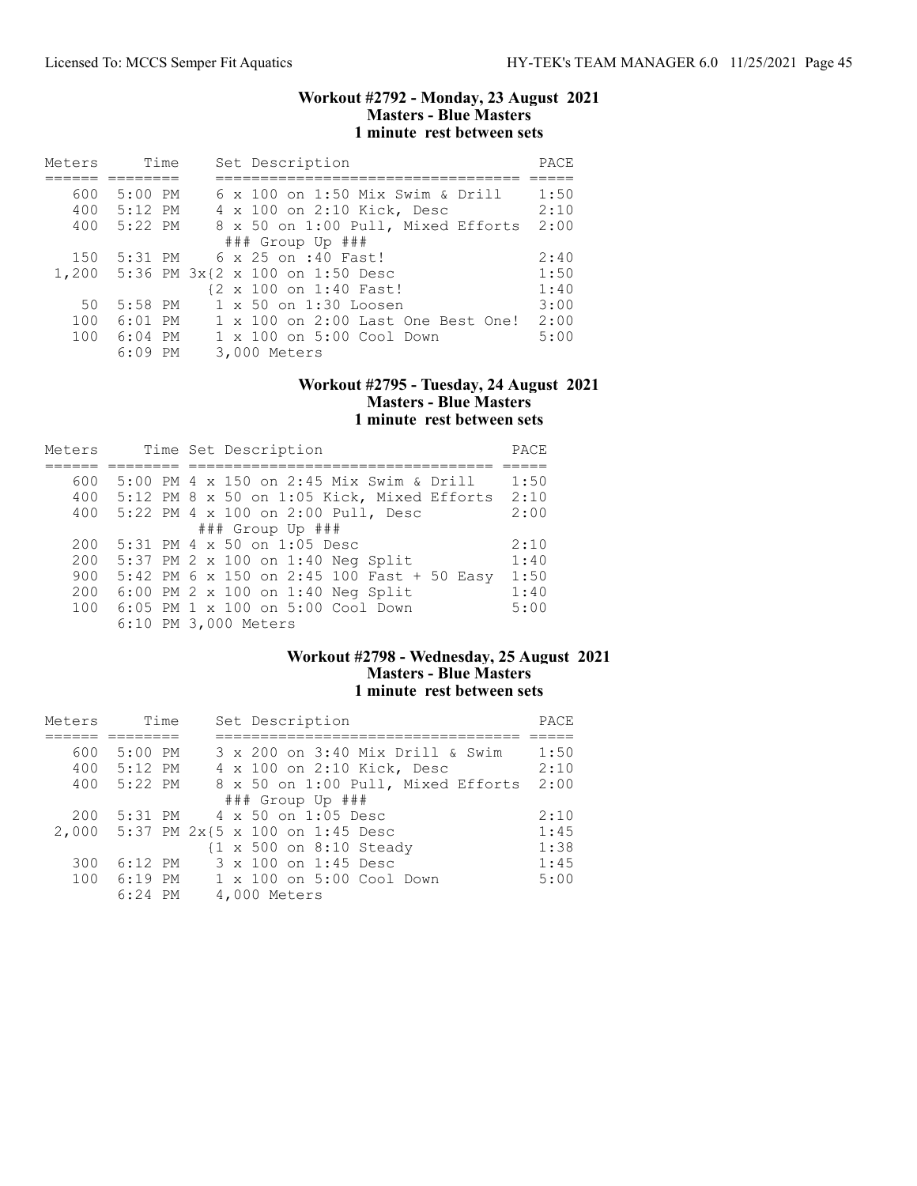## Workout #2792 - Monday, 23 August 2021
### Masters - Blue Masters
### 1 minute rest between sets

| Meters | Time | Set Description | PACE |
|---|---|---|---|
| 600 | 5:00 PM | 6 x 100 on 1:50 Mix Swim & Drill | 1:50 |
| 400 | 5:12 PM | 4 x 100 on 2:10 Kick, Desc | 2:10 |
| 400 | 5:22 PM | 8 x 50 on 1:00 Pull, Mixed Efforts | 2:00 |
| | | ### Group Up ### | |
| 150 | 5:31 PM | 6 x 25 on :40 Fast! | 2:40 |
| 1,200 | 5:36 PM | 3x{2 x 100 on 1:50 Desc | 1:50 |
| | | {2 x 100 on 1:40 Fast! | 1:40 |
| 50 | 5:58 PM | 1 x 50 on 1:30 Loosen | 3:00 |
| 100 | 6:01 PM | 1 x 100 on 2:00 Last One Best One! | 2:00 |
| 100 | 6:04 PM | 1 x 100 on 5:00 Cool Down | 5:00 |
| | 6:09 PM | 3,000 Meters | |

## Workout #2795 - Tuesday, 24 August 2021
### Masters - Blue Masters
### 1 minute rest between sets

| Meters | Time | Set Description | PACE |
|---|---|---|---|
| 600 | 5:00 PM | 4 x 150 on 2:45 Mix Swim & Drill | 1:50 |
| 400 | 5:12 PM | 8 x 50 on 1:05 Kick, Mixed Efforts | 2:10 |
| 400 | 5:22 PM | 4 x 100 on 2:00 Pull, Desc | 2:00 |
| | | ### Group Up ### | |
| 200 | 5:31 PM | 4 x 50 on 1:05 Desc | 2:10 |
| 200 | 5:37 PM | 2 x 100 on 1:40 Neg Split | 1:40 |
| 900 | 5:42 PM | 6 x 150 on 2:45 100 Fast + 50 Easy | 1:50 |
| 200 | 6:00 PM | 2 x 100 on 1:40 Neg Split | 1:40 |
| 100 | 6:05 PM | 1 x 100 on 5:00 Cool Down | 5:00 |
| | 6:10 PM | 3,000 Meters | |

## Workout #2798 - Wednesday, 25 August 2021
### Masters - Blue Masters
### 1 minute rest between sets

| Meters | Time | Set Description | PACE |
|---|---|---|---|
| 600 | 5:00 PM | 3 x 200 on 3:40 Mix Drill & Swim | 1:50 |
| 400 | 5:12 PM | 4 x 100 on 2:10 Kick, Desc | 2:10 |
| 400 | 5:22 PM | 8 x 50 on 1:00 Pull, Mixed Efforts | 2:00 |
| | | ### Group Up ### | |
| 200 | 5:31 PM | 4 x 50 on 1:05 Desc | 2:10 |
| 2,000 | 5:37 PM | 2x{5 x 100 on 1:45 Desc | 1:45 |
| | | {1 x 500 on 8:10 Steady | 1:38 |
| 300 | 6:12 PM | 3 x 100 on 1:45 Desc | 1:45 |
| 100 | 6:19 PM | 1 x 100 on 5:00 Cool Down | 5:00 |
| | 6:24 PM | 4,000 Meters | |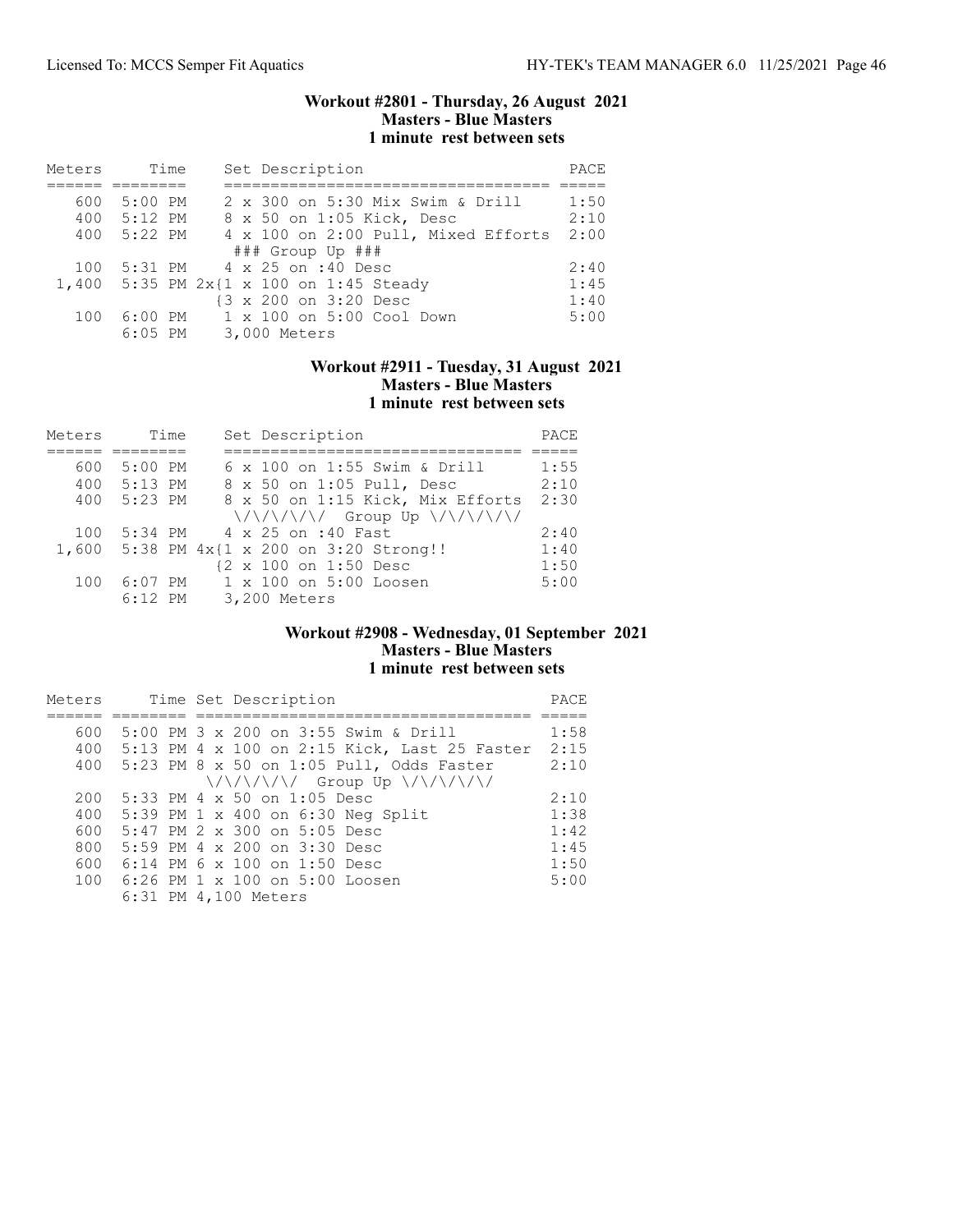### Workout #2801 - Thursday, 26 August 2021
**Masters - Blue Masters**
**1 minute rest between sets**

| Meters | Time | Set Description | PACE |
|---|---|---|---|
| 600 | 5:00 PM | 2 x 300 on 5:30 Mix Swim & Drill | 1:50 |
| 400 | 5:12 PM | 8 x 50 on 1:05 Kick, Desc | 2:10 |
| 400 | 5:22 PM | 4 x 100 on 2:00 Pull, Mixed Efforts | 2:00 |
| | | ### Group Up ### | |
| 100 | 5:31 PM | 4 x 25 on :40 Desc | 2:40 |
| 1,400 | 5:35 PM | 2x{1 x 100 on 1:45 Steady | 1:45 |
| | | {3 x 200 on 3:20 Desc | 1:40 |
| 100 | 6:00 PM | 1 x 100 on 5:00 Cool Down | 5:00 |
| | 6:05 PM | 3,000 Meters | |

### Workout #2911 - Tuesday, 31 August 2021
**Masters - Blue Masters**
**1 minute rest between sets**

| Meters | Time | Set Description | PACE |
|---|---|---|---|
| 600 | 5:00 PM | 6 x 100 on 1:55 Swim & Drill | 1:55 |
| 400 | 5:13 PM | 8 x 50 on 1:05 Pull, Desc | 2:10 |
| 400 | 5:23 PM | 8 x 50 on 1:15 Kick, Mix Efforts | 2:30 |
| | | \/\/\/\/\/ Group Up \/\/\/\/\/ | |
| 100 | 5:34 PM | 4 x 25 on :40 Fast | 2:40 |
| 1,600 | 5:38 PM | 4x{1 x 200 on 3:20 Strong!! | 1:40 |
| | | {2 x 100 on 1:50 Desc | 1:50 |
| 100 | 6:07 PM | 1 x 100 on 5:00 Loosen | 5:00 |
| | 6:12 PM | 3,200 Meters | |

### Workout #2908 - Wednesday, 01 September 2021
**Masters - Blue Masters**
**1 minute rest between sets**

| Meters | Time | Set Description | PACE |
|---|---|---|---|
| 600 | 5:00 PM | 3 x 200 on 3:55 Swim & Drill | 1:58 |
| 400 | 5:13 PM | 4 x 100 on 2:15 Kick, Last 25 Faster | 2:15 |
| 400 | 5:23 PM | 8 x 50 on 1:05 Pull, Odds Faster | 2:10 |
| | | \/\/\/\/\/ Group Up \/\/\/\/\/ | |
| 200 | 5:33 PM | 4 x 50 on 1:05 Desc | 2:10 |
| 400 | 5:39 PM | 1 x 400 on 6:30 Neg Split | 1:38 |
| 600 | 5:47 PM | 2 x 300 on 5:05 Desc | 1:42 |
| 800 | 5:59 PM | 4 x 200 on 3:30 Desc | 1:45 |
| 600 | 6:14 PM | 6 x 100 on 1:50 Desc | 1:50 |
| 100 | 6:26 PM | 1 x 100 on 5:00 Loosen | 5:00 |
| | 6:31 PM | 4,100 Meters | |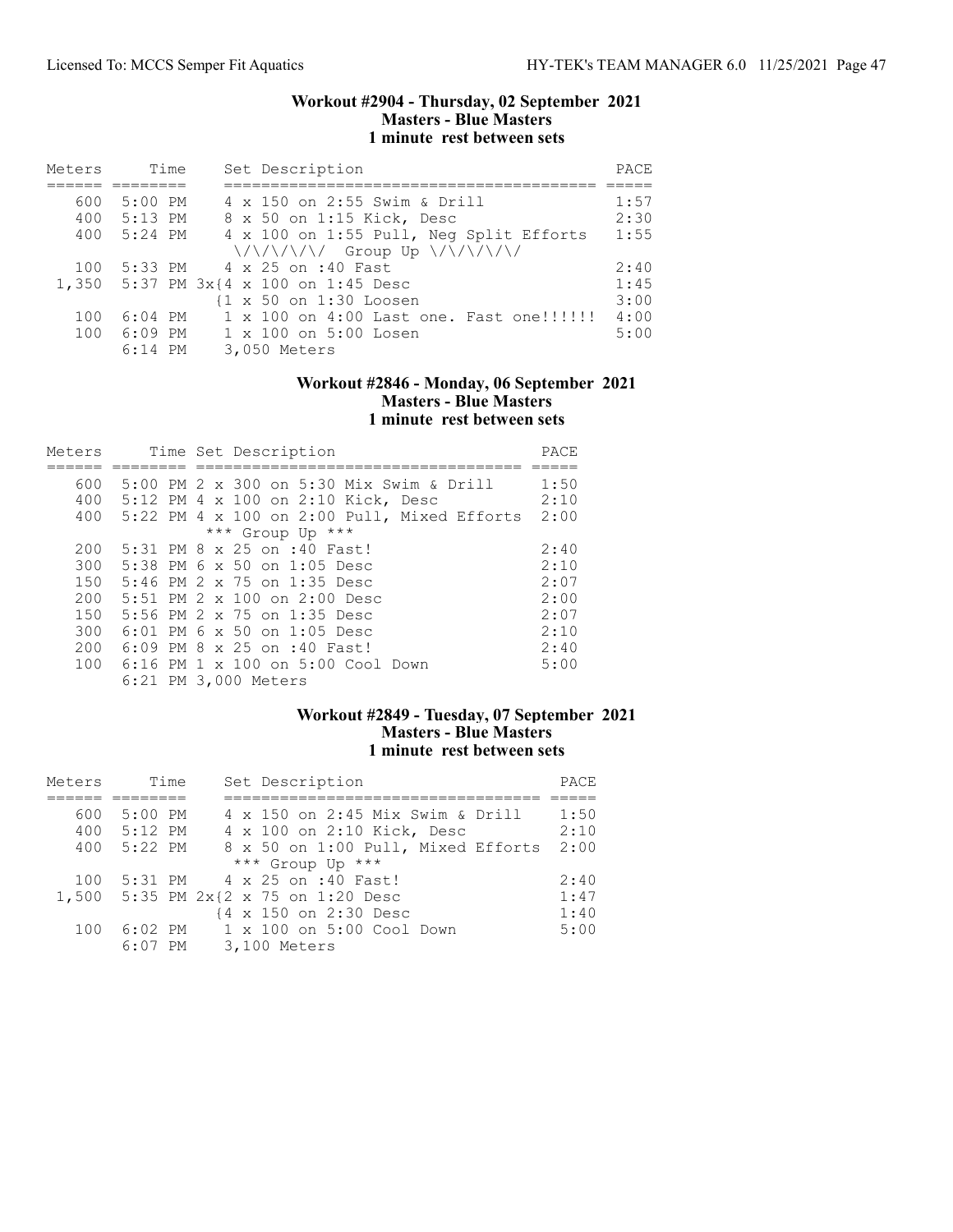### Workout #2904 - Thursday, 02 September 2021
**Masters - Blue Masters**
**1 minute rest between sets**

| Meters | Time | Set Description | PACE |
|---|---|---|---|
| 600 | 5:00 PM | 4 x 150 on 2:55 Swim & Drill | 1:57 |
| 400 | 5:13 PM | 8 x 50 on 1:15 Kick, Desc | 2:30 |
| 400 | 5:24 PM | 4 x 100 on 1:55 Pull, Neg Split Efforts | 1:55 |
| | | \/\/\/\/\/ Group Up \/\/\/\/\/ | |
| 100 | 5:33 PM | 4 x 25 on :40 Fast | 2:40 |
| 1,350 | 5:37 PM | 3x{4 x 100 on 1:45 Desc | 1:45 |
| | | {1 x 50 on 1:30 Loosen | 3:00 |
| 100 | 6:04 PM | 1 x 100 on 4:00 Last one. Fast one!!!!!! | 4:00 |
| 100 | 6:09 PM | 1 x 100 on 5:00 Losen | 5:00 |
| | 6:14 PM | 3,050 Meters | |

### Workout #2846 - Monday, 06 September 2021
**Masters - Blue Masters**
**1 minute rest between sets**

| Meters | Time | Set Description | PACE |
|---|---|---|---|
| 600 | 5:00 PM | 2 x 300 on 5:30 Mix Swim & Drill | 1:50 |
| 400 | 5:12 PM | 4 x 100 on 2:10 Kick, Desc | 2:10 |
| 400 | 5:22 PM | 4 x 100 on 2:00 Pull, Mixed Efforts | 2:00 |
| | | *** Group Up *** | |
| 200 | 5:31 PM | 8 x 25 on :40 Fast! | 2:40 |
| 300 | 5:38 PM | 6 x 50 on 1:05 Desc | 2:10 |
| 150 | 5:46 PM | 2 x 75 on 1:35 Desc | 2:07 |
| 200 | 5:51 PM | 2 x 100 on 2:00 Desc | 2:00 |
| 150 | 5:56 PM | 2 x 75 on 1:35 Desc | 2:07 |
| 300 | 6:01 PM | 6 x 50 on 1:05 Desc | 2:10 |
| 200 | 6:09 PM | 8 x 25 on :40 Fast! | 2:40 |
| 100 | 6:16 PM | 1 x 100 on 5:00 Cool Down | 5:00 |
| | 6:21 PM | 3,000 Meters | |

### Workout #2849 - Tuesday, 07 September 2021
**Masters - Blue Masters**
**1 minute rest between sets**

| Meters | Time | Set Description | PACE |
|---|---|---|---|
| 600 | 5:00 PM | 4 x 150 on 2:45 Mix Swim & Drill | 1:50 |
| 400 | 5:12 PM | 4 x 100 on 2:10 Kick, Desc | 2:10 |
| 400 | 5:22 PM | 8 x 50 on 1:00 Pull, Mixed Efforts | 2:00 |
| | | *** Group Up *** | |
| 100 | 5:31 PM | 4 x 25 on :40 Fast! | 2:40 |
| 1,500 | 5:35 PM | 2x{2 x 75 on 1:20 Desc | 1:47 |
| | | {4 x 150 on 2:30 Desc | 1:40 |
| 100 | 6:02 PM | 1 x 100 on 5:00 Cool Down | 5:00 |
| | 6:07 PM | 3,100 Meters | |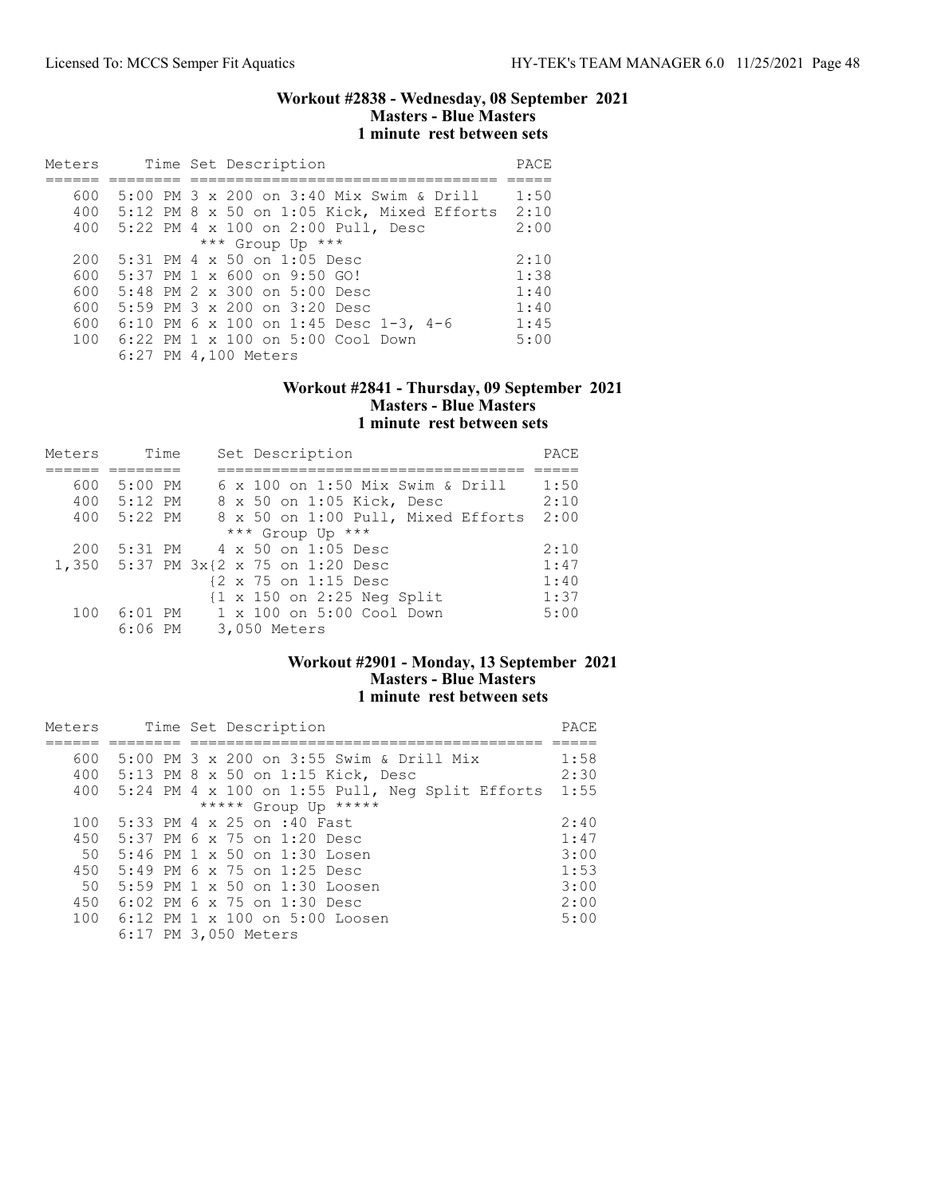### Workout #2838 - Wednesday, 08 September 2021
**Masters - Blue Masters**
**1 minute rest between sets**

| Meters | Time | Set Description | PACE |
|---|---|---|---|
| 600 | 5:00 PM | 3 x 200 on 3:40 Mix Swim & Drill | 1:50 |
| 400 | 5:12 PM | 8 x 50 on 1:05 Kick, Mixed Efforts | 2:10 |
| 400 | 5:22 PM | 4 x 100 on 2:00 Pull, Desc | 2:00 |
| | | *** Group Up *** | |
| 200 | 5:31 PM | 4 x 50 on 1:05 Desc | 2:10 |
| 600 | 5:37 PM | 1 x 600 on 9:50 GO! | 1:38 |
| 600 | 5:48 PM | 2 x 300 on 5:00 Desc | 1:40 |
| 600 | 5:59 PM | 3 x 200 on 3:20 Desc | 1:40 |
| 600 | 6:10 PM | 6 x 100 on 1:45 Desc 1-3, 4-6 | 1:45 |
| 100 | 6:22 PM | 1 x 100 on 5:00 Cool Down | 5:00 |
| | 6:27 PM | 4,100 Meters | |

### Workout #2841 - Thursday, 09 September 2021
**Masters - Blue Masters**
**1 minute rest between sets**

| Meters | Time | Set Description | PACE |
|---|---|---|---|
| 600 | 5:00 PM | 6 x 100 on 1:50 Mix Swim & Drill | 1:50 |
| 400 | 5:12 PM | 8 x 50 on 1:05 Kick, Desc | 2:10 |
| 400 | 5:22 PM | 8 x 50 on 1:00 Pull, Mixed Efforts | 2:00 |
| | | *** Group Up *** | |
| 200 | 5:31 PM | 4 x 50 on 1:05 Desc | 2:10 |
| 1,350 | 5:37 PM | 3x{2 x 75 on 1:20 Desc | 1:47 |
| | | {2 x 75 on 1:15 Desc | 1:40 |
| | | {1 x 150 on 2:25 Neg Split | 1:37 |
| 100 | 6:01 PM | 1 x 100 on 5:00 Cool Down | 5:00 |
| | 6:06 PM | 3,050 Meters | |

### Workout #2901 - Monday, 13 September 2021
**Masters - Blue Masters**
**1 minute rest between sets**

| Meters | Time | Set Description | PACE |
|---|---|---|---|
| 600 | 5:00 PM | 3 x 200 on 3:55 Swim & Drill Mix | 1:58 |
| 400 | 5:13 PM | 8 x 50 on 1:15 Kick, Desc | 2:30 |
| 400 | 5:24 PM | 4 x 100 on 1:55 Pull, Neg Split Efforts | 1:55 |
| | | ***** Group Up ***** | |
| 100 | 5:33 PM | 4 x 25 on :40 Fast | 2:40 |
| 450 | 5:37 PM | 6 x 75 on 1:20 Desc | 1:47 |
| 50 | 5:46 PM | 1 x 50 on 1:30 Losen | 3:00 |
| 450 | 5:49 PM | 6 x 75 on 1:25 Desc | 1:53 |
| 50 | 5:59 PM | 1 x 50 on 1:30 Loosen | 3:00 |
| 450 | 6:02 PM | 6 x 75 on 1:30 Desc | 2:00 |
| 100 | 6:12 PM | 1 x 100 on 5:00 Loosen | 5:00 |
| | 6:17 PM | 3,050 Meters | |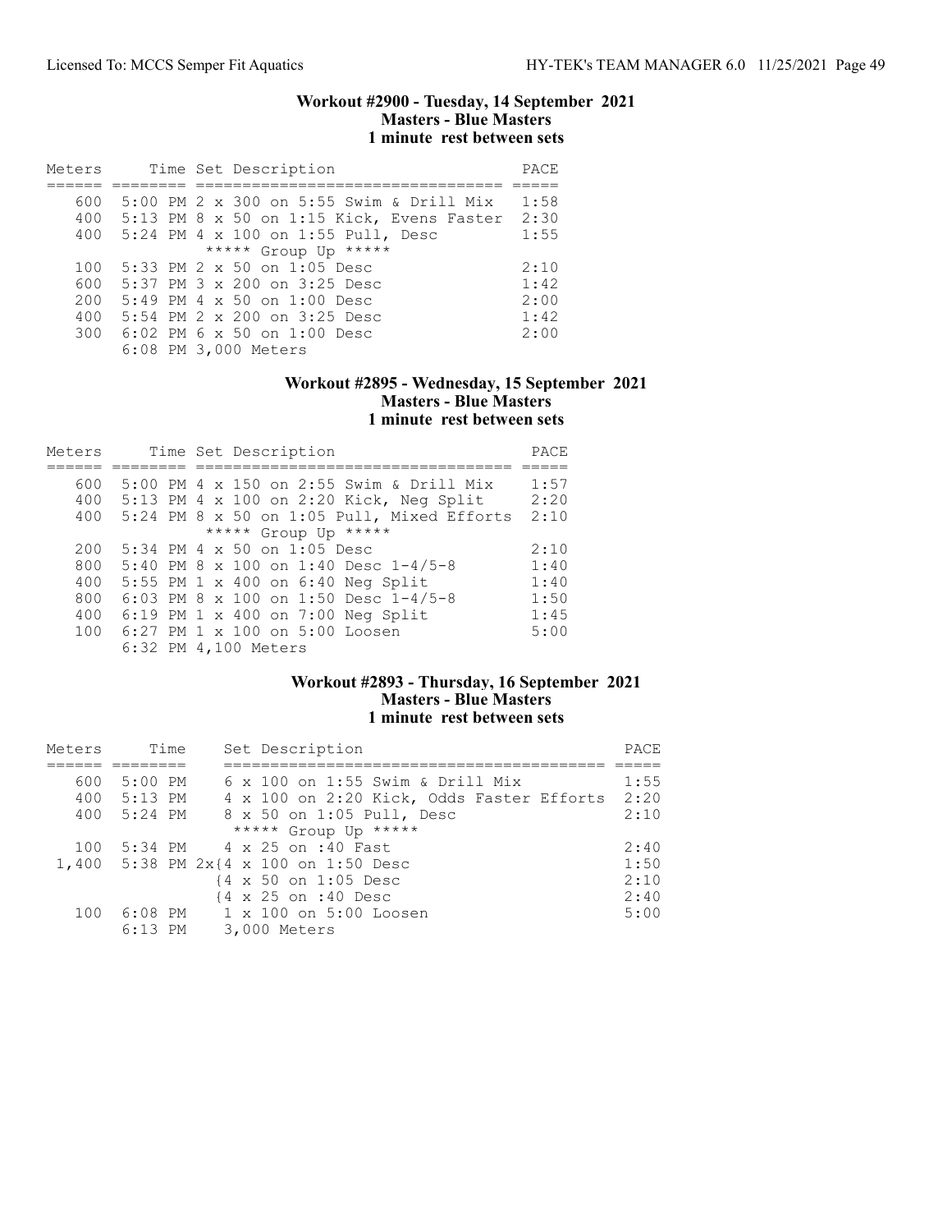### Workout #2900 - Tuesday, 14 September 2021
### Masters - Blue Masters
### 1 minute rest between sets

| Meters | Time | Set Description | PACE |
|---|---|---|---|
| 600 | 5:00 PM | 2 x 300 on 5:55 Swim & Drill Mix | 1:58 |
| 400 | 5:13 PM | 8 x 50 on 1:15 Kick, Evens Faster | 2:30 |
| 400 | 5:24 PM | 4 x 100 on 1:55 Pull, Desc | 1:55 |
| | | ***** Group Up ***** | |
| 100 | 5:33 PM | 2 x 50 on 1:05 Desc | 2:10 |
| 600 | 5:37 PM | 3 x 200 on 3:25 Desc | 1:42 |
| 200 | 5:49 PM | 4 x 50 on 1:00 Desc | 2:00 |
| 400 | 5:54 PM | 2 x 200 on 3:25 Desc | 1:42 |
| 300 | 6:02 PM | 6 x 50 on 1:00 Desc | 2:00 |
| | 6:08 PM | 3,000 Meters | |

### Workout #2895 - Wednesday, 15 September 2021
### Masters - Blue Masters
### 1 minute rest between sets

| Meters | Time | Set Description | PACE |
|---|---|---|---|
| 600 | 5:00 PM | 4 x 150 on 2:55 Swim & Drill Mix | 1:57 |
| 400 | 5:13 PM | 4 x 100 on 2:20 Kick, Neg Split | 2:20 |
| 400 | 5:24 PM | 8 x 50 on 1:05 Pull, Mixed Efforts | 2:10 |
| | | ***** Group Up ***** | |
| 200 | 5:34 PM | 4 x 50 on 1:05 Desc | 2:10 |
| 800 | 5:40 PM | 8 x 100 on 1:40 Desc 1-4/5-8 | 1:40 |
| 400 | 5:55 PM | 1 x 400 on 6:40 Neg Split | 1:40 |
| 800 | 6:03 PM | 8 x 100 on 1:50 Desc 1-4/5-8 | 1:50 |
| 400 | 6:19 PM | 1 x 400 on 7:00 Neg Split | 1:45 |
| 100 | 6:27 PM | 1 x 100 on 5:00 Loosen | 5:00 |
| | 6:32 PM | 4,100 Meters | |

### Workout #2893 - Thursday, 16 September 2021
### Masters - Blue Masters
### 1 minute rest between sets

| Meters | Time | Set Description | PACE |
|---|---|---|---|
| 600 | 5:00 PM | 6 x 100 on 1:55 Swim & Drill Mix | 1:55 |
| 400 | 5:13 PM | 4 x 100 on 2:20 Kick, Odds Faster Efforts | 2:20 |
| 400 | 5:24 PM | 8 x 50 on 1:05 Pull, Desc | 2:10 |
| | | ***** Group Up ***** | |
| 100 | 5:34 PM | 4 x 25 on :40 Fast | 2:40 |
| 1,400 | 5:38 PM | 2x{4 x 100 on 1:50 Desc | 1:50 |
| | | {4 x 50 on 1:05 Desc | 2:10 |
| | | {4 x 25 on :40 Desc | 2:40 |
| 100 | 6:08 PM | 1 x 100 on 5:00 Loosen | 5:00 |
| | 6:13 PM | 3,000 Meters | |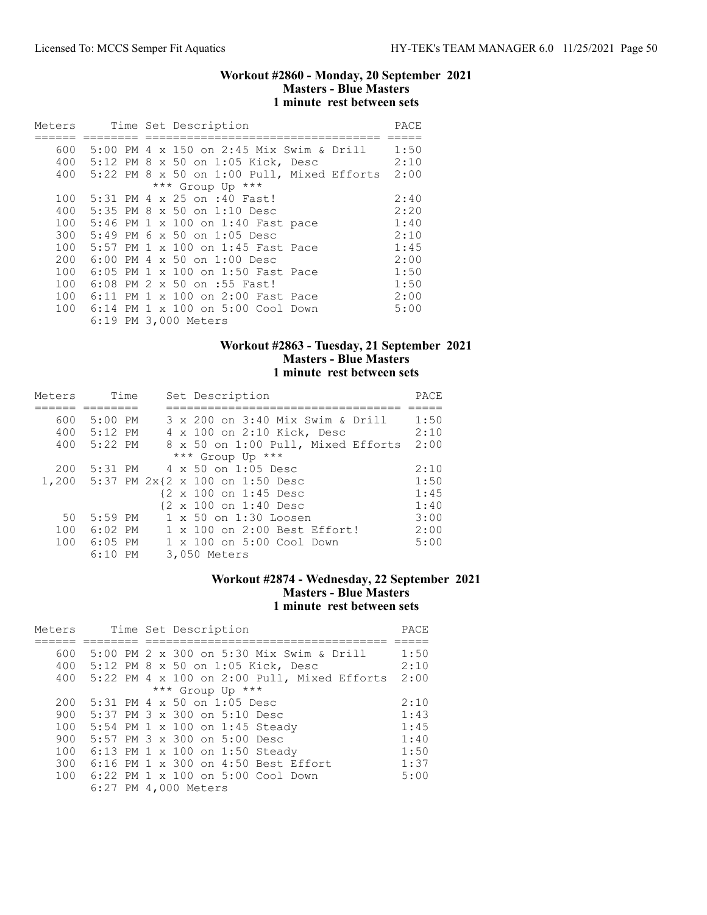### Workout #2860 - Monday, 20 September 2021
### Masters - Blue Masters
### 1 minute rest between sets

| Meters | Time | Set Description | PACE |
|---|---|---|---|
| 600 | 5:00 PM | 4 x 150 on 2:45 Mix Swim & Drill | 1:50 |
| 400 | 5:12 PM | 8 x 50 on 1:05 Kick, Desc | 2:10 |
| 400 | 5:22 PM | 8 x 50 on 1:00 Pull, Mixed Efforts | 2:00 |
| | | *** Group Up *** | |
| 100 | 5:31 PM | 4 x 25 on :40 Fast! | 2:40 |
| 400 | 5:35 PM | 8 x 50 on 1:10 Desc | 2:20 |
| 100 | 5:46 PM | 1 x 100 on 1:40 Fast pace | 1:40 |
| 300 | 5:49 PM | 6 x 50 on 1:05 Desc | 2:10 |
| 100 | 5:57 PM | 1 x 100 on 1:45 Fast Pace | 1:45 |
| 200 | 6:00 PM | 4 x 50 on 1:00 Desc | 2:00 |
| 100 | 6:05 PM | 1 x 100 on 1:50 Fast Pace | 1:50 |
| 100 | 6:08 PM | 2 x 50 on :55 Fast! | 1:50 |
| 100 | 6:11 PM | 1 x 100 on 2:00 Fast Pace | 2:00 |
| 100 | 6:14 PM | 1 x 100 on 5:00 Cool Down | 5:00 |
| | 6:19 PM | 3,000 Meters | |

### Workout #2863 - Tuesday, 21 September 2021
### Masters - Blue Masters
### 1 minute rest between sets

| Meters | Time | Set Description | PACE |
|---|---|---|---|
| 600 | 5:00 PM | 3 x 200 on 3:40 Mix Swim & Drill | 1:50 |
| 400 | 5:12 PM | 4 x 100 on 2:10 Kick, Desc | 2:10 |
| 400 | 5:22 PM | 8 x 50 on 1:00 Pull, Mixed Efforts | 2:00 |
| | | *** Group Up *** | |
| 200 | 5:31 PM | 4 x 50 on 1:05 Desc | 2:10 |
| 1,200 | 5:37 PM | 2x{2 x 100 on 1:50 Desc | 1:50 |
| | | {2 x 100 on 1:45 Desc | 1:45 |
| | | {2 x 100 on 1:40 Desc | 1:40 |
| 50 | 5:59 PM | 1 x 50 on 1:30 Loosen | 3:00 |
| 100 | 6:02 PM | 1 x 100 on 2:00 Best Effort! | 2:00 |
| 100 | 6:05 PM | 1 x 100 on 5:00 Cool Down | 5:00 |
| | 6:10 PM | 3,050 Meters | |

### Workout #2874 - Wednesday, 22 September 2021
### Masters - Blue Masters
### 1 minute rest between sets

| Meters | Time | Set Description | PACE |
|---|---|---|---|
| 600 | 5:00 PM | 2 x 300 on 5:30 Mix Swim & Drill | 1:50 |
| 400 | 5:12 PM | 8 x 50 on 1:05 Kick, Desc | 2:10 |
| 400 | 5:22 PM | 4 x 100 on 2:00 Pull, Mixed Efforts | 2:00 |
| | | *** Group Up *** | |
| 200 | 5:31 PM | 4 x 50 on 1:05 Desc | 2:10 |
| 900 | 5:37 PM | 3 x 300 on 5:10 Desc | 1:43 |
| 100 | 5:54 PM | 1 x 100 on 1:45 Steady | 1:45 |
| 900 | 5:57 PM | 3 x 300 on 5:00 Desc | 1:40 |
| 100 | 6:13 PM | 1 x 100 on 1:50 Steady | 1:50 |
| 300 | 6:16 PM | 1 x 300 on 4:50 Best Effort | 1:37 |
| 100 | 6:22 PM | 1 x 100 on 5:00 Cool Down | 5:00 |
| | 6:27 PM | 4,000 Meters | |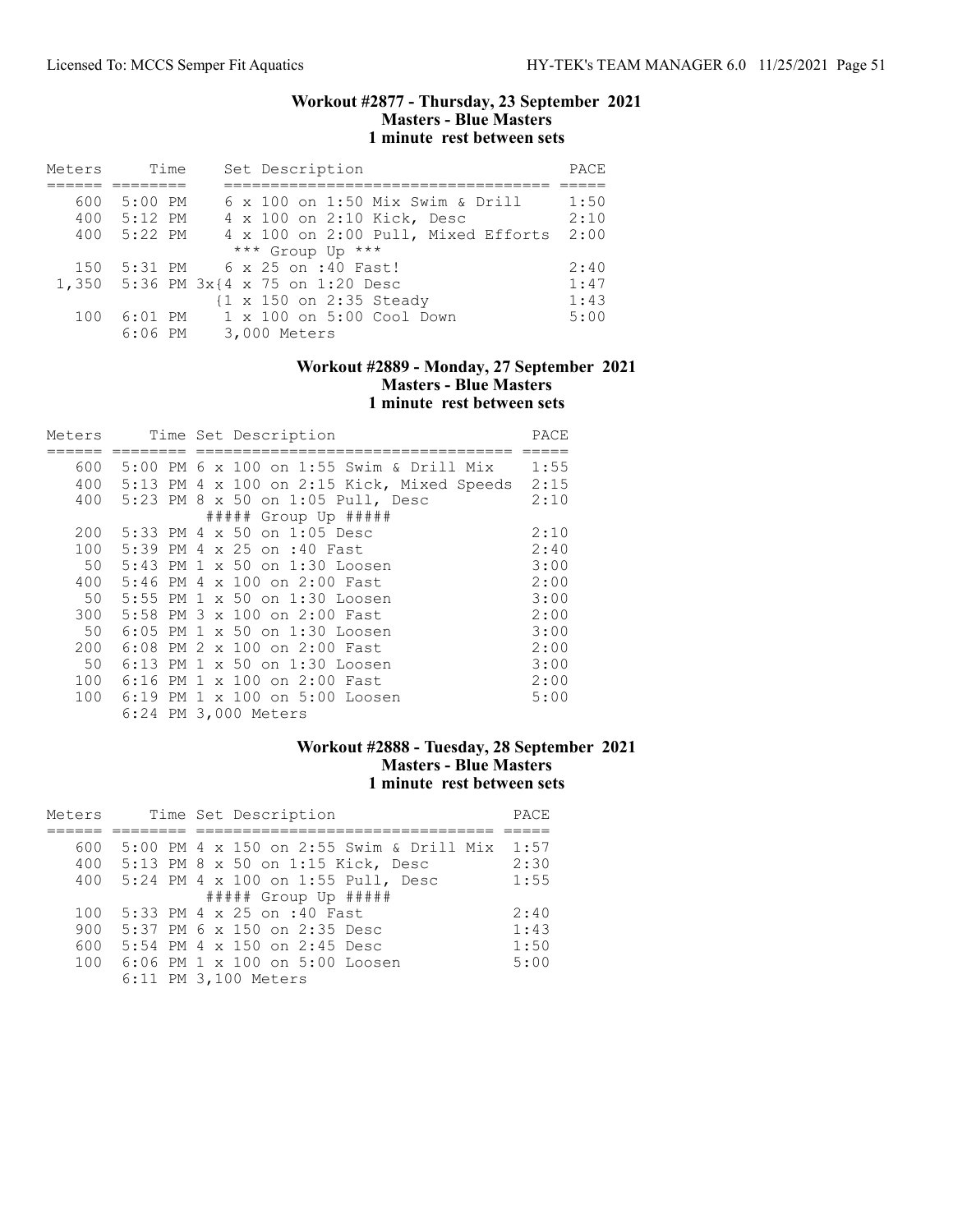### Workout #2877 - Thursday, 23 September 2021
**Masters - Blue Masters**
**1 minute rest between sets**

| Meters | Time | Set Description | PACE |
|---|---|---|---|
| 600 | 5:00 PM | 6 x 100 on 1:50 Mix Swim & Drill | 1:50 |
| 400 | 5:12 PM | 4 x 100 on 2:10 Kick, Desc | 2:10 |
| 400 | 5:22 PM | 4 x 100 on 2:00 Pull, Mixed Efforts | 2:00 |
| | | *** Group Up *** | |
| 150 | 5:31 PM | 6 x 25 on :40 Fast! | 2:40 |
| 1,350 | 5:36 PM | 3x{4 x 75 on 1:20 Desc | 1:47 |
| | | {1 x 150 on 2:35 Steady | 1:43 |
| 100 | 6:01 PM | 1 x 100 on 5:00 Cool Down | 5:00 |
| | 6:06 PM | 3,000 Meters | |

### Workout #2889 - Monday, 27 September 2021
**Masters - Blue Masters**
**1 minute rest between sets**

| Meters | Time | Set Description | PACE |
|---|---|---|---|
| 600 | 5:00 PM | 6 x 100 on 1:55 Swim & Drill Mix | 1:55 |
| 400 | 5:13 PM | 4 x 100 on 2:15 Kick, Mixed Speeds | 2:15 |
| 400 | 5:23 PM | 8 x 50 on 1:05 Pull, Desc | 2:10 |
| | | ##### Group Up ##### | |
| 200 | 5:33 PM | 4 x 50 on 1:05 Desc | 2:10 |
| 100 | 5:39 PM | 4 x 25 on :40 Fast | 2:40 |
| 50 | 5:43 PM | 1 x 50 on 1:30 Loosen | 3:00 |
| 400 | 5:46 PM | 4 x 100 on 2:00 Fast | 2:00 |
| 50 | 5:55 PM | 1 x 50 on 1:30 Loosen | 3:00 |
| 300 | 5:58 PM | 3 x 100 on 2:00 Fast | 2:00 |
| 50 | 6:05 PM | 1 x 50 on 1:30 Loosen | 3:00 |
| 200 | 6:08 PM | 2 x 100 on 2:00 Fast | 2:00 |
| 50 | 6:13 PM | 1 x 50 on 1:30 Loosen | 3:00 |
| 100 | 6:16 PM | 1 x 100 on 2:00 Fast | 2:00 |
| 100 | 6:19 PM | 1 x 100 on 5:00 Loosen | 5:00 |
| | 6:24 PM | 3,000 Meters | |

### Workout #2888 - Tuesday, 28 September 2021
**Masters - Blue Masters**
**1 minute rest between sets**

| Meters | Time | Set Description | PACE |
|---|---|---|---|
| 600 | 5:00 PM | 4 x 150 on 2:55 Swim & Drill Mix | 1:57 |
| 400 | 5:13 PM | 8 x 50 on 1:15 Kick, Desc | 2:30 |
| 400 | 5:24 PM | 4 x 100 on 1:55 Pull, Desc | 1:55 |
| | | ##### Group Up ##### | |
| 100 | 5:33 PM | 4 x 25 on :40 Fast | 2:40 |
| 900 | 5:37 PM | 6 x 150 on 2:35 Desc | 1:43 |
| 600 | 5:54 PM | 4 x 150 on 2:45 Desc | 1:50 |
| 100 | 6:06 PM | 1 x 100 on 5:00 Loosen | 5:00 |
| | 6:11 PM | 3,100 Meters | |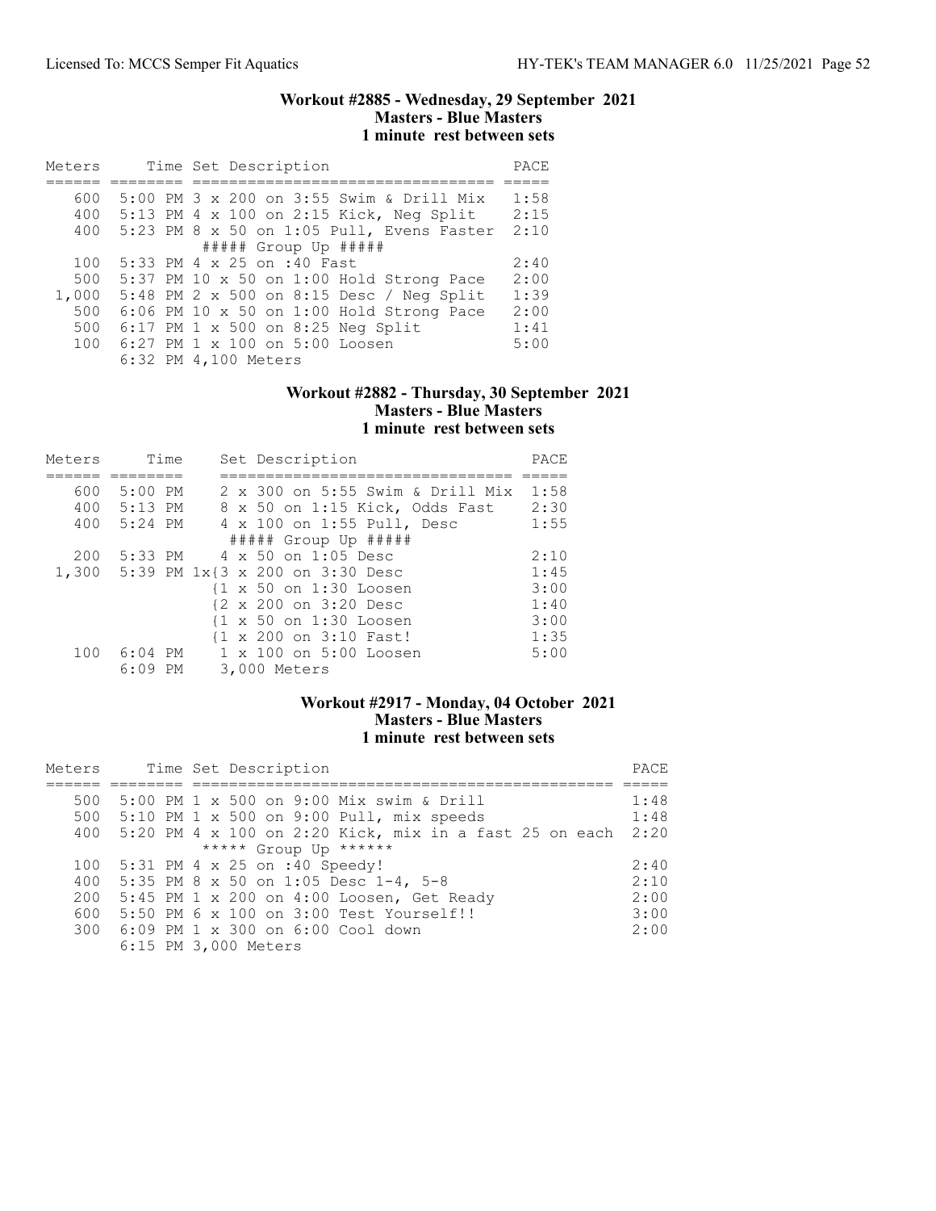## Workout #2885 - Wednesday, 29 September 2021
### Masters - Blue Masters
### 1 minute rest between sets

| Meters | Time | Set Description | PACE |
|---|---|---|---|
| 600 | 5:00 PM | 3 x 200 on 3:55 Swim & Drill Mix | 1:58 |
| 400 | 5:13 PM | 4 x 100 on 2:15 Kick, Neg Split | 2:15 |
| 400 | 5:23 PM | 8 x 50 on 1:05 Pull, Evens Faster | 2:10 |
| | | ##### Group Up ##### | |
| 100 | 5:33 PM | 4 x 25 on :40 Fast | 2:40 |
| 500 | 5:37 PM | 10 x 50 on 1:00 Hold Strong Pace | 2:00 |
| 1,000 | 5:48 PM | 2 x 500 on 8:15 Desc / Neg Split | 1:39 |
| 500 | 6:06 PM | 10 x 50 on 1:00 Hold Strong Pace | 2:00 |
| 500 | 6:17 PM | 1 x 500 on 8:25 Neg Split | 1:41 |
| 100 | 6:27 PM | 1 x 100 on 5:00 Loosen | 5:00 |
| | 6:32 PM | 4,100 Meters | |

## Workout #2882 - Thursday, 30 September 2021
### Masters - Blue Masters
### 1 minute rest between sets

| Meters | Time | Set Description | PACE |
|---|---|---|---|
| 600 | 5:00 PM | 2 x 300 on 5:55 Swim & Drill Mix | 1:58 |
| 400 | 5:13 PM | 8 x 50 on 1:15 Kick, Odds Fast | 2:30 |
| 400 | 5:24 PM | 4 x 100 on 1:55 Pull, Desc | 1:55 |
| | | ##### Group Up ##### | |
| 200 | 5:33 PM | 4 x 50 on 1:05 Desc | 2:10 |
| 1,300 | 5:39 PM | 1x{3 x 200 on 3:30 Desc | 1:45 |
| | | {1 x 50 on 1:30 Loosen | 3:00 |
| | | {2 x 200 on 3:20 Desc | 1:40 |
| | | {1 x 50 on 1:30 Loosen | 3:00 |
| | | {1 x 200 on 3:10 Fast! | 1:35 |
| 100 | 6:04 PM | 1 x 100 on 5:00 Loosen | 5:00 |
| | 6:09 PM | 3,000 Meters | |

## Workout #2917 - Monday, 04 October 2021
### Masters - Blue Masters
### 1 minute rest between sets

| Meters | Time | Set Description | PACE |
|---|---|---|---|
| 500 | 5:00 PM | 1 x 500 on 9:00 Mix swim & Drill | 1:48 |
| 500 | 5:10 PM | 1 x 500 on 9:00 Pull, mix speeds | 1:48 |
| 400 | 5:20 PM | 4 x 100 on 2:20 Kick, mix in a fast 25 on each | 2:20 |
| | | ***** Group Up ****** | |
| 100 | 5:31 PM | 4 x 25 on :40 Speedy! | 2:40 |
| 400 | 5:35 PM | 8 x 50 on 1:05 Desc 1-4, 5-8 | 2:10 |
| 200 | 5:45 PM | 1 x 200 on 4:00 Loosen, Get Ready | 2:00 |
| 600 | 5:50 PM | 6 x 100 on 3:00 Test Yourself!! | 3:00 |
| 300 | 6:09 PM | 1 x 300 on 6:00 Cool down | 2:00 |
| | 6:15 PM | 3,000 Meters | |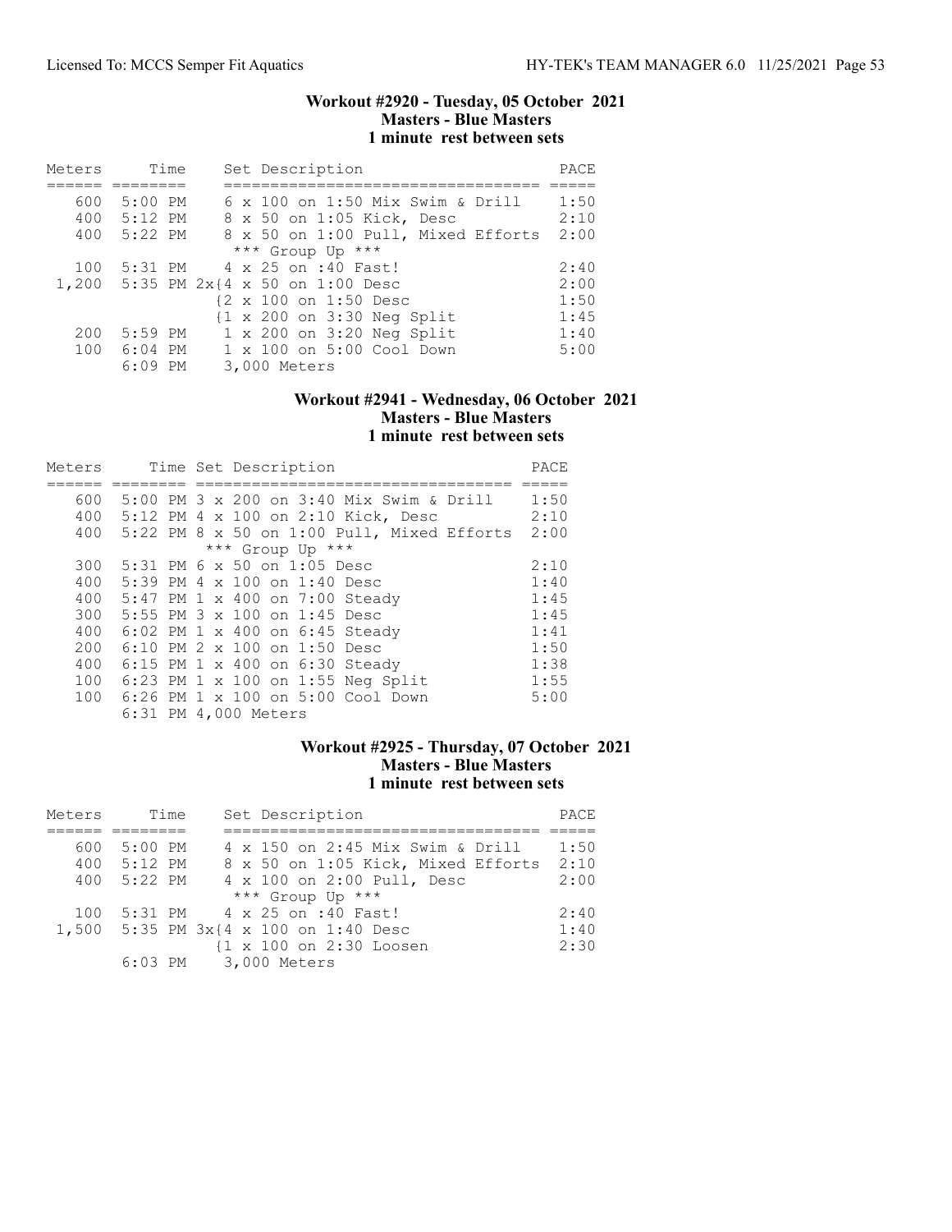### Workout #2920 - Tuesday, 05 October 2021
**Masters - Blue Masters**
**1 minute rest between sets**

| Meters | Time | Set Description | PACE |
|---|---|---|---|
| 600 | 5:00 PM | 6 x 100 on 1:50 Mix Swim & Drill | 1:50 |
| 400 | 5:12 PM | 8 x 50 on 1:05 Kick, Desc | 2:10 |
| 400 | 5:22 PM | 8 x 50 on 1:00 Pull, Mixed Efforts | 2:00 |
| | | *** Group Up *** | |
| 100 | 5:31 PM | 4 x 25 on :40 Fast! | 2:40 |
| 1,200 | 5:35 PM | 2x{4 x 50 on 1:00 Desc | 2:00 |
| | | {2 x 100 on 1:50 Desc | 1:50 |
| | | {1 x 200 on 3:30 Neg Split | 1:45 |
| 200 | 5:59 PM | 1 x 200 on 3:20 Neg Split | 1:40 |
| 100 | 6:04 PM | 1 x 100 on 5:00 Cool Down | 5:00 |
| | 6:09 PM | 3,000 Meters | |

### Workout #2941 - Wednesday, 06 October 2021
**Masters - Blue Masters**
**1 minute rest between sets**

| Meters | Time | Set Description | PACE |
|---|---|---|---|
| 600 | 5:00 PM | 3 x 200 on 3:40 Mix Swim & Drill | 1:50 |
| 400 | 5:12 PM | 4 x 100 on 2:10 Kick, Desc | 2:10 |
| 400 | 5:22 PM | 8 x 50 on 1:00 Pull, Mixed Efforts | 2:00 |
| | | *** Group Up *** | |
| 300 | 5:31 PM | 6 x 50 on 1:05 Desc | 2:10 |
| 400 | 5:39 PM | 4 x 100 on 1:40 Desc | 1:40 |
| 400 | 5:47 PM | 1 x 400 on 7:00 Steady | 1:45 |
| 300 | 5:55 PM | 3 x 100 on 1:45 Desc | 1:45 |
| 400 | 6:02 PM | 1 x 400 on 6:45 Steady | 1:41 |
| 200 | 6:10 PM | 2 x 100 on 1:50 Desc | 1:50 |
| 400 | 6:15 PM | 1 x 400 on 6:30 Steady | 1:38 |
| 100 | 6:23 PM | 1 x 100 on 1:55 Neg Split | 1:55 |
| 100 | 6:26 PM | 1 x 100 on 5:00 Cool Down | 5:00 |
| | 6:31 PM | 4,000 Meters | |

### Workout #2925 - Thursday, 07 October 2021
**Masters - Blue Masters**
**1 minute rest between sets**

| Meters | Time | Set Description | PACE |
|---|---|---|---|
| 600 | 5:00 PM | 4 x 150 on 2:45 Mix Swim & Drill | 1:50 |
| 400 | 5:12 PM | 8 x 50 on 1:05 Kick, Mixed Efforts | 2:10 |
| 400 | 5:22 PM | 4 x 100 on 2:00 Pull, Desc | 2:00 |
| | | *** Group Up *** | |
| 100 | 5:31 PM | 4 x 25 on :40 Fast! | 2:40 |
| 1,500 | 5:35 PM | 3x{4 x 100 on 1:40 Desc | 1:40 |
| | | {1 x 100 on 2:30 Loosen | 2:30 |
| | 6:03 PM | 3,000 Meters | |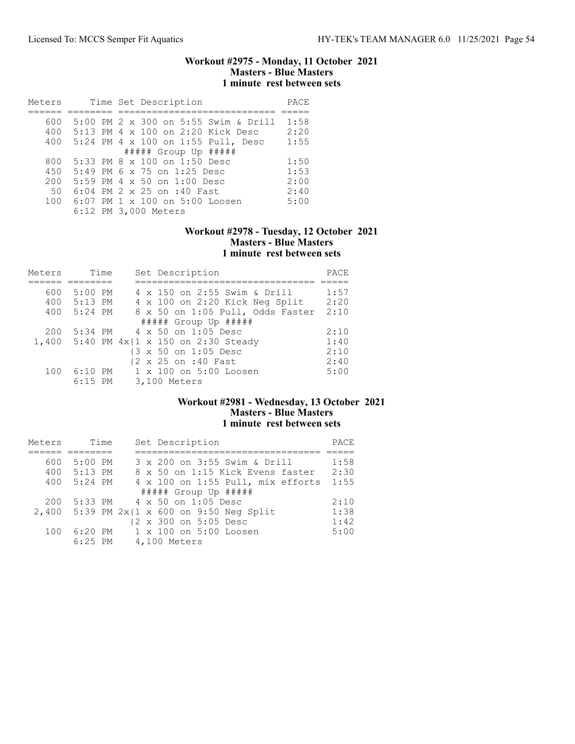### Workout #2975 - Monday, 11 October 2021
**Masters - Blue Masters**
**1 minute rest between sets**

| Meters | Time | Set Description | PACE |
|---|---|---|---|
| 600 | 5:00 PM | 2 x 300 on 5:55 Swim & Drill | 1:58 |
| 400 | 5:13 PM | 4 x 100 on 2:20 Kick Desc | 2:20 |
| 400 | 5:24 PM | 4 x 100 on 1:55 Pull, Desc | 1:55 |
| | | ##### Group Up ##### | |
| 800 | 5:33 PM | 8 x 100 on 1:50 Desc | 1:50 |
| 450 | 5:49 PM | 6 x 75 on 1:25 Desc | 1:53 |
| 200 | 5:59 PM | 4 x 50 on 1:00 Desc | 2:00 |
| 50 | 6:04 PM | 2 x 25 on :40 Fast | 2:40 |
| 100 | 6:07 PM | 1 x 100 on 5:00 Loosen | 5:00 |
| | 6:12 PM | 3,000 Meters | |

### Workout #2978 - Tuesday, 12 October 2021
**Masters - Blue Masters**
**1 minute rest between sets**

| Meters | Time | Set Description | PACE |
|---|---|---|---|
| 600 | 5:00 PM | 4 x 150 on 2:55 Swim & Drill | 1:57 |
| 400 | 5:13 PM | 4 x 100 on 2:20 Kick Neg Split | 2:20 |
| 400 | 5:24 PM | 8 x 50 on 1:05 Pull, Odds Faster | 2:10 |
| | | ##### Group Up ##### | |
| 200 | 5:34 PM | 4 x 50 on 1:05 Desc | 2:10 |
| 1,400 | 5:40 PM | 4x{1 x 150 on 2:30 Steady | 1:40 |
| | | {3 x 50 on 1:05 Desc | 2:10 |
| | | {2 x 25 on :40 Fast | 2:40 |
| 100 | 6:10 PM | 1 x 100 on 5:00 Loosen | 5:00 |
| | 6:15 PM | 3,100 Meters | |

### Workout #2981 - Wednesday, 13 October 2021
**Masters - Blue Masters**
**1 minute rest between sets**

| Meters | Time | Set Description | PACE |
|---|---|---|---|
| 600 | 5:00 PM | 3 x 200 on 3:55 Swim & Drill | 1:58 |
| 400 | 5:13 PM | 8 x 50 on 1:15 Kick Evens faster | 2:30 |
| 400 | 5:24 PM | 4 x 100 on 1:55 Pull, mix efforts | 1:55 |
| | | ##### Group Up ##### | |
| 200 | 5:33 PM | 4 x 50 on 1:05 Desc | 2:10 |
| 2,400 | 5:39 PM | 2x{1 x 600 on 9:50 Neg Split | 1:38 |
| | | {2 x 300 on 5:05 Desc | 1:42 |
| 100 | 6:20 PM | 1 x 100 on 5:00 Loosen | 5:00 |
| | 6:25 PM | 4,100 Meters | |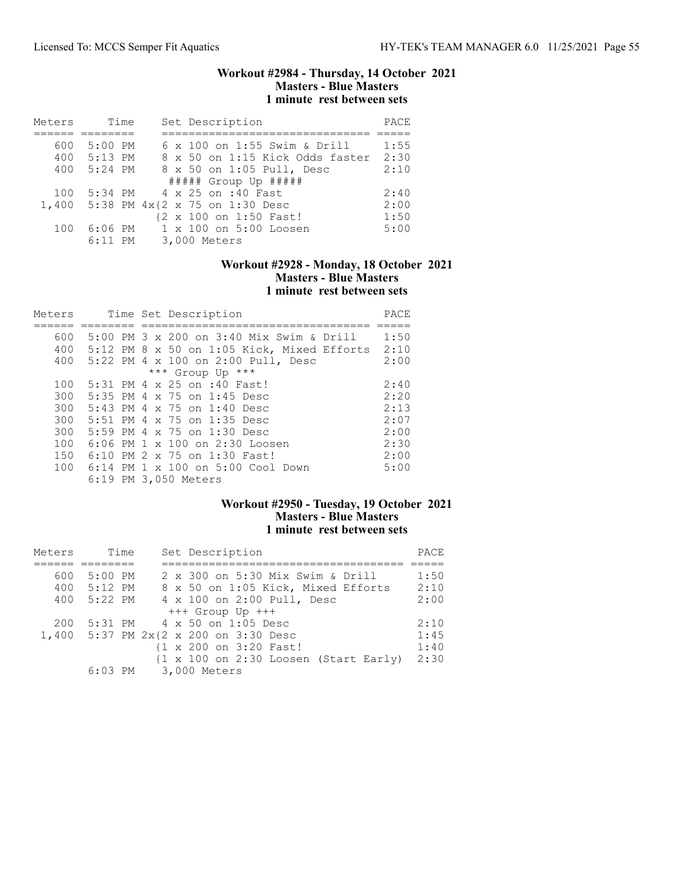### Workout #2984 - Thursday, 14 October 2021
**Masters - Blue Masters**
**1 minute rest between sets**

| Meters | Time | Set Description | PACE |
|---|---|---|---|
| 600 | 5:00 PM | 6 x 100 on 1:55 Swim & Drill | 1:55 |
| 400 | 5:13 PM | 8 x 50 on 1:15 Kick Odds faster | 2:30 |
| 400 | 5:24 PM | 8 x 50 on 1:05 Pull, Desc | 2:10 |
| | | ##### Group Up ##### | |
| 100 | 5:34 PM | 4 x 25 on :40 Fast | 2:40 |
| 1,400 | 5:38 PM | 4x{2 x 75 on 1:30 Desc | 2:00 |
| | | {2 x 100 on 1:50 Fast! | 1:50 |
| 100 | 6:06 PM | 1 x 100 on 5:00 Loosen | 5:00 |
| | 6:11 PM | 3,000 Meters | |

### Workout #2928 - Monday, 18 October 2021
**Masters - Blue Masters**
**1 minute rest between sets**

| Meters | Time | Set Description | PACE |
|---|---|---|---|
| 600 | 5:00 PM | 3 x 200 on 3:40 Mix Swim & Drill | 1:50 |
| 400 | 5:12 PM | 8 x 50 on 1:05 Kick, Mixed Efforts | 2:10 |
| 400 | 5:22 PM | 4 x 100 on 2:00 Pull, Desc | 2:00 |
| | | *** Group Up *** | |
| 100 | 5:31 PM | 4 x 25 on :40 Fast! | 2:40 |
| 300 | 5:35 PM | 4 x 75 on 1:45 Desc | 2:20 |
| 300 | 5:43 PM | 4 x 75 on 1:40 Desc | 2:13 |
| 300 | 5:51 PM | 4 x 75 on 1:35 Desc | 2:07 |
| 300 | 5:59 PM | 4 x 75 on 1:30 Desc | 2:00 |
| 100 | 6:06 PM | 1 x 100 on 2:30 Loosen | 2:30 |
| 150 | 6:10 PM | 2 x 75 on 1:30 Fast! | 2:00 |
| 100 | 6:14 PM | 1 x 100 on 5:00 Cool Down | 5:00 |
| | 6:19 PM | 3,050 Meters | |

### Workout #2950 - Tuesday, 19 October 2021
**Masters - Blue Masters**
**1 minute rest between sets**

| Meters | Time | Set Description | PACE |
|---|---|---|---|
| 600 | 5:00 PM | 2 x 300 on 5:30 Mix Swim & Drill | 1:50 |
| 400 | 5:12 PM | 8 x 50 on 1:05 Kick, Mixed Efforts | 2:10 |
| 400 | 5:22 PM | 4 x 100 on 2:00 Pull, Desc | 2:00 |
| | | +++ Group Up +++ | |
| 200 | 5:31 PM | 4 x 50 on 1:05 Desc | 2:10 |
| 1,400 | 5:37 PM | 2x{2 x 200 on 3:30 Desc | 1:45 |
| | | {1 x 200 on 3:20 Fast! | 1:40 |
| | | {1 x 100 on 2:30 Loosen (Start Early) | 2:30 |
| | 6:03 PM | 3,000 Meters | |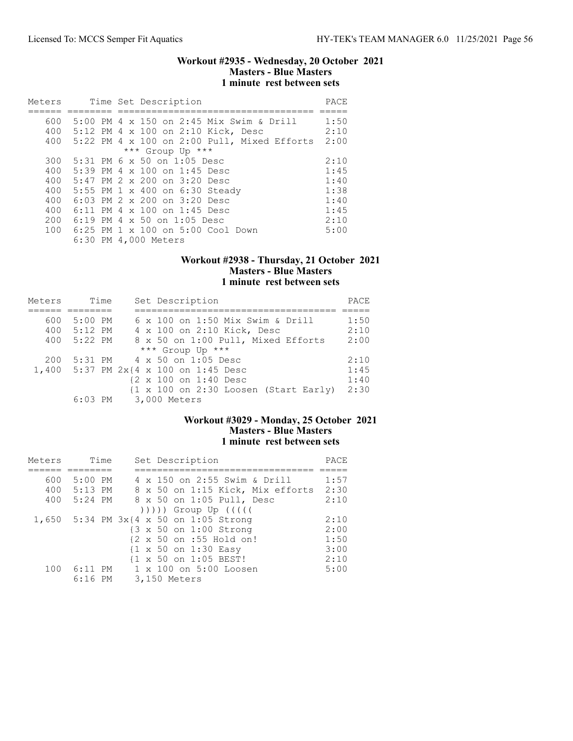### Workout #2935 - Wednesday, 20 October 2021
### Masters - Blue Masters
### 1 minute rest between sets

| Meters | Time | Set Description | PACE |
|---|---|---|---|
| 600 | 5:00 PM | 4 x 150 on 2:45 Mix Swim & Drill | 1:50 |
| 400 | 5:12 PM | 4 x 100 on 2:10 Kick, Desc | 2:10 |
| 400 | 5:22 PM | 4 x 100 on 2:00 Pull, Mixed Efforts | 2:00 |
| | | *** Group Up *** | |
| 300 | 5:31 PM | 6 x 50 on 1:05 Desc | 2:10 |
| 400 | 5:39 PM | 4 x 100 on 1:45 Desc | 1:45 |
| 400 | 5:47 PM | 2 x 200 on 3:20 Desc | 1:40 |
| 400 | 5:55 PM | 1 x 400 on 6:30 Steady | 1:38 |
| 400 | 6:03 PM | 2 x 200 on 3:20 Desc | 1:40 |
| 400 | 6:11 PM | 4 x 100 on 1:45 Desc | 1:45 |
| 200 | 6:19 PM | 4 x 50 on 1:05 Desc | 2:10 |
| 100 | 6:25 PM | 1 x 100 on 5:00 Cool Down | 5:00 |
| | 6:30 PM | 4,000 Meters | |

### Workout #2938 - Thursday, 21 October 2021
### Masters - Blue Masters
### 1 minute rest between sets

| Meters | Time | Set Description | PACE |
|---|---|---|---|
| 600 | 5:00 PM | 6 x 100 on 1:50 Mix Swim & Drill | 1:50 |
| 400 | 5:12 PM | 4 x 100 on 2:10 Kick, Desc | 2:10 |
| 400 | 5:22 PM | 8 x 50 on 1:00 Pull, Mixed Efforts | 2:00 |
| | | *** Group Up *** | |
| 200 | 5:31 PM | 4 x 50 on 1:05 Desc | 2:10 |
| 1,400 | 5:37 PM | 2x{4 x 100 on 1:45 Desc | 1:45 |
| | | {2 x 100 on 1:40 Desc | 1:40 |
| | | {1 x 100 on 2:30 Loosen (Start Early) | 2:30 |
| | 6:03 PM | 3,000 Meters | |

### Workout #3029 - Monday, 25 October 2021
### Masters - Blue Masters
### 1 minute rest between sets

| Meters | Time | Set Description | PACE |
|---|---|---|---|
| 600 | 5:00 PM | 4 x 150 on 2:55 Swim & Drill | 1:57 |
| 400 | 5:13 PM | 8 x 50 on 1:15 Kick, Mix efforts | 2:30 |
| 400 | 5:24 PM | 8 x 50 on 1:05 Pull, Desc | 2:10 |
| | | ))))) Group Up ((((( | |
| 1,650 | 5:34 PM | 3x{4 x 50 on 1:05 Strong | 2:10 |
| | | {3 x 50 on 1:00 Strong | 2:00 |
| | | {2 x 50 on :55 Hold on! | 1:50 |
| | | {1 x 50 on 1:30 Easy | 3:00 |
| | | {1 x 50 on 1:05 BEST! | 2:10 |
| 100 | 6:11 PM | 1 x 100 on 5:00 Loosen | 5:00 |
| | 6:16 PM | 3,150 Meters | |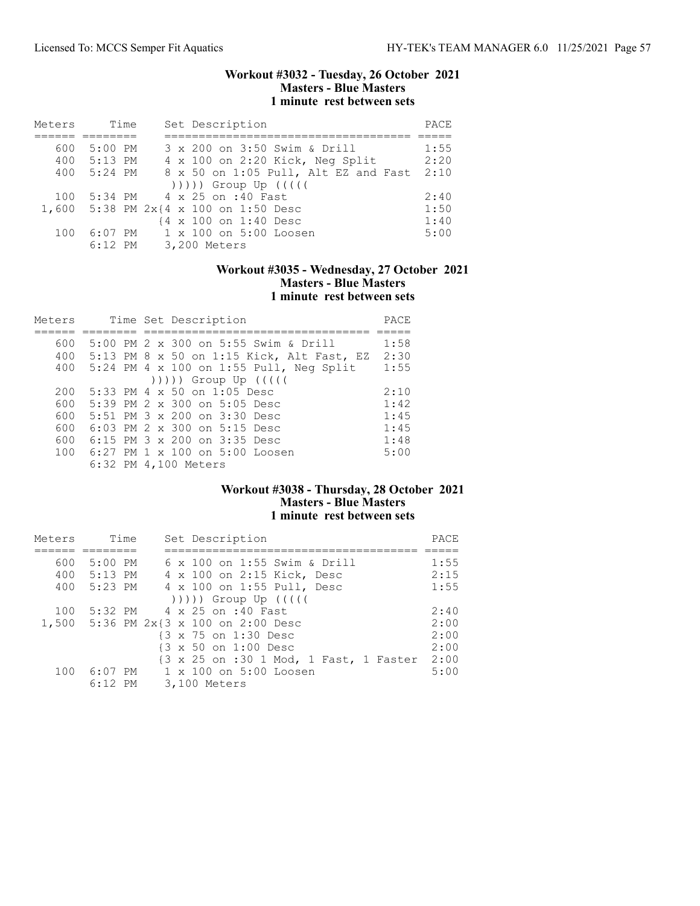### Workout #3032 - Tuesday, 26 October 2021
### Masters - Blue Masters
### 1 minute rest between sets

| Meters | Time | Set Description | PACE |
|---|---|---|---|
| 600 | 5:00 PM | 3 x 200 on 3:50 Swim & Drill | 1:55 |
| 400 | 5:13 PM | 4 x 100 on 2:20 Kick, Neg Split | 2:20 |
| 400 | 5:24 PM | 8 x 50 on 1:05 Pull, Alt EZ and Fast | 2:10 |
| | | ))))) Group Up ((((( | |
| 100 | 5:34 PM | 4 x 25 on :40 Fast | 2:40 |
| 1,600 | 5:38 PM | 2x{4 x 100 on 1:50 Desc | 1:50 |
| | | {4 x 100 on 1:40 Desc | 1:40 |
| 100 | 6:07 PM | 1 x 100 on 5:00 Loosen | 5:00 |
| | 6:12 PM | 3,200 Meters | |

### Workout #3035 - Wednesday, 27 October 2021
### Masters - Blue Masters
### 1 minute rest between sets

| Meters | Time | Set Description | PACE |
|---|---|---|---|
| 600 | 5:00 PM | 2 x 300 on 5:55 Swim & Drill | 1:58 |
| 400 | 5:13 PM | 8 x 50 on 1:15 Kick, Alt Fast, EZ | 2:30 |
| 400 | 5:24 PM | 4 x 100 on 1:55 Pull, Neg Split | 1:55 |
| | | ))))) Group Up ((((( | |
| 200 | 5:33 PM | 4 x 50 on 1:05 Desc | 2:10 |
| 600 | 5:39 PM | 2 x 300 on 5:05 Desc | 1:42 |
| 600 | 5:51 PM | 3 x 200 on 3:30 Desc | 1:45 |
| 600 | 6:03 PM | 2 x 300 on 5:15 Desc | 1:45 |
| 600 | 6:15 PM | 3 x 200 on 3:35 Desc | 1:48 |
| 100 | 6:27 PM | 1 x 100 on 5:00 Loosen | 5:00 |
| | 6:32 PM | 4,100 Meters | |

### Workout #3038 - Thursday, 28 October 2021
### Masters - Blue Masters
### 1 minute rest between sets

| Meters | Time | Set Description | PACE |
|---|---|---|---|
| 600 | 5:00 PM | 6 x 100 on 1:55 Swim & Drill | 1:55 |
| 400 | 5:13 PM | 4 x 100 on 2:15 Kick, Desc | 2:15 |
| 400 | 5:23 PM | 4 x 100 on 1:55 Pull, Desc | 1:55 |
| | | ))))) Group Up ((((( | |
| 100 | 5:32 PM | 4 x 25 on :40 Fast | 2:40 |
| 1,500 | 5:36 PM | 2x{3 x 100 on 2:00 Desc | 2:00 |
| | | {3 x 75 on 1:30 Desc | 2:00 |
| | | {3 x 50 on 1:00 Desc | 2:00 |
| | | {3 x 25 on :30 1 Mod, 1 Fast, 1 Faster | 2:00 |
| 100 | 6:07 PM | 1 x 100 on 5:00 Loosen | 5:00 |
| | 6:12 PM | 3,100 Meters | |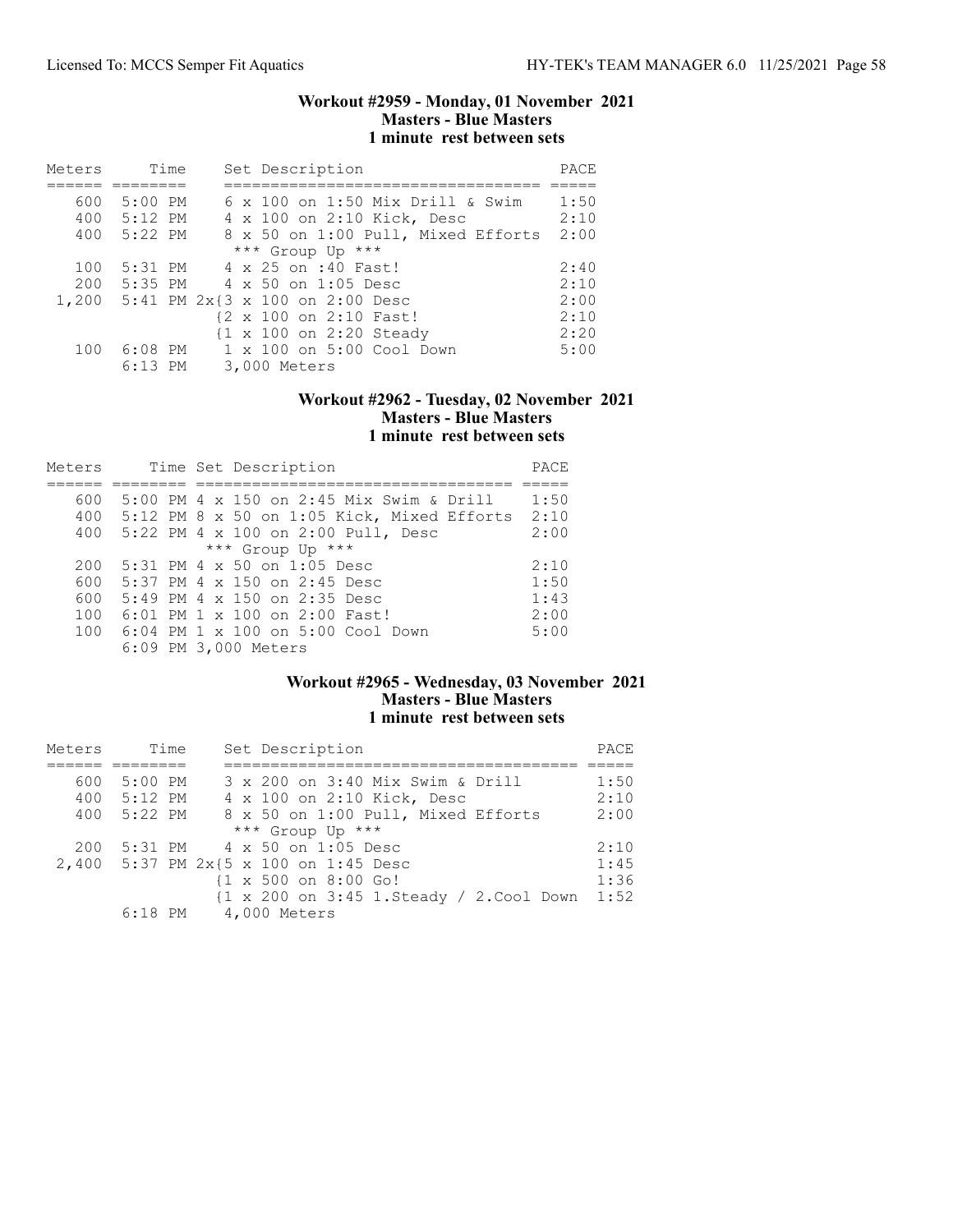### Workout #2959 - Monday, 01 November 2021
### Masters - Blue Masters
### 1 minute rest between sets

| Meters | Time | Set Description | PACE |
|---|---|---|---|
| 600 | 5:00 PM | 6 x 100 on 1:50 Mix Drill & Swim | 1:50 |
| 400 | 5:12 PM | 4 x 100 on 2:10 Kick, Desc | 2:10 |
| 400 | 5:22 PM | 8 x 50 on 1:00 Pull, Mixed Efforts | 2:00 |
| | | *** Group Up *** | |
| 100 | 5:31 PM | 4 x 25 on :40 Fast! | 2:40 |
| 200 | 5:35 PM | 4 x 50 on 1:05 Desc | 2:10 |
| 1,200 | 5:41 PM | 2x{3 x 100 on 2:00 Desc | 2:00 |
| | | {2 x 100 on 2:10 Fast! | 2:10 |
| | | {1 x 100 on 2:20 Steady | 2:20 |
| 100 | 6:08 PM | 1 x 100 on 5:00 Cool Down | 5:00 |
| | 6:13 PM | 3,000 Meters | |

### Workout #2962 - Tuesday, 02 November 2021
### Masters - Blue Masters
### 1 minute rest between sets

| Meters | Time | Set Description | PACE |
|---|---|---|---|
| 600 | 5:00 PM | 4 x 150 on 2:45 Mix Swim & Drill | 1:50 |
| 400 | 5:12 PM | 8 x 50 on 1:05 Kick, Mixed Efforts | 2:10 |
| 400 | 5:22 PM | 4 x 100 on 2:00 Pull, Desc | 2:00 |
| | | *** Group Up *** | |
| 200 | 5:31 PM | 4 x 50 on 1:05 Desc | 2:10 |
| 600 | 5:37 PM | 4 x 150 on 2:45 Desc | 1:50 |
| 600 | 5:49 PM | 4 x 150 on 2:35 Desc | 1:43 |
| 100 | 6:01 PM | 1 x 100 on 2:00 Fast! | 2:00 |
| 100 | 6:04 PM | 1 x 100 on 5:00 Cool Down | 5:00 |
| | 6:09 PM | 3,000 Meters | |

### Workout #2965 - Wednesday, 03 November 2021
### Masters - Blue Masters
### 1 minute rest between sets

| Meters | Time | Set Description | PACE |
|---|---|---|---|
| 600 | 5:00 PM | 3 x 200 on 3:40 Mix Swim & Drill | 1:50 |
| 400 | 5:12 PM | 4 x 100 on 2:10 Kick, Desc | 2:10 |
| 400 | 5:22 PM | 8 x 50 on 1:00 Pull, Mixed Efforts | 2:00 |
| | | *** Group Up *** | |
| 200 | 5:31 PM | 4 x 50 on 1:05 Desc | 2:10 |
| 2,400 | 5:37 PM | 2x{5 x 100 on 1:45 Desc | 1:45 |
| | | {1 x 500 on 8:00 Go! | 1:36 |
| | | {1 x 200 on 3:45 1.Steady / 2.Cool Down | 1:52 |
| | 6:18 PM | 4,000 Meters | |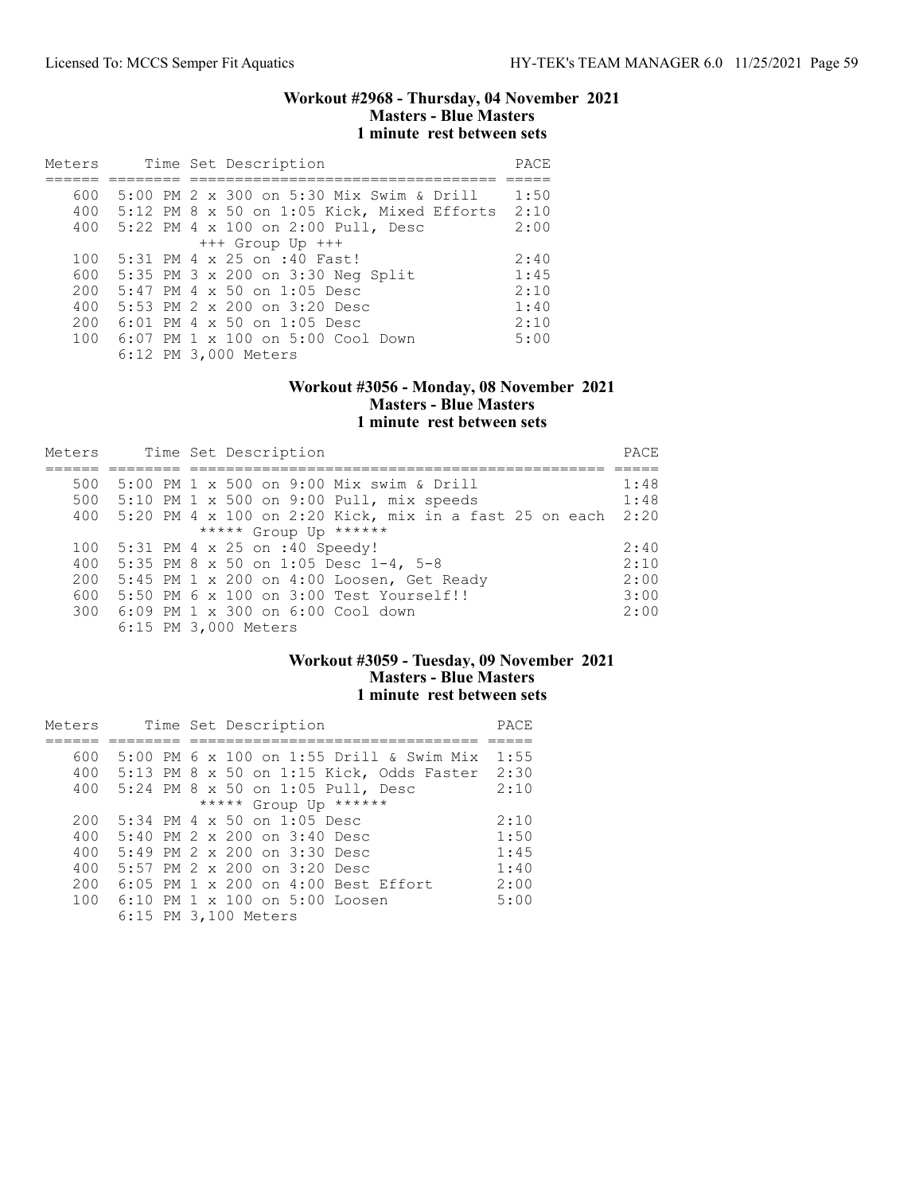### Workout #2968 - Thursday, 04 November 2021
### Masters - Blue Masters
### 1 minute rest between sets

| Meters | Time | Set Description | PACE |
|---|---|---|---|
| 600 | 5:00 PM | 2 x 300 on 5:30 Mix Swim & Drill | 1:50 |
| 400 | 5:12 PM | 8 x 50 on 1:05 Kick, Mixed Efforts | 2:10 |
| 400 | 5:22 PM | 4 x 100 on 2:00 Pull, Desc | 2:00 |
| | | +++ Group Up +++ | |
| 100 | 5:31 PM | 4 x 25 on :40 Fast! | 2:40 |
| 600 | 5:35 PM | 3 x 200 on 3:30 Neg Split | 1:45 |
| 200 | 5:47 PM | 4 x 50 on 1:05 Desc | 2:10 |
| 400 | 5:53 PM | 2 x 200 on 3:20 Desc | 1:40 |
| 200 | 6:01 PM | 4 x 50 on 1:05 Desc | 2:10 |
| 100 | 6:07 PM | 1 x 100 on 5:00 Cool Down | 5:00 |
| | 6:12 PM | 3,000 Meters | |

### Workout #3056 - Monday, 08 November 2021
### Masters - Blue Masters
### 1 minute rest between sets

| Meters | Time | Set Description | PACE |
|---|---|---|---|
| 500 | 5:00 PM | 1 x 500 on 9:00 Mix swim & Drill | 1:48 |
| 500 | 5:10 PM | 1 x 500 on 9:00 Pull, mix speeds | 1:48 |
| 400 | 5:20 PM | 4 x 100 on 2:20 Kick, mix in a fast 25 on each | 2:20 |
| | | ***** Group Up ****** | |
| 100 | 5:31 PM | 4 x 25 on :40 Speedy! | 2:40 |
| 400 | 5:35 PM | 8 x 50 on 1:05 Desc 1-4, 5-8 | 2:10 |
| 200 | 5:45 PM | 1 x 200 on 4:00 Loosen, Get Ready | 2:00 |
| 600 | 5:50 PM | 6 x 100 on 3:00 Test Yourself!! | 3:00 |
| 300 | 6:09 PM | 1 x 300 on 6:00 Cool down | 2:00 |
| | 6:15 PM | 3,000 Meters | |

### Workout #3059 - Tuesday, 09 November 2021
### Masters - Blue Masters
### 1 minute rest between sets

| Meters | Time | Set Description | PACE |
|---|---|---|---|
| 600 | 5:00 PM | 6 x 100 on 1:55 Drill & Swim Mix | 1:55 |
| 400 | 5:13 PM | 8 x 50 on 1:15 Kick, Odds Faster | 2:30 |
| 400 | 5:24 PM | 8 x 50 on 1:05 Pull, Desc | 2:10 |
| | | ***** Group Up ****** | |
| 200 | 5:34 PM | 4 x 50 on 1:05 Desc | 2:10 |
| 400 | 5:40 PM | 2 x 200 on 3:40 Desc | 1:50 |
| 400 | 5:49 PM | 2 x 200 on 3:30 Desc | 1:45 |
| 400 | 5:57 PM | 2 x 200 on 3:20 Desc | 1:40 |
| 200 | 6:05 PM | 1 x 200 on 4:00 Best Effort | 2:00 |
| 100 | 6:10 PM | 1 x 100 on 5:00 Loosen | 5:00 |
| | 6:15 PM | 3,100 Meters | |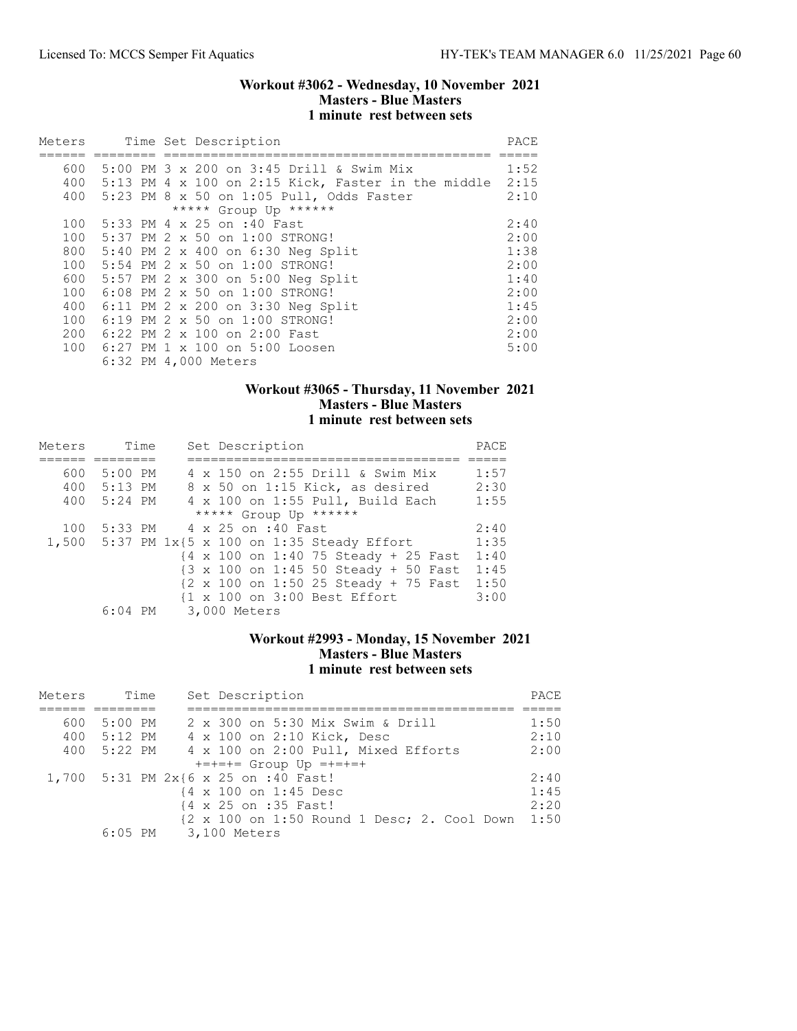## Workout #3062 - Wednesday, 10 November 2021
### Masters - Blue Masters
### 1 minute rest between sets

| Meters | Time | Set Description | PACE |
|---|---|---|---|
| 600 | 5:00 PM | 3 x 200 on 3:45 Drill & Swim Mix | 1:52 |
| 400 | 5:13 PM | 4 x 100 on 2:15 Kick, Faster in the middle | 2:15 |
| 400 | 5:23 PM | 8 x 50 on 1:05 Pull, Odds Faster | 2:10 |
| | | ***** Group Up ****** | |
| 100 | 5:33 PM | 4 x 25 on :40 Fast | 2:40 |
| 100 | 5:37 PM | 2 x 50 on 1:00 STRONG! | 2:00 |
| 800 | 5:40 PM | 2 x 400 on 6:30 Neg Split | 1:38 |
| 100 | 5:54 PM | 2 x 50 on 1:00 STRONG! | 2:00 |
| 600 | 5:57 PM | 2 x 300 on 5:00 Neg Split | 1:40 |
| 100 | 6:08 PM | 2 x 50 on 1:00 STRONG! | 2:00 |
| 400 | 6:11 PM | 2 x 200 on 3:30 Neg Split | 1:45 |
| 100 | 6:19 PM | 2 x 50 on 1:00 STRONG! | 2:00 |
| 200 | 6:22 PM | 2 x 100 on 2:00 Fast | 2:00 |
| 100 | 6:27 PM | 1 x 100 on 5:00 Loosen | 5:00 |
| | 6:32 PM | 4,000 Meters | |

## Workout #3065 - Thursday, 11 November 2021
### Masters - Blue Masters
### 1 minute rest between sets

| Meters | Time | Set Description | PACE |
|---|---|---|---|
| 600 | 5:00 PM | 4 x 150 on 2:55 Drill & Swim Mix | 1:57 |
| 400 | 5:13 PM | 8 x 50 on 1:15 Kick, as desired | 2:30 |
| 400 | 5:24 PM | 4 x 100 on 1:55 Pull, Build Each | 1:55 |
| | | ***** Group Up ****** | |
| 100 | 5:33 PM | 4 x 25 on :40 Fast | 2:40 |
| 1,500 | 5:37 PM | 1x{5 x 100 on 1:35 Steady Effort | 1:35 |
| | | {4 x 100 on 1:40 75 Steady + 25 Fast | 1:40 |
| | | {3 x 100 on 1:45 50 Steady + 50 Fast | 1:45 |
| | | {2 x 100 on 1:50 25 Steady + 75 Fast | 1:50 |
| | | {1 x 100 on 3:00 Best Effort | 3:00 |
| | 6:04 PM | 3,000 Meters | |

## Workout #2993 - Monday, 15 November 2021
### Masters - Blue Masters
### 1 minute rest between sets

| Meters | Time | Set Description | PACE |
|---|---|---|---|
| 600 | 5:00 PM | 2 x 300 on 5:30 Mix Swim & Drill | 1:50 |
| 400 | 5:12 PM | 4 x 100 on 2:10 Kick, Desc | 2:10 |
| 400 | 5:22 PM | 4 x 100 on 2:00 Pull, Mixed Efforts | 2:00 |
| | | +=+=+= Group Up =+=+=+ | |
| 1,700 | 5:31 PM | 2x{6 x 25 on :40 Fast! | 2:40 |
| | | {4 x 100 on 1:45 Desc | 1:45 |
| | | {4 x 25 on :35 Fast! | 2:20 |
| | | {2 x 100 on 1:50 Round 1 Desc; 2. Cool Down | 1:50 |
| | 6:05 PM | 3,100 Meters | |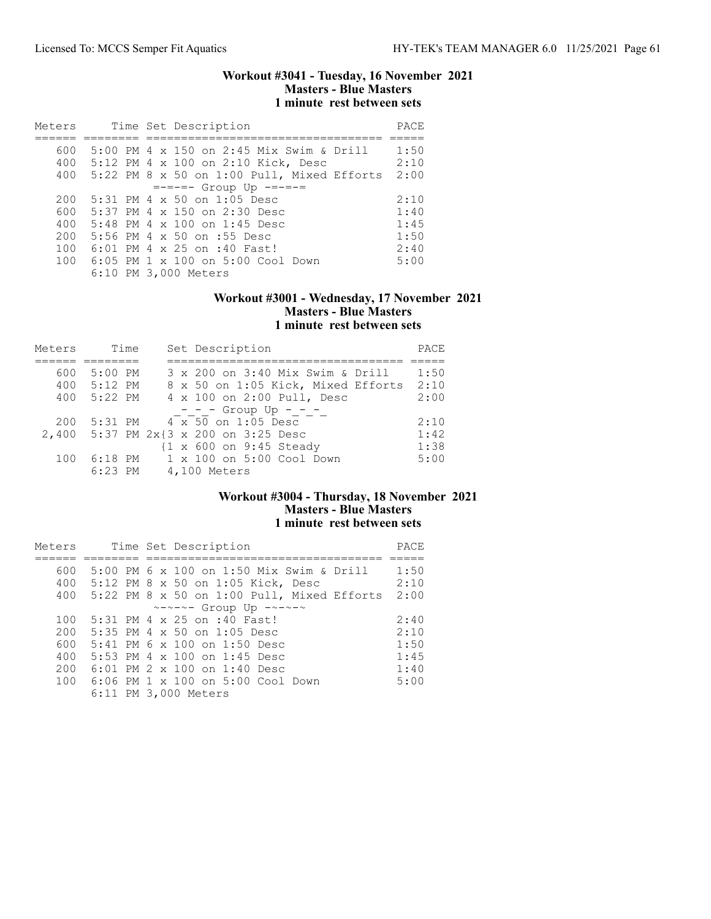### Workout #3041 - Tuesday, 16 November 2021
**Masters - Blue Masters**
**1 minute rest between sets**

| Meters | Time | Set Description | PACE |
|---|---|---|---|
| 600 | 5:00 PM | 4 x 150 on 2:45 Mix Swim & Drill | 1:50 |
| 400 | 5:12 PM | 4 x 100 on 2:10 Kick, Desc | 2:10 |
| 400 | 5:22 PM | 8 x 50 on 1:00 Pull, Mixed Efforts | 2:00 |
| | | =-=-=- Group Up -=-=-= | |
| 200 | 5:31 PM | 4 x 50 on 1:05 Desc | 2:10 |
| 600 | 5:37 PM | 4 x 150 on 2:30 Desc | 1:40 |
| 400 | 5:48 PM | 4 x 100 on 1:45 Desc | 1:45 |
| 200 | 5:56 PM | 4 x 50 on :55 Desc | 1:50 |
| 100 | 6:01 PM | 4 x 25 on :40 Fast! | 2:40 |
| 100 | 6:05 PM | 1 x 100 on 5:00 Cool Down | 5:00 |
| | 6:10 PM | 3,000 Meters | |

### Workout #3001 - Wednesday, 17 November 2021
**Masters - Blue Masters**
**1 minute rest between sets**

| Meters | Time | Set Description | PACE |
|---|---|---|---|
| 600 | 5:00 PM | 3 x 200 on 3:40 Mix Swim & Drill | 1:50 |
| 400 | 5:12 PM | 8 x 50 on 1:05 Kick, Mixed Efforts | 2:10 |
| 400 | 5:22 PM | 4 x 100 on 2:00 Pull, Desc | 2:00 |
| | | _-_-_- Group Up -_-_-_ | |
| 200 | 5:31 PM | 4 x 50 on 1:05 Desc | 2:10 |
| 2,400 | 5:37 PM | 2x{3 x 200 on 3:25 Desc | 1:42 |
| | | {1 x 600 on 9:45 Steady | 1:38 |
| 100 | 6:18 PM | 1 x 100 on 5:00 Cool Down | 5:00 |
| | 6:23 PM | 4,100 Meters | |

### Workout #3004 - Thursday, 18 November 2021
**Masters - Blue Masters**
**1 minute rest between sets**

| Meters | Time | Set Description | PACE |
|---|---|---|---|
| 600 | 5:00 PM | 6 x 100 on 1:50 Mix Swim & Drill | 1:50 |
| 400 | 5:12 PM | 8 x 50 on 1:05 Kick, Desc | 2:10 |
| 400 | 5:22 PM | 8 x 50 on 1:00 Pull, Mixed Efforts | 2:00 |
| | | ~-~-~- Group Up -~-~-~ | |
| 100 | 5:31 PM | 4 x 25 on :40 Fast! | 2:40 |
| 200 | 5:35 PM | 4 x 50 on 1:05 Desc | 2:10 |
| 600 | 5:41 PM | 6 x 100 on 1:50 Desc | 1:50 |
| 400 | 5:53 PM | 4 x 100 on 1:45 Desc | 1:45 |
| 200 | 6:01 PM | 2 x 100 on 1:40 Desc | 1:40 |
| 100 | 6:06 PM | 1 x 100 on 5:00 Cool Down | 5:00 |
| | 6:11 PM | 3,000 Meters | |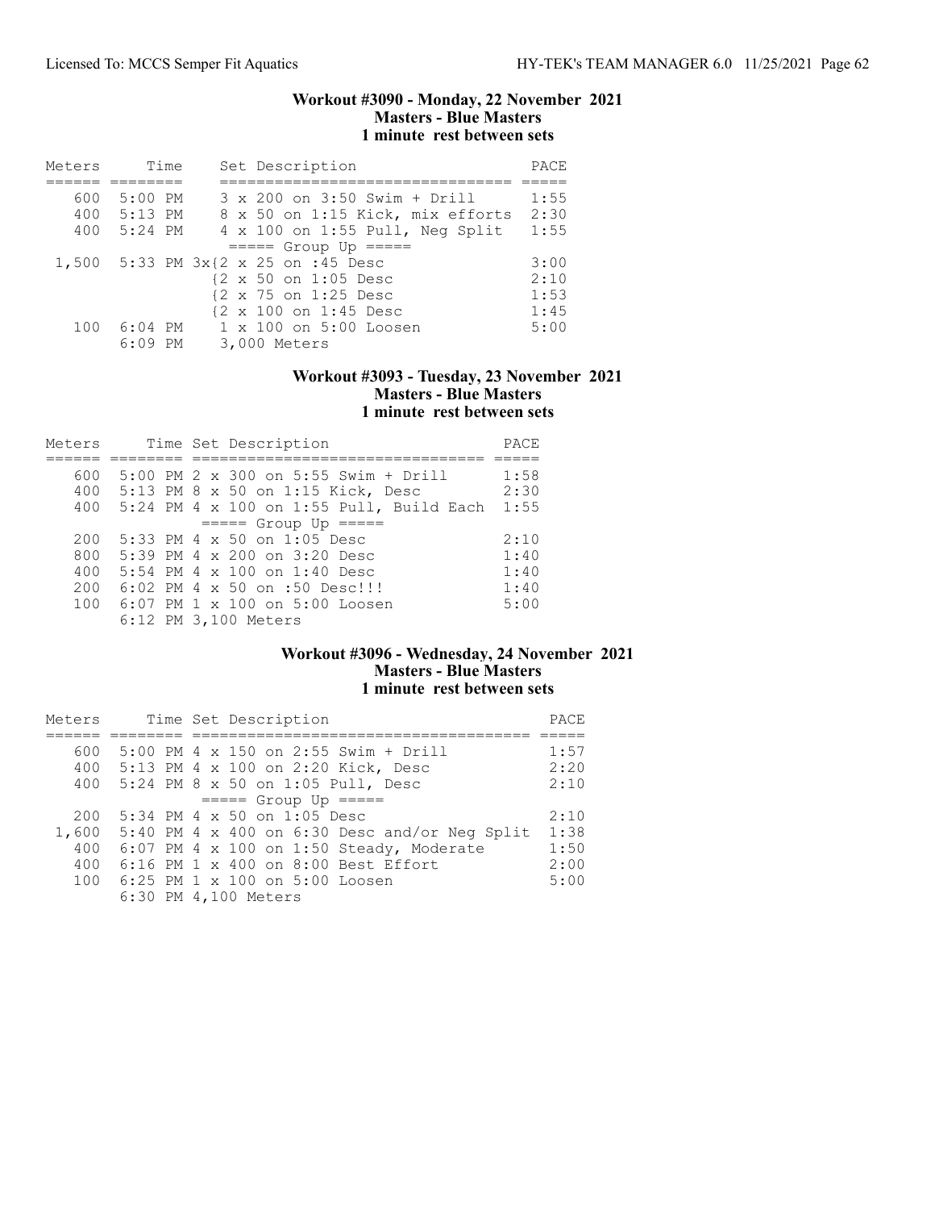### Workout #3090 - Monday, 22 November 2021
**Masters - Blue Masters**
**1 minute rest between sets**

| Meters | Time | Set Description | PACE |
|---|---|---|---|
| 600 | 5:00 PM | 3 x 200 on 3:50 Swim + Drill | 1:55 |
| 400 | 5:13 PM | 8 x 50 on 1:15 Kick, mix efforts | 2:30 |
| 400 | 5:24 PM | 4 x 100 on 1:55 Pull, Neg Split | 1:55 |
| | | ===== Group Up ===== | |
| 1,500 | 5:33 PM | 3x{2 x 25 on :45 Desc | 3:00 |
| | | {2 x 50 on 1:05 Desc | 2:10 |
| | | {2 x 75 on 1:25 Desc | 1:53 |
| | | {2 x 100 on 1:45 Desc | 1:45 |
| 100 | 6:04 PM | 1 x 100 on 5:00 Loosen | 5:00 |
| | 6:09 PM | 3,000 Meters | |

### Workout #3093 - Tuesday, 23 November 2021
**Masters - Blue Masters**
**1 minute rest between sets**

| Meters | Time | Set Description | PACE |
|---|---|---|---|
| 600 | 5:00 PM | 2 x 300 on 5:55 Swim + Drill | 1:58 |
| 400 | 5:13 PM | 8 x 50 on 1:15 Kick, Desc | 2:30 |
| 400 | 5:24 PM | 4 x 100 on 1:55 Pull, Build Each | 1:55 |
| | | ===== Group Up ===== | |
| 200 | 5:33 PM | 4 x 50 on 1:05 Desc | 2:10 |
| 800 | 5:39 PM | 4 x 200 on 3:20 Desc | 1:40 |
| 400 | 5:54 PM | 4 x 100 on 1:40 Desc | 1:40 |
| 200 | 6:02 PM | 4 x 50 on :50 Desc!!! | 1:40 |
| 100 | 6:07 PM | 1 x 100 on 5:00 Loosen | 5:00 |
| | 6:12 PM | 3,100 Meters | |

### Workout #3096 - Wednesday, 24 November 2021
**Masters - Blue Masters**
**1 minute rest between sets**

| Meters | Time | Set Description | PACE |
|---|---|---|---|
| 600 | 5:00 PM | 4 x 150 on 2:55 Swim + Drill | 1:57 |
| 400 | 5:13 PM | 4 x 100 on 2:20 Kick, Desc | 2:20 |
| 400 | 5:24 PM | 8 x 50 on 1:05 Pull, Desc | 2:10 |
| | | ===== Group Up ===== | |
| 200 | 5:34 PM | 4 x 50 on 1:05 Desc | 2:10 |
| 1,600 | 5:40 PM | 4 x 400 on 6:30 Desc and/or Neg Split | 1:38 |
| 400 | 6:07 PM | 4 x 100 on 1:50 Steady, Moderate | 1:50 |
| 400 | 6:16 PM | 1 x 400 on 8:00 Best Effort | 2:00 |
| 100 | 6:25 PM | 1 x 100 on 5:00 Loosen | 5:00 |
| | 6:30 PM | 4,100 Meters | |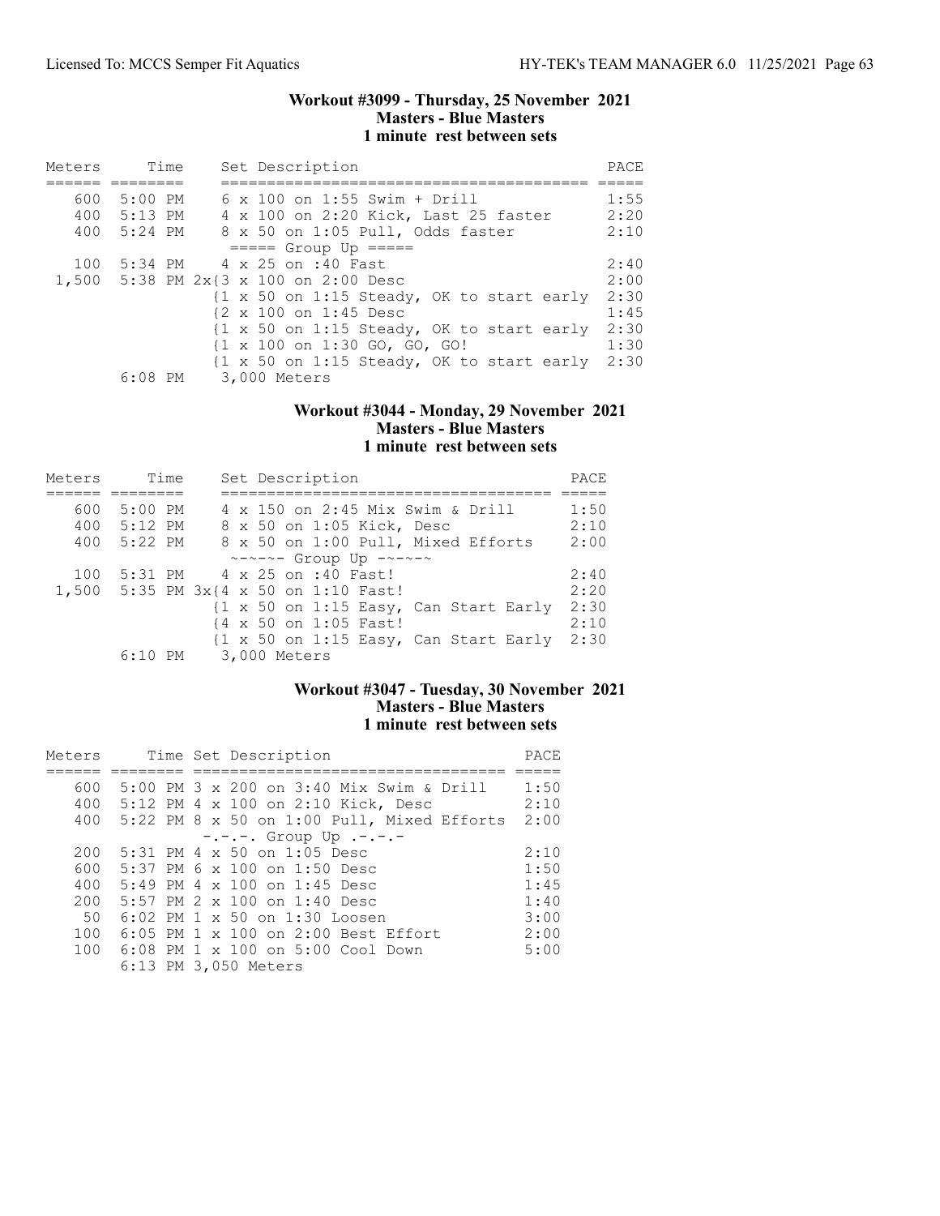### Workout #3099 - Thursday, 25 November 2021
### Masters - Blue Masters
### 1 minute rest between sets

| Meters | Time | Set Description | PACE |
|---|---|---|---|
| 600 | 5:00 PM | 6 x 100 on 1:55 Swim + Drill | 1:55 |
| 400 | 5:13 PM | 4 x 100 on 2:20 Kick, Last 25 faster | 2:20 |
| 400 | 5:24 PM | 8 x 50 on 1:05 Pull, Odds faster | 2:10 |
| | | ===== Group Up ===== | |
| 100 | 5:34 PM | 4 x 25 on :40 Fast | 2:40 |
| 1,500 | 5:38 PM | 2x{3 x 100 on 2:00 Desc | 2:00 |
| | | {1 x 50 on 1:15 Steady, OK to start early | 2:30 |
| | | {2 x 100 on 1:45 Desc | 1:45 |
| | | {1 x 50 on 1:15 Steady, OK to start early | 2:30 |
| | | {1 x 100 on 1:30 GO, GO, GO! | 1:30 |
| | | {1 x 50 on 1:15 Steady, OK to start early | 2:30 |
| | 6:08 PM | 3,000 Meters | |

### Workout #3044 - Monday, 29 November 2021
### Masters - Blue Masters
### 1 minute rest between sets

| Meters | Time | Set Description | PACE |
|---|---|---|---|
| 600 | 5:00 PM | 4 x 150 on 2:45 Mix Swim & Drill | 1:50 |
| 400 | 5:12 PM | 8 x 50 on 1:05 Kick, Desc | 2:10 |
| 400 | 5:22 PM | 8 x 50 on 1:00 Pull, Mixed Efforts | 2:00 |
| | | ~-~-~- Group Up -~-~-~ | |
| 100 | 5:31 PM | 4 x 25 on :40 Fast! | 2:40 |
| 1,500 | 5:35 PM | 3x{4 x 50 on 1:10 Fast! | 2:20 |
| | | {1 x 50 on 1:15 Easy, Can Start Early | 2:30 |
| | | {4 x 50 on 1:05 Fast! | 2:10 |
| | | {1 x 50 on 1:15 Easy, Can Start Early | 2:30 |
| | 6:10 PM | 3,000 Meters | |

### Workout #3047 - Tuesday, 30 November 2021
### Masters - Blue Masters
### 1 minute rest between sets

| Meters | Time | Set Description | PACE |
|---|---|---|---|
| 600 | 5:00 PM | 3 x 200 on 3:40 Mix Swim & Drill | 1:50 |
| 400 | 5:12 PM | 4 x 100 on 2:10 Kick, Desc | 2:10 |
| 400 | 5:22 PM | 8 x 50 on 1:00 Pull, Mixed Efforts | 2:00 |
| | | -.-.-. Group Up .-.-.- | |
| 200 | 5:31 PM | 4 x 50 on 1:05 Desc | 2:10 |
| 600 | 5:37 PM | 6 x 100 on 1:50 Desc | 1:50 |
| 400 | 5:49 PM | 4 x 100 on 1:45 Desc | 1:45 |
| 200 | 5:57 PM | 2 x 100 on 1:40 Desc | 1:40 |
| 50 | 6:02 PM | 1 x 50 on 1:30 Loosen | 3:00 |
| 100 | 6:05 PM | 1 x 100 on 2:00 Best Effort | 2:00 |
| 100 | 6:08 PM | 1 x 100 on 5:00 Cool Down | 5:00 |
| | 6:13 PM | 3,050 Meters | |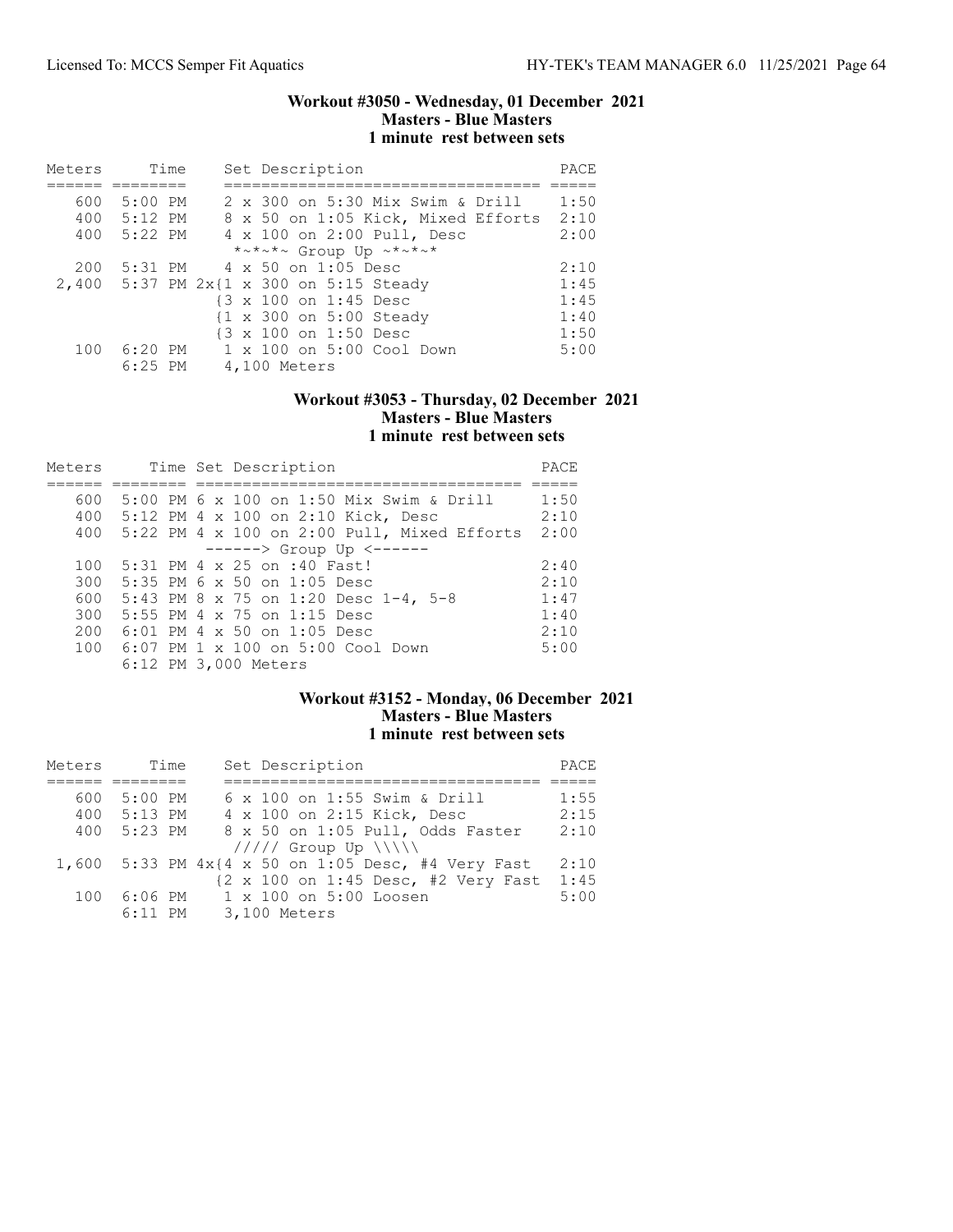### Workout #3050 - Wednesday, 01 December 2021
**Masters - Blue Masters**
**1 minute rest between sets**

| Meters | Time | Set Description | PACE |
|---|---|---|---|
| 600 | 5:00 PM | 2 x 300 on 5:30 Mix Swim & Drill | 1:50 |
| 400 | 5:12 PM | 8 x 50 on 1:05 Kick, Mixed Efforts | 2:10 |
| 400 | 5:22 PM | 4 x 100 on 2:00 Pull, Desc | 2:00 |
| | | *~*~*~ Group Up ~*~*~* | |
| 200 | 5:31 PM | 4 x 50 on 1:05 Desc | 2:10 |
| 2,400 | 5:37 PM | 2x{1 x 300 on 5:15 Steady | 1:45 |
| | | {3 x 100 on 1:45 Desc | 1:45 |
| | | {1 x 300 on 5:00 Steady | 1:40 |
| | | {3 x 100 on 1:50 Desc | 1:50 |
| 100 | 6:20 PM | 1 x 100 on 5:00 Cool Down | 5:00 |
| | 6:25 PM | 4,100 Meters | |

### Workout #3053 - Thursday, 02 December 2021
**Masters - Blue Masters**
**1 minute rest between sets**

| Meters | Time | Set Description | PACE |
|---|---|---|---|
| 600 | 5:00 PM | 6 x 100 on 1:50 Mix Swim & Drill | 1:50 |
| 400 | 5:12 PM | 4 x 100 on 2:10 Kick, Desc | 2:10 |
| 400 | 5:22 PM | 4 x 100 on 2:00 Pull, Mixed Efforts | 2:00 |
| | | ------> Group Up <------ | |
| 100 | 5:31 PM | 4 x 25 on :40 Fast! | 2:40 |
| 300 | 5:35 PM | 6 x 50 on 1:05 Desc | 2:10 |
| 600 | 5:43 PM | 8 x 75 on 1:20 Desc 1-4, 5-8 | 1:47 |
| 300 | 5:55 PM | 4 x 75 on 1:15 Desc | 1:40 |
| 200 | 6:01 PM | 4 x 50 on 1:05 Desc | 2:10 |
| 100 | 6:07 PM | 1 x 100 on 5:00 Cool Down | 5:00 |
| | 6:12 PM | 3,000 Meters | |

### Workout #3152 - Monday, 06 December 2021
**Masters - Blue Masters**
**1 minute rest between sets**

| Meters | Time | Set Description | PACE |
|---|---|---|---|
| 600 | 5:00 PM | 6 x 100 on 1:55 Swim & Drill | 1:55 |
| 400 | 5:13 PM | 4 x 100 on 2:15 Kick, Desc | 2:15 |
| 400 | 5:23 PM | 8 x 50 on 1:05 Pull, Odds Faster | 2:10 |
| | | ///// Group Up \\\\\ | |
| 1,600 | 5:33 PM | 4x{4 x 50 on 1:05 Desc, #4 Very Fast | 2:10 |
| | | {2 x 100 on 1:45 Desc, #2 Very Fast | 1:45 |
| 100 | 6:06 PM | 1 x 100 on 5:00 Loosen | 5:00 |
| | 6:11 PM | 3,100 Meters | |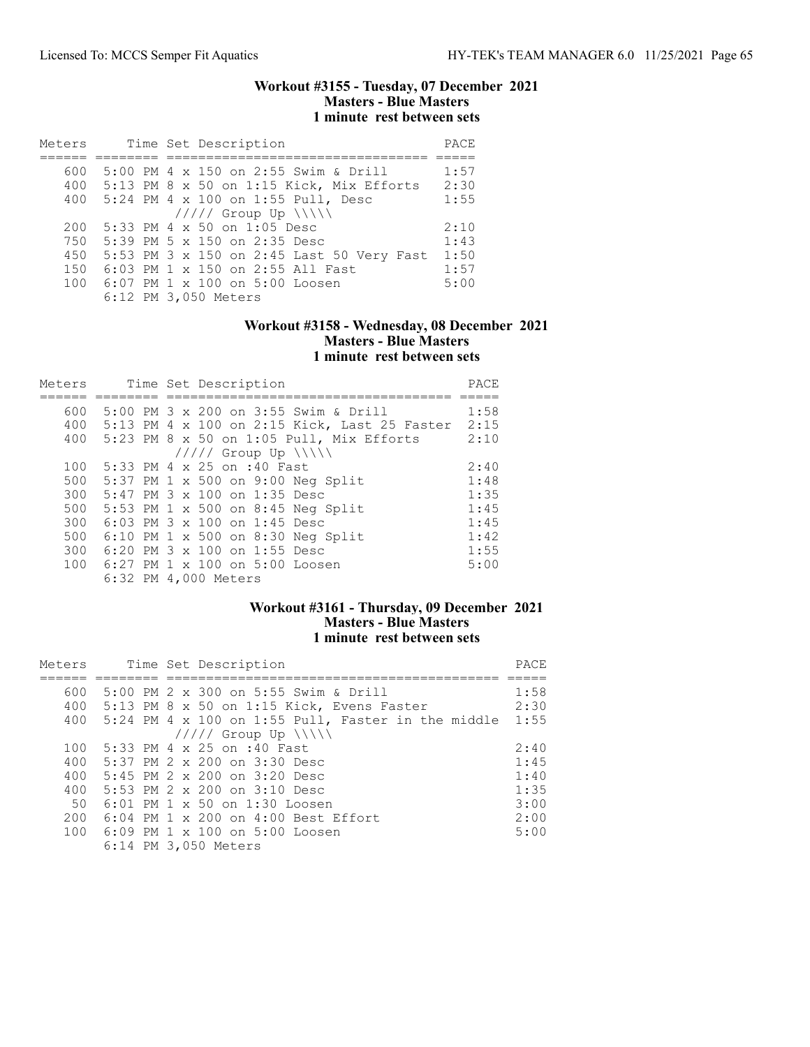### Workout #3155 - Tuesday, 07 December 2021
**Masters - Blue Masters**
**1 minute rest between sets**

| Meters | Time | Set Description | PACE |
|---|---|---|---|
| 600 | 5:00 PM | 4 x 150 on 2:55 Swim & Drill | 1:57 |
| 400 | 5:13 PM | 8 x 50 on 1:15 Kick, Mix Efforts | 2:30 |
| 400 | 5:24 PM | 4 x 100 on 1:55 Pull, Desc | 1:55 |
| | | ///// Group Up \\\\\ | |
| 200 | 5:33 PM | 4 x 50 on 1:05 Desc | 2:10 |
| 750 | 5:39 PM | 5 x 150 on 2:35 Desc | 1:43 |
| 450 | 5:53 PM | 3 x 150 on 2:45 Last 50 Very Fast | 1:50 |
| 150 | 6:03 PM | 1 x 150 on 2:55 All Fast | 1:57 |
| 100 | 6:07 PM | 1 x 100 on 5:00 Loosen | 5:00 |
| | 6:12 PM | 3,050 Meters | |

### Workout #3158 - Wednesday, 08 December 2021
**Masters - Blue Masters**
**1 minute rest between sets**

| Meters | Time | Set Description | PACE |
|---|---|---|---|
| 600 | 5:00 PM | 3 x 200 on 3:55 Swim & Drill | 1:58 |
| 400 | 5:13 PM | 4 x 100 on 2:15 Kick, Last 25 Faster | 2:15 |
| 400 | 5:23 PM | 8 x 50 on 1:05 Pull, Mix Efforts | 2:10 |
| | | ///// Group Up \\\\\ | |
| 100 | 5:33 PM | 4 x 25 on :40 Fast | 2:40 |
| 500 | 5:37 PM | 1 x 500 on 9:00 Neg Split | 1:48 |
| 300 | 5:47 PM | 3 x 100 on 1:35 Desc | 1:35 |
| 500 | 5:53 PM | 1 x 500 on 8:45 Neg Split | 1:45 |
| 300 | 6:03 PM | 3 x 100 on 1:45 Desc | 1:45 |
| 500 | 6:10 PM | 1 x 500 on 8:30 Neg Split | 1:42 |
| 300 | 6:20 PM | 3 x 100 on 1:55 Desc | 1:55 |
| 100 | 6:27 PM | 1 x 100 on 5:00 Loosen | 5:00 |
| | 6:32 PM | 4,000 Meters | |

### Workout #3161 - Thursday, 09 December 2021
**Masters - Blue Masters**
**1 minute rest between sets**

| Meters | Time | Set Description | PACE |
|---|---|---|---|
| 600 | 5:00 PM | 2 x 300 on 5:55 Swim & Drill | 1:58 |
| 400 | 5:13 PM | 8 x 50 on 1:15 Kick, Evens Faster | 2:30 |
| 400 | 5:24 PM | 4 x 100 on 1:55 Pull, Faster in the middle | 1:55 |
| | | ///// Group Up \\\\\ | |
| 100 | 5:33 PM | 4 x 25 on :40 Fast | 2:40 |
| 400 | 5:37 PM | 2 x 200 on 3:30 Desc | 1:45 |
| 400 | 5:45 PM | 2 x 200 on 3:20 Desc | 1:40 |
| 400 | 5:53 PM | 2 x 200 on 3:10 Desc | 1:35 |
| 50 | 6:01 PM | 1 x 50 on 1:30 Loosen | 3:00 |
| 200 | 6:04 PM | 1 x 200 on 4:00 Best Effort | 2:00 |
| 100 | 6:09 PM | 1 x 100 on 5:00 Loosen | 5:00 |
| | 6:14 PM | 3,050 Meters | |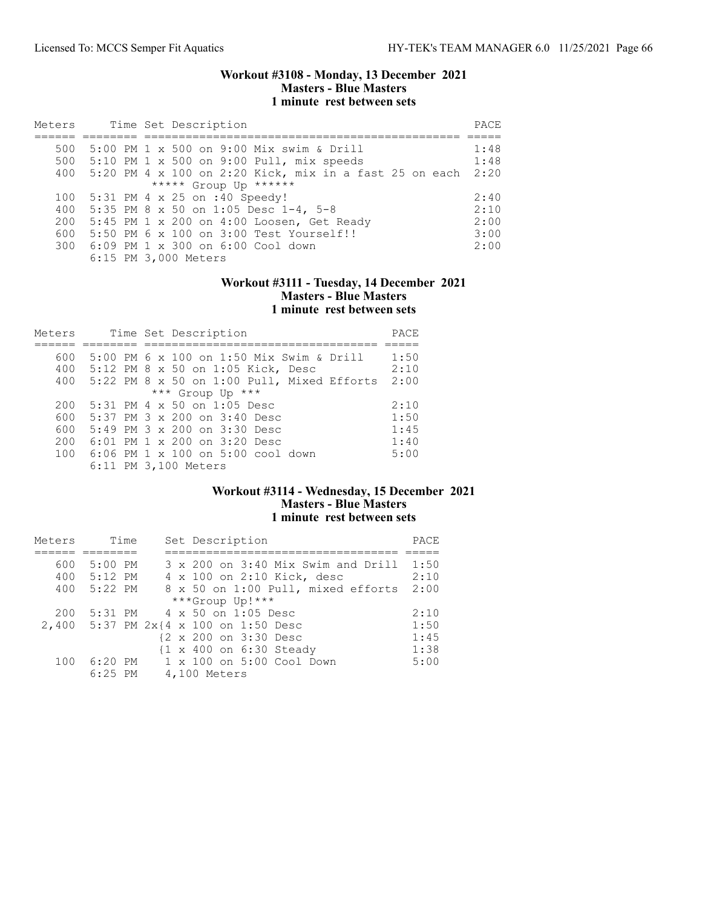## Workout #3108 - Monday, 13 December 2021
### Masters - Blue Masters
### 1 minute rest between sets

| Meters | Time | Set Description | PACE |
|---|---|---|---|
| 500 | 5:00 PM | 1 x 500 on 9:00 Mix swim & Drill | 1:48 |
| 500 | 5:10 PM | 1 x 500 on 9:00 Pull, mix speeds | 1:48 |
| 400 | 5:20 PM | 4 x 100 on 2:20 Kick, mix in a fast 25 on each | 2:20 |
| | | ***** Group Up ****** | |
| 100 | 5:31 PM | 4 x 25 on :40 Speedy! | 2:40 |
| 400 | 5:35 PM | 8 x 50 on 1:05 Desc 1-4, 5-8 | 2:10 |
| 200 | 5:45 PM | 1 x 200 on 4:00 Loosen, Get Ready | 2:00 |
| 600 | 5:50 PM | 6 x 100 on 3:00 Test Yourself!! | 3:00 |
| 300 | 6:09 PM | 1 x 300 on 6:00 Cool down | 2:00 |
| | 6:15 PM | 3,000 Meters | |

## Workout #3111 - Tuesday, 14 December 2021
### Masters - Blue Masters
### 1 minute rest between sets

| Meters | Time | Set Description | PACE |
|---|---|---|---|
| 600 | 5:00 PM | 6 x 100 on 1:50 Mix Swim & Drill | 1:50 |
| 400 | 5:12 PM | 8 x 50 on 1:05 Kick, Desc | 2:10 |
| 400 | 5:22 PM | 8 x 50 on 1:00 Pull, Mixed Efforts | 2:00 |
| | | *** Group Up *** | |
| 200 | 5:31 PM | 4 x 50 on 1:05 Desc | 2:10 |
| 600 | 5:37 PM | 3 x 200 on 3:40 Desc | 1:50 |
| 600 | 5:49 PM | 3 x 200 on 3:30 Desc | 1:45 |
| 200 | 6:01 PM | 1 x 200 on 3:20 Desc | 1:40 |
| 100 | 6:06 PM | 1 x 100 on 5:00 cool down | 5:00 |
| | 6:11 PM | 3,100 Meters | |

## Workout #3114 - Wednesday, 15 December 2021
### Masters - Blue Masters
### 1 minute rest between sets

| Meters | Time | Set Description | PACE |
|---|---|---|---|
| 600 | 5:00 PM | 3 x 200 on 3:40 Mix Swim and Drill | 1:50 |
| 400 | 5:12 PM | 4 x 100 on 2:10 Kick, desc | 2:10 |
| 400 | 5:22 PM | 8 x 50 on 1:00 Pull, mixed efforts | 2:00 |
| | | ***Group Up!*** | |
| 200 | 5:31 PM | 4 x 50 on 1:05 Desc | 2:10 |
| 2,400 | 5:37 PM | 2x{4 x 100 on 1:50 Desc | 1:50 |
| | | {2 x 200 on 3:30 Desc | 1:45 |
| | | {1 x 400 on 6:30 Steady | 1:38 |
| 100 | 6:20 PM | 1 x 100 on 5:00 Cool Down | 5:00 |
| | 6:25 PM | 4,100 Meters | |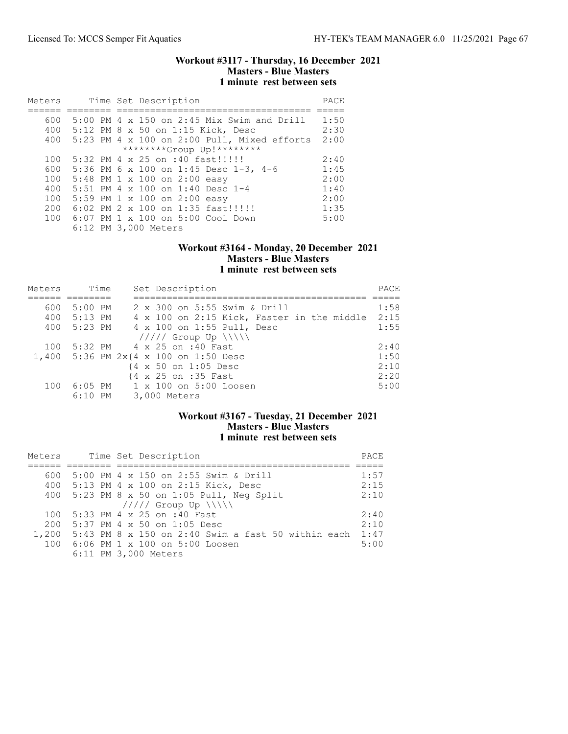### Workout #3117 - Thursday, 16 December 2021
### Masters - Blue Masters
### 1 minute rest between sets

| Meters | Time | Set Description | PACE |
|---|---|---|---|
| 600 | 5:00 PM | 4 x 150 on 2:45 Mix Swim and Drill | 1:50 |
| 400 | 5:12 PM | 8 x 50 on 1:15 Kick, Desc | 2:30 |
| 400 | 5:23 PM | 4 x 100 on 2:00 Pull, Mixed efforts | 2:00 |
| | | ********Group Up!******** | |
| 100 | 5:32 PM | 4 x 25 on :40 fast!!!!! | 2:40 |
| 600 | 5:36 PM | 6 x 100 on 1:45 Desc 1-3, 4-6 | 1:45 |
| 100 | 5:48 PM | 1 x 100 on 2:00 easy | 2:00 |
| 400 | 5:51 PM | 4 x 100 on 1:40 Desc 1-4 | 1:40 |
| 100 | 5:59 PM | 1 x 100 on 2:00 easy | 2:00 |
| 200 | 6:02 PM | 2 x 100 on 1:35 fast!!!!! | 1:35 |
| 100 | 6:07 PM | 1 x 100 on 5:00 Cool Down | 5:00 |
| | 6:12 PM | 3,000 Meters | |

### Workout #3164 - Monday, 20 December 2021
### Masters - Blue Masters
### 1 minute rest between sets

| Meters | Time | Set Description | PACE |
|---|---|---|---|
| 600 | 5:00 PM | 2 x 300 on 5:55 Swim & Drill | 1:58 |
| 400 | 5:13 PM | 4 x 100 on 2:15 Kick, Faster in the middle | 2:15 |
| 400 | 5:23 PM | 4 x 100 on 1:55 Pull, Desc | 1:55 |
| | | ///// Group Up \\\\\ | |
| 100 | 5:32 PM | 4 x 25 on :40 Fast | 2:40 |
| 1,400 | 5:36 PM | 2x{4 x 100 on 1:50 Desc | 1:50 |
| | | {4 x 50 on 1:05 Desc | 2:10 |
| | | {4 x 25 on :35 Fast | 2:20 |
| 100 | 6:05 PM | 1 x 100 on 5:00 Loosen | 5:00 |
| | 6:10 PM | 3,000 Meters | |

### Workout #3167 - Tuesday, 21 December 2021
### Masters - Blue Masters
### 1 minute rest between sets

| Meters | Time | Set Description | PACE |
|---|---|---|---|
| 600 | 5:00 PM | 4 x 150 on 2:55 Swim & Drill | 1:57 |
| 400 | 5:13 PM | 4 x 100 on 2:15 Kick, Desc | 2:15 |
| 400 | 5:23 PM | 8 x 50 on 1:05 Pull, Neg Split | 2:10 |
| | | ///// Group Up \\\\\ | |
| 100 | 5:33 PM | 4 x 25 on :40 Fast | 2:40 |
| 200 | 5:37 PM | 4 x 50 on 1:05 Desc | 2:10 |
| 1,200 | 5:43 PM | 8 x 150 on 2:40 Swim a fast 50 within each | 1:47 |
| 100 | 6:06 PM | 1 x 100 on 5:00 Loosen | 5:00 |
| | 6:11 PM | 3,000 Meters | |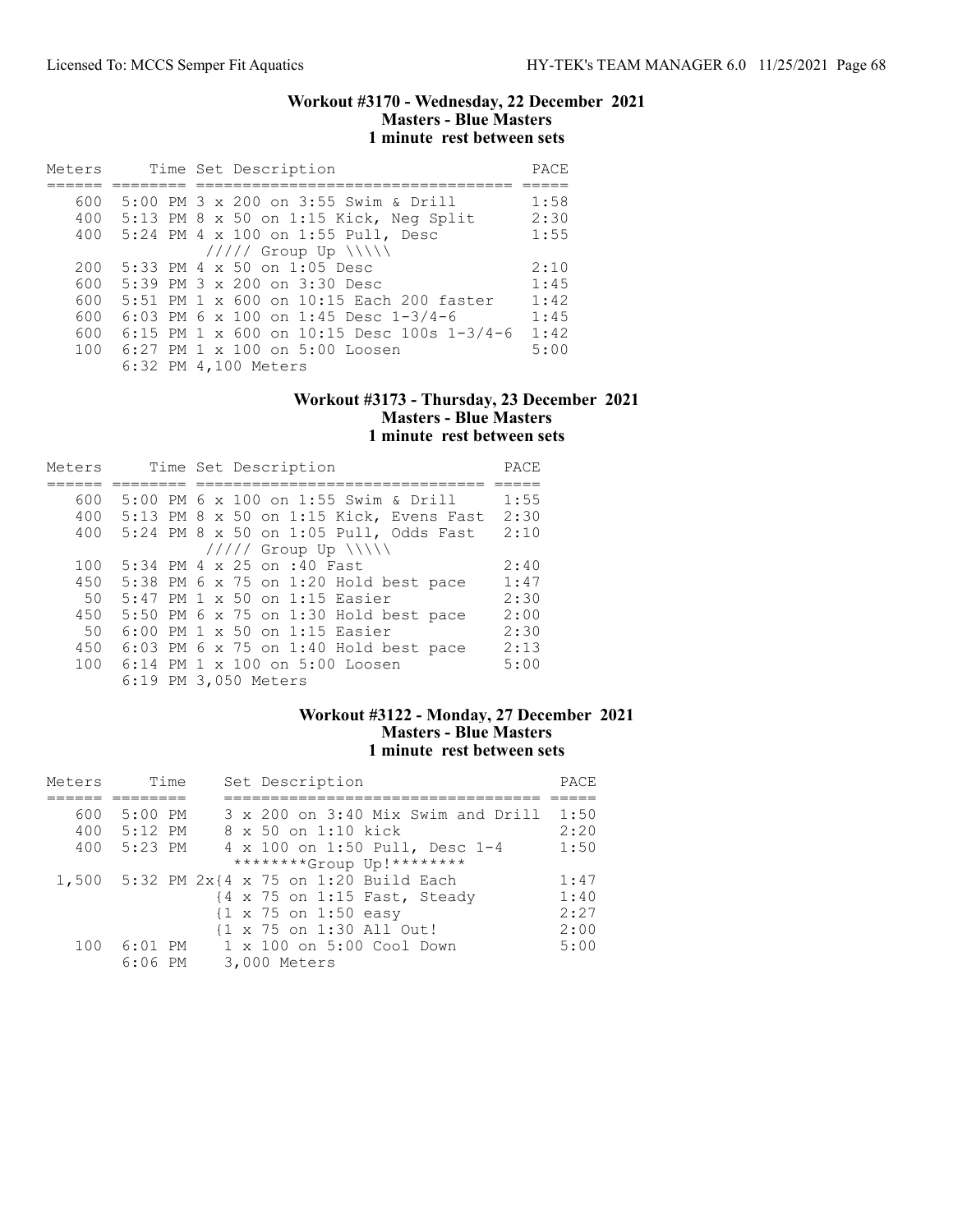### Workout #3170 - Wednesday, 22 December 2021
### Masters - Blue Masters
### 1 minute rest between sets

| Meters | Time | Set Description | PACE |
|---|---|---|---|
| 600 | 5:00 PM | 3 x 200 on 3:55 Swim & Drill | 1:58 |
| 400 | 5:13 PM | 8 x 50 on 1:15 Kick, Neg Split | 2:30 |
| 400 | 5:24 PM | 4 x 100 on 1:55 Pull, Desc | 1:55 |
| | | ///// Group Up \\\\\ | |
| 200 | 5:33 PM | 4 x 50 on 1:05 Desc | 2:10 |
| 600 | 5:39 PM | 3 x 200 on 3:30 Desc | 1:45 |
| 600 | 5:51 PM | 1 x 600 on 10:15 Each 200 faster | 1:42 |
| 600 | 6:03 PM | 6 x 100 on 1:45 Desc 1-3/4-6 | 1:45 |
| 600 | 6:15 PM | 1 x 600 on 10:15 Desc 100s 1-3/4-6 | 1:42 |
| 100 | 6:27 PM | 1 x 100 on 5:00 Loosen | 5:00 |
| | 6:32 PM | 4,100 Meters | |

### Workout #3173 - Thursday, 23 December 2021
### Masters - Blue Masters
### 1 minute rest between sets

| Meters | Time | Set Description | PACE |
|---|---|---|---|
| 600 | 5:00 PM | 6 x 100 on 1:55 Swim & Drill | 1:55 |
| 400 | 5:13 PM | 8 x 50 on 1:15 Kick, Evens Fast | 2:30 |
| 400 | 5:24 PM | 8 x 50 on 1:05 Pull, Odds Fast | 2:10 |
| | | ///// Group Up \\\\\ | |
| 100 | 5:34 PM | 4 x 25 on :40 Fast | 2:40 |
| 450 | 5:38 PM | 6 x 75 on 1:20 Hold best pace | 1:47 |
| 50 | 5:47 PM | 1 x 50 on 1:15 Easier | 2:30 |
| 450 | 5:50 PM | 6 x 75 on 1:30 Hold best pace | 2:00 |
| 50 | 6:00 PM | 1 x 50 on 1:15 Easier | 2:30 |
| 450 | 6:03 PM | 6 x 75 on 1:40 Hold best pace | 2:13 |
| 100 | 6:14 PM | 1 x 100 on 5:00 Loosen | 5:00 |
| | 6:19 PM | 3,050 Meters | |

### Workout #3122 - Monday, 27 December 2021
### Masters - Blue Masters
### 1 minute rest between sets

| Meters | Time | Set Description | PACE |
|---|---|---|---|
| 600 | 5:00 PM | 3 x 200 on 3:40 Mix Swim and Drill | 1:50 |
| 400 | 5:12 PM | 8 x 50 on 1:10 kick | 2:20 |
| 400 | 5:23 PM | 4 x 100 on 1:50 Pull, Desc 1-4 | 1:50 |
| | | ********Group Up!******** | |
| 1,500 | 5:32 PM | 2x{4 x 75 on 1:20 Build Each | 1:47 |
| | | {4 x 75 on 1:15 Fast, Steady | 1:40 |
| | | {1 x 75 on 1:50 easy | 2:27 |
| | | {1 x 75 on 1:30 All Out! | 2:00 |
| 100 | 6:01 PM | 1 x 100 on 5:00 Cool Down | 5:00 |
| | 6:06 PM | 3,000 Meters | |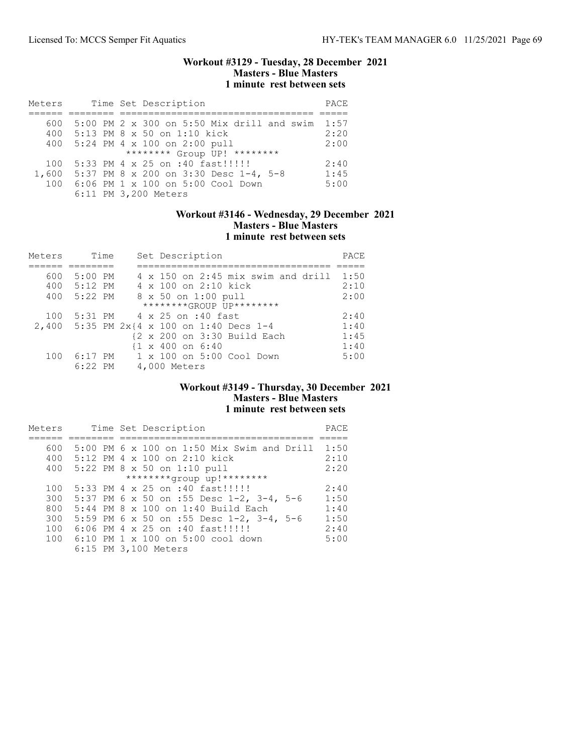### Workout #3129 - Tuesday, 28 December 2021
**Masters - Blue Masters**
**1 minute rest between sets**

| Meters | Time | Set Description | PACE |
|---|---|---|---|
| 600 | 5:00 PM | 2 x 300 on 5:50 Mix drill and swim | 1:57 |
| 400 | 5:13 PM | 8 x 50 on 1:10 kick | 2:20 |
| 400 | 5:24 PM | 4 x 100 on 2:00 pull | 2:00 |
| | | ******** Group UP! ******** | |
| 100 | 5:33 PM | 4 x 25 on :40 fast!!!!! | 2:40 |
| 1,600 | 5:37 PM | 8 x 200 on 3:30 Desc 1-4, 5-8 | 1:45 |
| 100 | 6:06 PM | 1 x 100 on 5:00 Cool Down | 5:00 |
| | 6:11 PM | 3,200 Meters | |

### Workout #3146 - Wednesday, 29 December 2021
**Masters - Blue Masters**
**1 minute rest between sets**

| Meters | Time | Set Description | PACE |
|---|---|---|---|
| 600 | 5:00 PM | 4 x 150 on 2:45 mix swim and drill | 1:50 |
| 400 | 5:12 PM | 4 x 100 on 2:10 kick | 2:10 |
| 400 | 5:22 PM | 8 x 50 on 1:00 pull | 2:00 |
| | | ********GROUP UP******** | |
| 100 | 5:31 PM | 4 x 25 on :40 fast | 2:40 |
| 2,400 | 5:35 PM | 2x{4 x 100 on 1:40 Decs 1-4 | 1:40 |
| | | {2 x 200 on 3:30 Build Each | 1:45 |
| | | {1 x 400 on 6:40 | 1:40 |
| 100 | 6:17 PM | 1 x 100 on 5:00 Cool Down | 5:00 |
| | 6:22 PM | 4,000 Meters | |

### Workout #3149 - Thursday, 30 December 2021
**Masters - Blue Masters**
**1 minute rest between sets**

| Meters | Time | Set Description | PACE |
|---|---|---|---|
| 600 | 5:00 PM | 6 x 100 on 1:50 Mix Swim and Drill | 1:50 |
| 400 | 5:12 PM | 4 x 100 on 2:10 kick | 2:10 |
| 400 | 5:22 PM | 8 x 50 on 1:10 pull | 2:20 |
| | | ********group up!******** | |
| 100 | 5:33 PM | 4 x 25 on :40 fast!!!!! | 2:40 |
| 300 | 5:37 PM | 6 x 50 on :55 Desc 1-2, 3-4, 5-6 | 1:50 |
| 800 | 5:44 PM | 8 x 100 on 1:40 Build Each | 1:40 |
| 300 | 5:59 PM | 6 x 50 on :55 Desc 1-2, 3-4, 5-6 | 1:50 |
| 100 | 6:06 PM | 4 x 25 on :40 fast!!!!! | 2:40 |
| 100 | 6:10 PM | 1 x 100 on 5:00 cool down | 5:00 |
| | 6:15 PM | 3,100 Meters | |